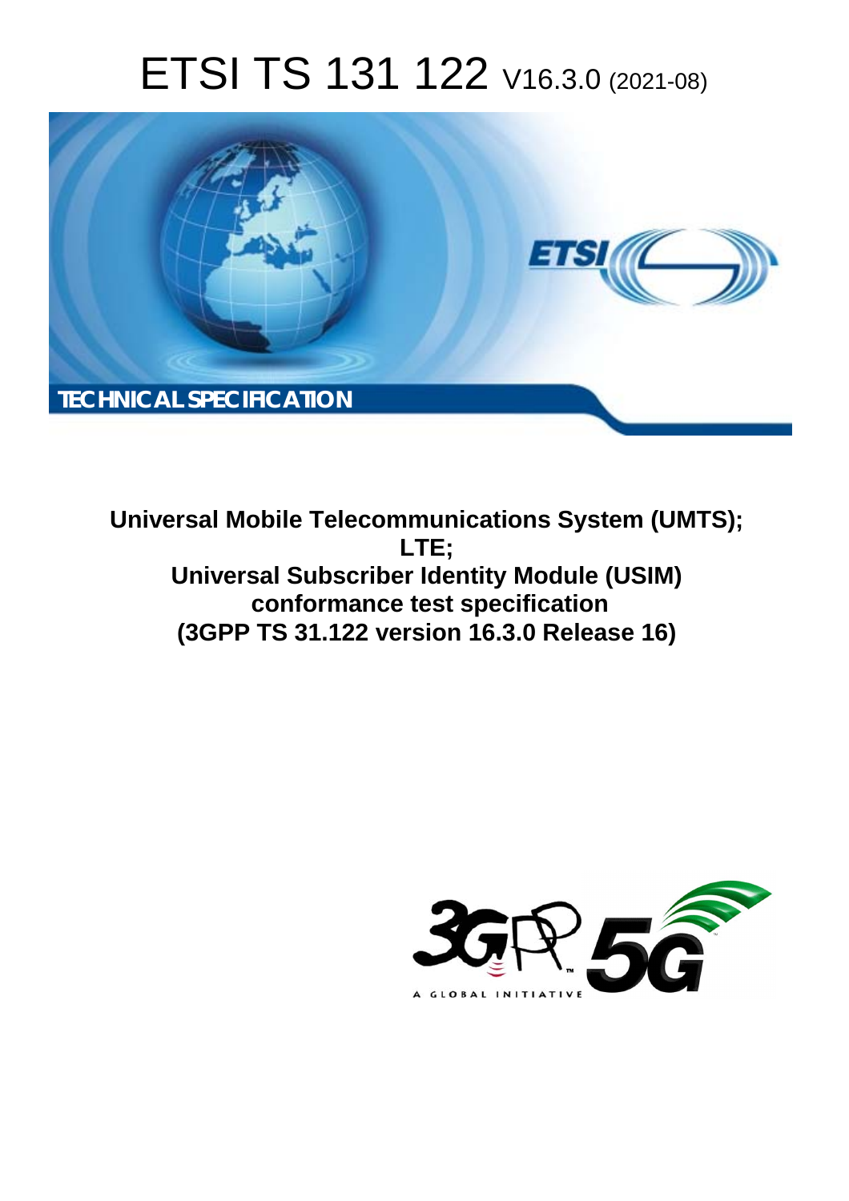# ETSI TS 131 122 V16.3.0 (2021-08)

TECHNICAL SPECIFICATION

**Universal Mobile Telecommunications System (UMTS); LTE; Universal Subscriber Identity Module (USIM) conformance test specification (3GPP TS 31.122 version 16.3.0 Release 16)**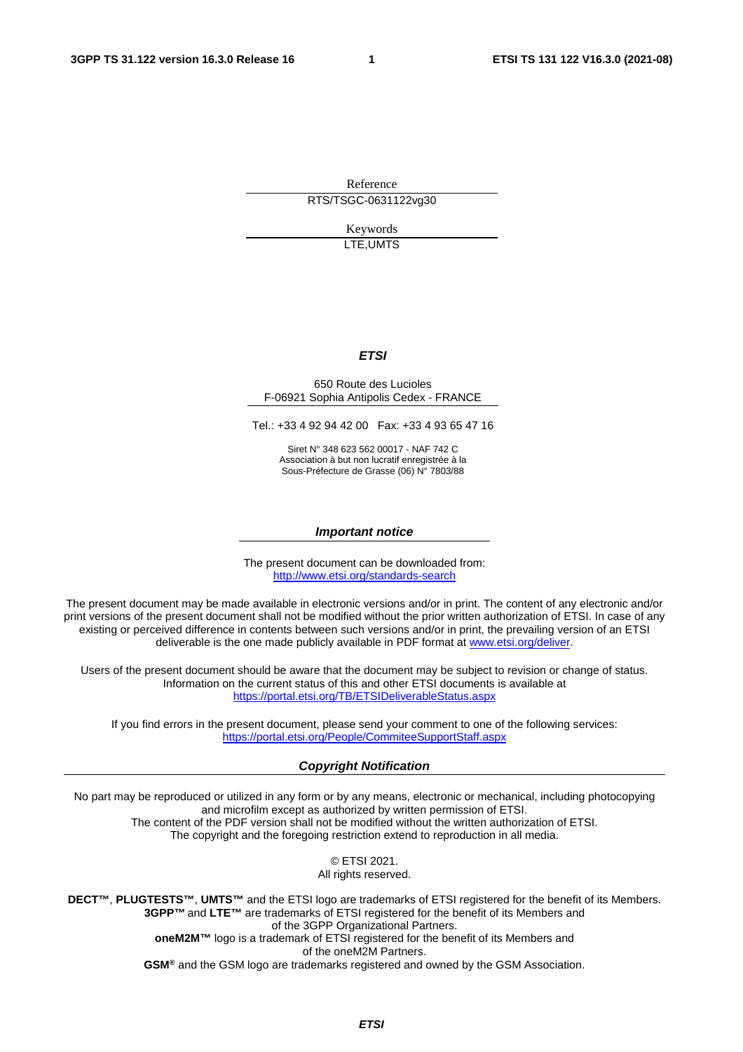Reference

RTS/TSGC-0631122vg30

Keywords

LTE,UMTS

***ETSI***

650 Route des Lucioles
F-06921 Sophia Antipolis Cedex - FRANCE

Tel.: +33 4 92 94 42 00 Fax: +33 4 93 65 47 16

Siret N° 348 623 562 00017 - NAF 742 C
Association à but non lucratif enregistrée à la
Sous-Préfecture de Grasse (06) N° 7803/88

***Important notice***

The present document can be downloaded from:
http://www.etsi.org/standards-search

The present document may be made available in electronic versions and/or in print. The content of any electronic and/or print versions of the present document shall not be modified without the prior written authorization of ETSI. In case of any existing or perceived difference in contents between such versions and/or in print, the prevailing version of an ETSI deliverable is the one made publicly available in PDF format at www.etsi.org/deliver.

Users of the present document should be aware that the document may be subject to revision or change of status. Information on the current status of this and other ETSI documents is available at https://portal.etsi.org/TB/ETSIDeliverableStatus.aspx

If you find errors in the present document, please send your comment to one of the following services:
https://portal.etsi.org/People/CommiteeSupportStaff.aspx

***Copyright Notification***

No part may be reproduced or utilized in any form or by any means, electronic or mechanical, including photocopying and microfilm except as authorized by written permission of ETSI.
The content of the PDF version shall not be modified without the written authorization of ETSI.
The copyright and the foregoing restriction extend to reproduction in all media.

© ETSI 2021.
All rights reserved.

**DECT™**, **PLUGTESTS™**, **UMTS™** and the ETSI logo are trademarks of ETSI registered for the benefit of its Members.
**3GPP™** and **LTE™** are trademarks of ETSI registered for the benefit of its Members and of the 3GPP Organizational Partners.
**oneM2M™** logo is a trademark of ETSI registered for the benefit of its Members and of the oneM2M Partners.
**GSM®** and the GSM logo are trademarks registered and owned by the GSM Association.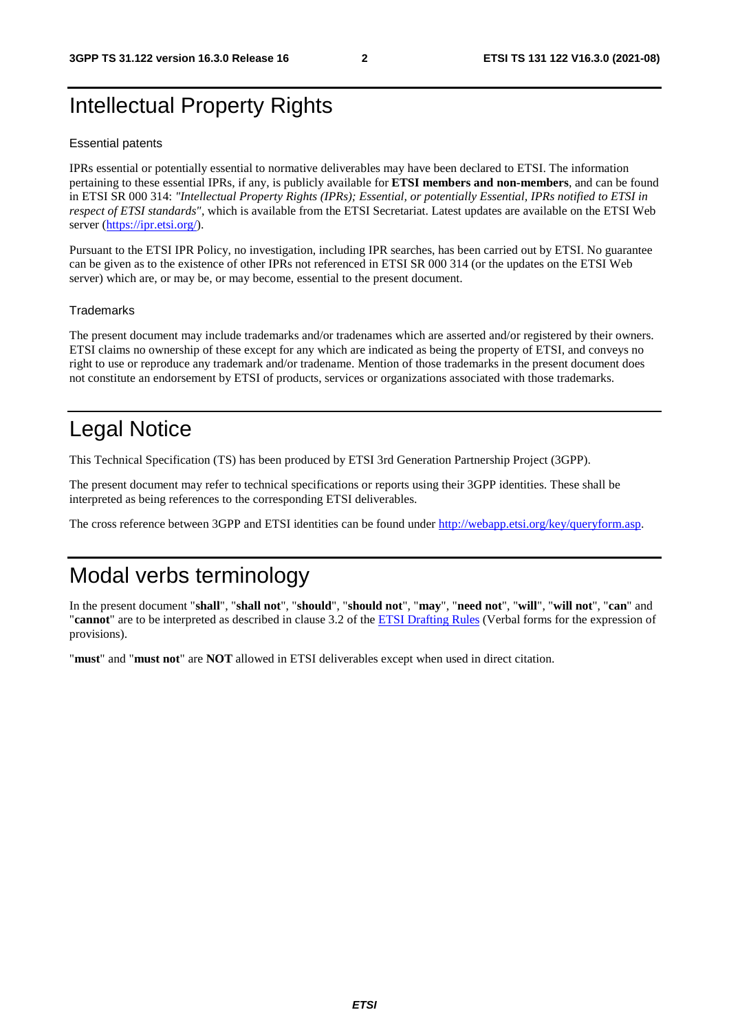# Intellectual Property Rights

## Essential patents

IPRs essential or potentially essential to normative deliverables may have been declared to ETSI. The information pertaining to these essential IPRs, if any, is publicly available for **ETSI members and non-members**, and can be found in ETSI SR 000 314: *"Intellectual Property Rights (IPRs); Essential, or potentially Essential, IPRs notified to ETSI in respect of ETSI standards"*, which is available from the ETSI Secretariat. Latest updates are available on the ETSI Web server (https://ipr.etsi.org/).

Pursuant to the ETSI IPR Policy, no investigation, including IPR searches, has been carried out by ETSI. No guarantee can be given as to the existence of other IPRs not referenced in ETSI SR 000 314 (or the updates on the ETSI Web server) which are, or may be, or may become, essential to the present document.

## Trademarks

The present document may include trademarks and/or tradenames which are asserted and/or registered by their owners. ETSI claims no ownership of these except for any which are indicated as being the property of ETSI, and conveys no right to use or reproduce any trademark and/or tradename. Mention of those trademarks in the present document does not constitute an endorsement by ETSI of products, services or organizations associated with those trademarks.

# Legal Notice

This Technical Specification (TS) has been produced by ETSI 3rd Generation Partnership Project (3GPP).

The present document may refer to technical specifications or reports using their 3GPP identities. These shall be interpreted as being references to the corresponding ETSI deliverables.

The cross reference between 3GPP and ETSI identities can be found under http://webapp.etsi.org/key/queryform.asp.

# Modal verbs terminology

In the present document "**shall**", "**shall not**", "**should**", "**should not**", "**may**", "**need not**", "**will**", "**will not**", "**can**" and "**cannot**" are to be interpreted as described in clause 3.2 of the ETSI Drafting Rules (Verbal forms for the expression of provisions).

"**must**" and "**must not**" are **NOT** allowed in ETSI deliverables except when used in direct citation.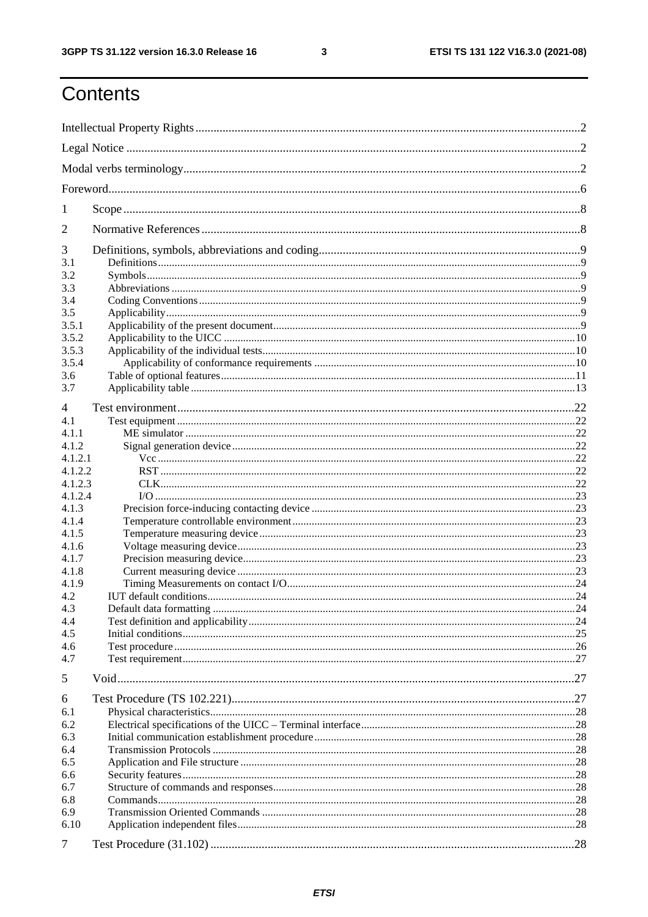# Contents

Intellectual Property Rights ..... 2
Legal Notice ..... 2
Modal verbs terminology ..... 2
Foreword ..... 6
1 Scope ..... 8
2 Normative References ..... 8
3 Definitions, symbols, abbreviations and coding ..... 9
3.1 Definitions ..... 9
3.2 Symbols ..... 9
3.3 Abbreviations ..... 9
3.4 Coding Conventions ..... 9
3.5 Applicability ..... 9
3.5.1 Applicability of the present document ..... 9
3.5.2 Applicability to the UICC ..... 10
3.5.3 Applicability of the individual tests ..... 10
3.5.4 Applicability of conformance requirements ..... 10
3.6 Table of optional features ..... 11
3.7 Applicability table ..... 13
4 Test environment ..... 22
4.1 Test equipment ..... 22
4.1.1 ME simulator ..... 22
4.1.2 Signal generation device ..... 22
4.1.2.1 Vcc ..... 22
4.1.2.2 RST ..... 22
4.1.2.3 CLK ..... 22
4.1.2.4 I/O ..... 23
4.1.3 Precision force-inducing contacting device ..... 23
4.1.4 Temperature controllable environment ..... 23
4.1.5 Temperature measuring device ..... 23
4.1.6 Voltage measuring device ..... 23
4.1.7 Precision measuring device ..... 23
4.1.8 Current measuring device ..... 23
4.1.9 Timing Measurements on contact I/O ..... 24
4.2 IUT default conditions ..... 24
4.3 Default data formatting ..... 24
4.4 Test definition and applicability ..... 24
4.5 Initial conditions ..... 25
4.6 Test procedure ..... 26
4.7 Test requirement ..... 27
5 Void ..... 27
6 Test Procedure (TS 102.221) ..... 27
6.1 Physical characteristics ..... 28
6.2 Electrical specifications of the UICC – Terminal interface ..... 28
6.3 Initial communication establishment procedure ..... 28
6.4 Transmission Protocols ..... 28
6.5 Application and File structure ..... 28
6.6 Security features ..... 28
6.7 Structure of commands and responses ..... 28
6.8 Commands ..... 28
6.9 Transmission Oriented Commands ..... 28
6.10 Application independent files ..... 28
7 Test Procedure (31.102) ..... 28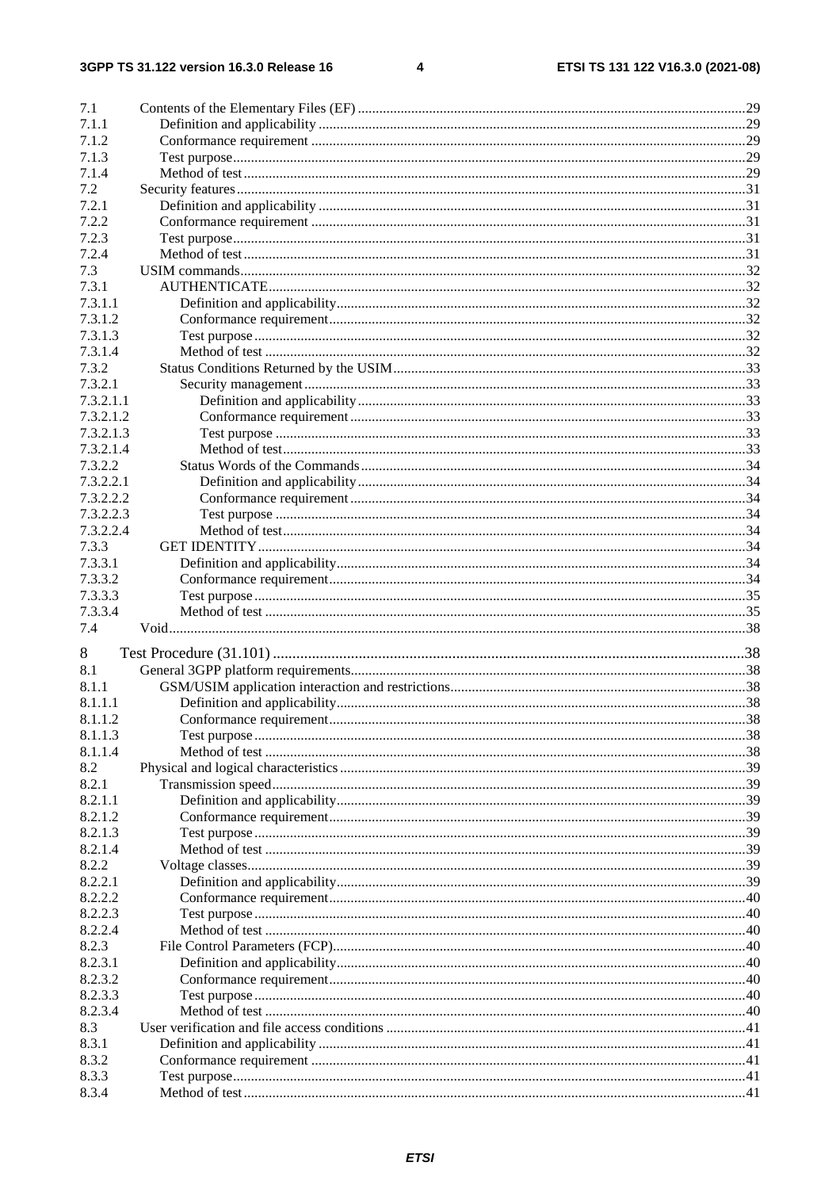| | | |
|---|---|---|
| 7.1 | Contents of the Elementary Files (EF) | 29 |
| 7.1.1 | Definition and applicability | 29 |
| 7.1.2 | Conformance requirement | 29 |
| 7.1.3 | Test purpose | 29 |
| 7.1.4 | Method of test | 29 |
| 7.2 | Security features | 31 |
| 7.2.1 | Definition and applicability | 31 |
| 7.2.2 | Conformance requirement | 31 |
| 7.2.3 | Test purpose | 31 |
| 7.2.4 | Method of test | 31 |
| 7.3 | USIM commands | 32 |
| 7.3.1 | AUTHENTICATE | 32 |
| 7.3.1.1 | Definition and applicability | 32 |
| 7.3.1.2 | Conformance requirement | 32 |
| 7.3.1.3 | Test purpose | 32 |
| 7.3.1.4 | Method of test | 32 |
| 7.3.2 | Status Conditions Returned by the USIM | 33 |
| 7.3.2.1 | Security management | 33 |
| 7.3.2.1.1 | Definition and applicability | 33 |
| 7.3.2.1.2 | Conformance requirement | 33 |
| 7.3.2.1.3 | Test purpose | 33 |
| 7.3.2.1.4 | Method of test | 33 |
| 7.3.2.2 | Status Words of the Commands | 34 |
| 7.3.2.2.1 | Definition and applicability | 34 |
| 7.3.2.2.2 | Conformance requirement | 34 |
| 7.3.2.2.3 | Test purpose | 34 |
| 7.3.2.2.4 | Method of test | 34 |
| 7.3.3 | GET IDENTITY | 34 |
| 7.3.3.1 | Definition and applicability | 34 |
| 7.3.3.2 | Conformance requirement | 34 |
| 7.3.3.3 | Test purpose | 35 |
| 7.3.3.4 | Method of test | 35 |
| 7.4 | Void | 38 |
| 8 | Test Procedure (31.101) | 38 |
| 8.1 | General 3GPP platform requirements | 38 |
| 8.1.1 | GSM/USIM application interaction and restrictions | 38 |
| 8.1.1.1 | Definition and applicability | 38 |
| 8.1.1.2 | Conformance requirement | 38 |
| 8.1.1.3 | Test purpose | 38 |
| 8.1.1.4 | Method of test | 38 |
| 8.2 | Physical and logical characteristics | 39 |
| 8.2.1 | Transmission speed | 39 |
| 8.2.1.1 | Definition and applicability | 39 |
| 8.2.1.2 | Conformance requirement | 39 |
| 8.2.1.3 | Test purpose | 39 |
| 8.2.1.4 | Method of test | 39 |
| 8.2.2 | Voltage classes | 39 |
| 8.2.2.1 | Definition and applicability | 39 |
| 8.2.2.2 | Conformance requirement | 40 |
| 8.2.2.3 | Test purpose | 40 |
| 8.2.2.4 | Method of test | 40 |
| 8.2.3 | File Control Parameters (FCP) | 40 |
| 8.2.3.1 | Definition and applicability | 40 |
| 8.2.3.2 | Conformance requirement | 40 |
| 8.2.3.3 | Test purpose | 40 |
| 8.2.3.4 | Method of test | 40 |
| 8.3 | User verification and file access conditions | 41 |
| 8.3.1 | Definition and applicability | 41 |
| 8.3.2 | Conformance requirement | 41 |
| 8.3.3 | Test purpose | 41 |
| 8.3.4 | Method of test | 41 |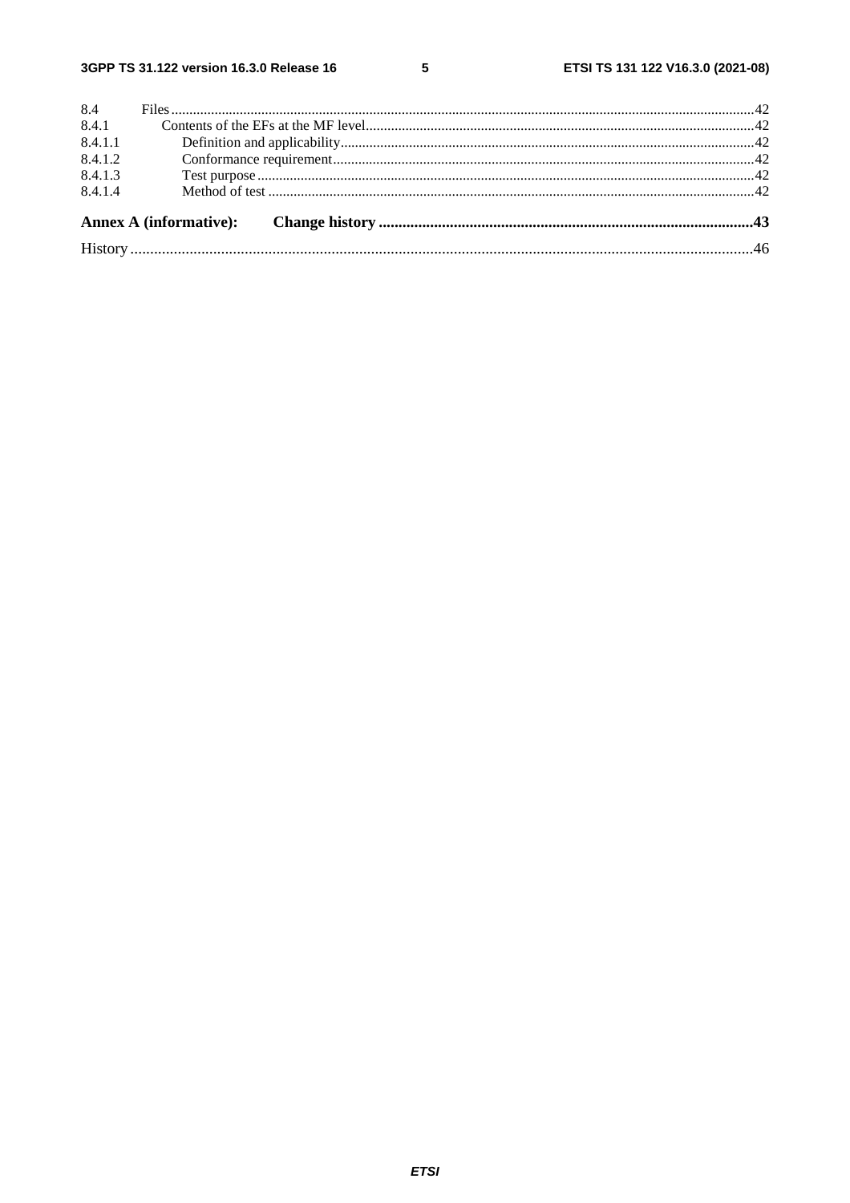8.4 Files.....42
8.4.1 Contents of the EFs at the MF level.....42
8.4.1.1 Definition and applicability.....42
8.4.1.2 Conformance requirement.....42
8.4.1.3 Test purpose.....42
8.4.1.4 Method of test.....42

**Annex A (informative): Change history.....43**

History.....46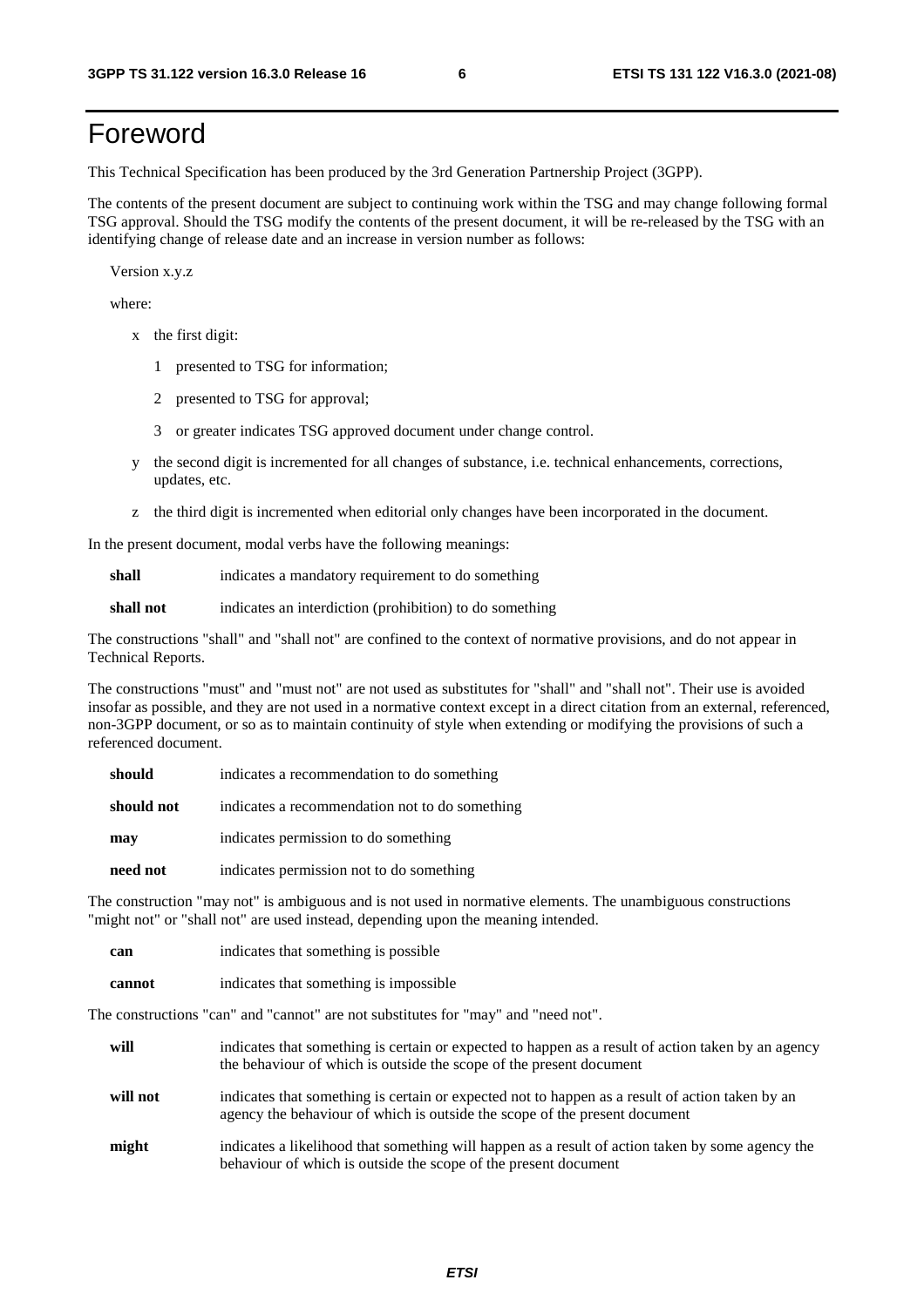# Foreword

This Technical Specification has been produced by the 3rd Generation Partnership Project (3GPP).

The contents of the present document are subject to continuing work within the TSG and may change following formal TSG approval. Should the TSG modify the contents of the present document, it will be re-released by the TSG with an identifying change of release date and an increase in version number as follows:

Version x.y.z

where:

- x the first digit:
  - 1 presented to TSG for information;
  - 2 presented to TSG for approval;
  - 3 or greater indicates TSG approved document under change control.
- y the second digit is incremented for all changes of substance, i.e. technical enhancements, corrections, updates, etc.
- z the third digit is incremented when editorial only changes have been incorporated in the document.

In the present document, modal verbs have the following meanings:

**shall** indicates a mandatory requirement to do something

**shall not** indicates an interdiction (prohibition) to do something

The constructions "shall" and "shall not" are confined to the context of normative provisions, and do not appear in Technical Reports.

The constructions "must" and "must not" are not used as substitutes for "shall" and "shall not". Their use is avoided insofar as possible, and they are not used in a normative context except in a direct citation from an external, referenced, non-3GPP document, or so as to maintain continuity of style when extending or modifying the provisions of such a referenced document.

**should** indicates a recommendation to do something

**should not** indicates a recommendation not to do something

**may** indicates permission to do something

**need not** indicates permission not to do something

The construction "may not" is ambiguous and is not used in normative elements. The unambiguous constructions "might not" or "shall not" are used instead, depending upon the meaning intended.

**can** indicates that something is possible

**cannot** indicates that something is impossible

The constructions "can" and "cannot" are not substitutes for "may" and "need not".

**will** indicates that something is certain or expected to happen as a result of action taken by an agency the behaviour of which is outside the scope of the present document

**will not** indicates that something is certain or expected not to happen as a result of action taken by an agency the behaviour of which is outside the scope of the present document

**might** indicates a likelihood that something will happen as a result of action taken by some agency the behaviour of which is outside the scope of the present document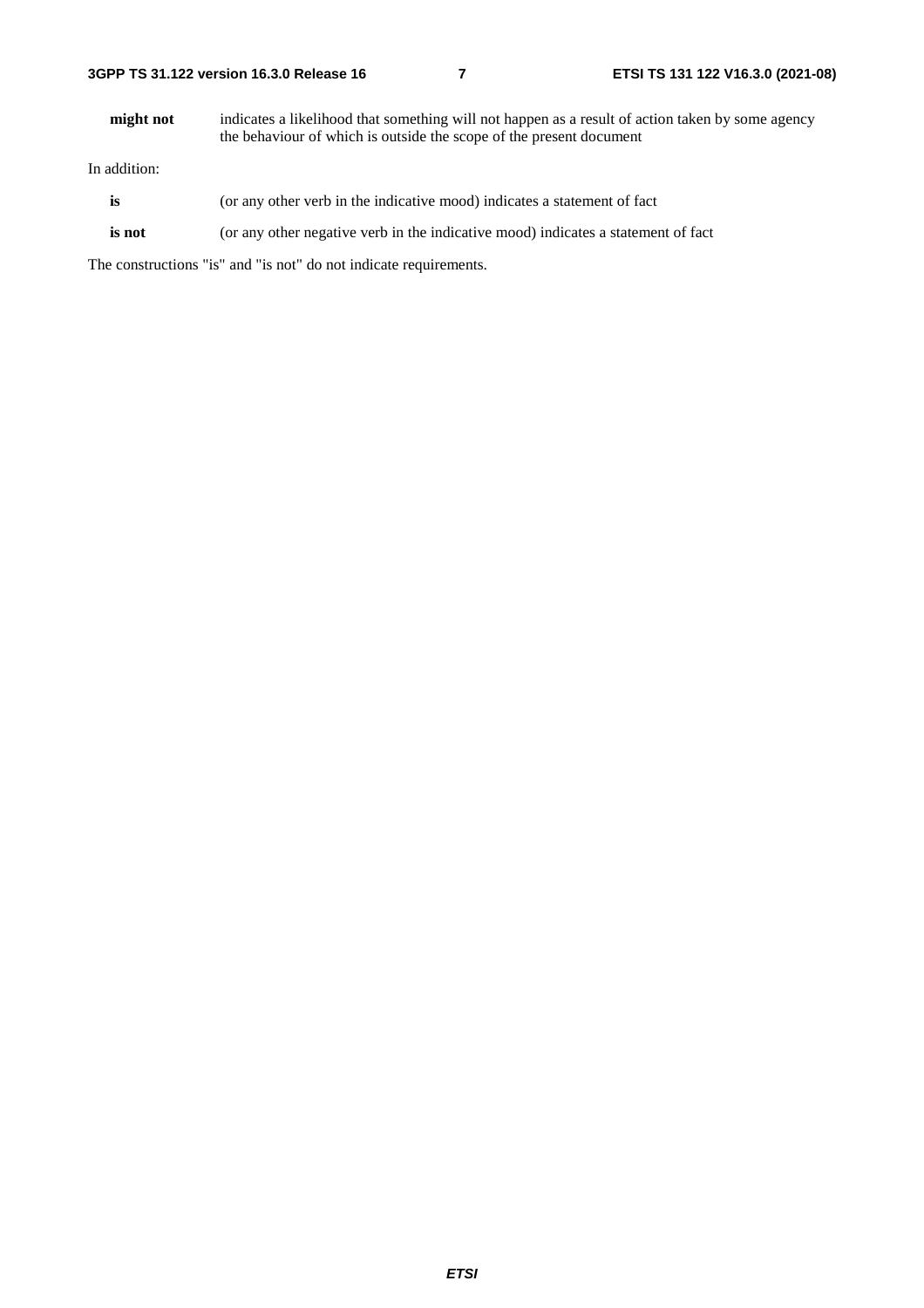**might not** indicates a likelihood that something will not happen as a result of action taken by some agency the behaviour of which is outside the scope of the present document

In addition:

**is** (or any other verb in the indicative mood) indicates a statement of fact

**is not** (or any other negative verb in the indicative mood) indicates a statement of fact

The constructions "is" and "is not" do not indicate requirements.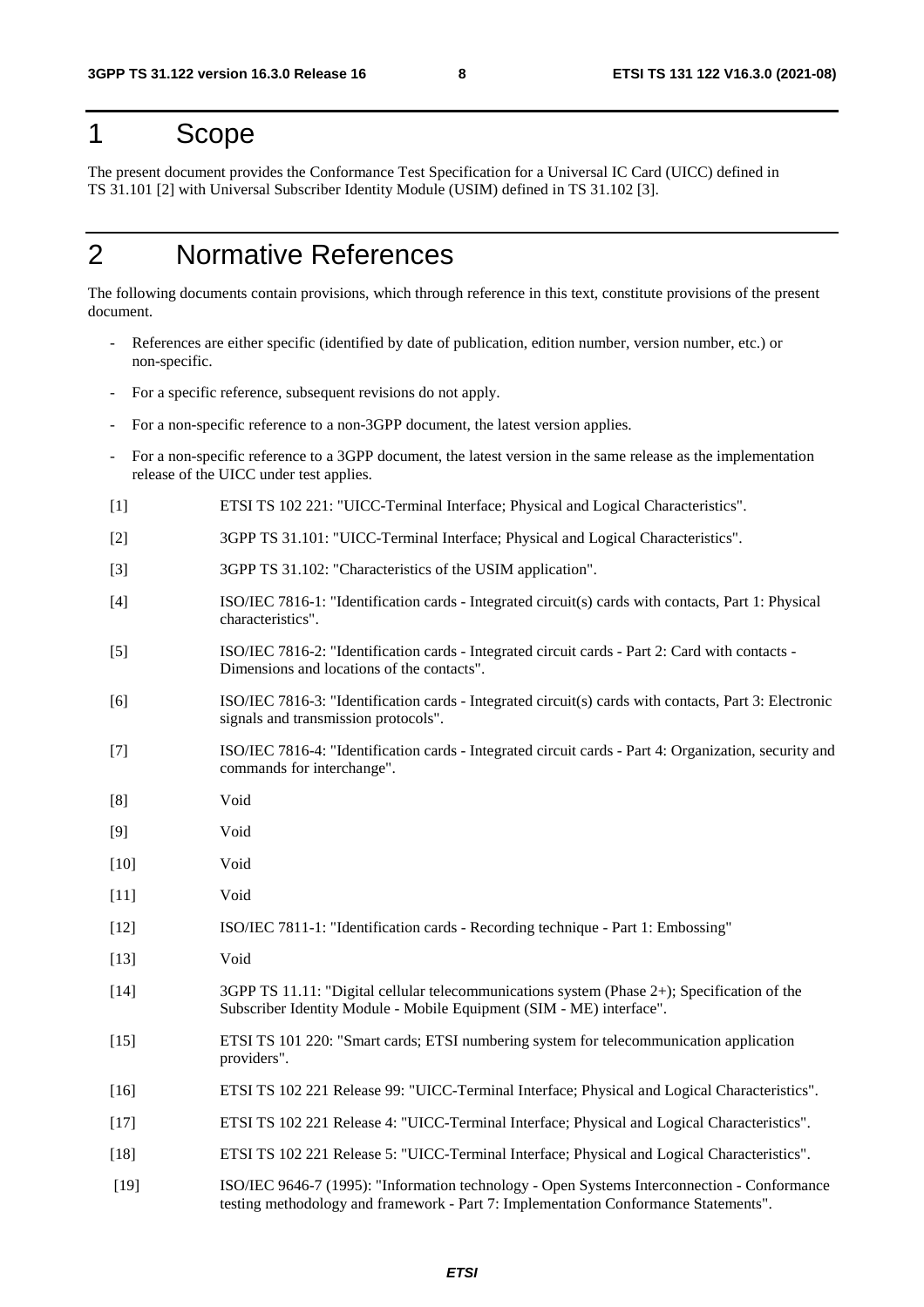# 1 Scope

The present document provides the Conformance Test Specification for a Universal IC Card (UICC) defined in TS 31.101 [2] with Universal Subscriber Identity Module (USIM) defined in TS 31.102 [3].

# 2 Normative References

The following documents contain provisions, which through reference in this text, constitute provisions of the present document.

- References are either specific (identified by date of publication, edition number, version number, etc.) or non-specific.
- For a specific reference, subsequent revisions do not apply.
- For a non-specific reference to a non-3GPP document, the latest version applies.
- For a non-specific reference to a 3GPP document, the latest version in the same release as the implementation release of the UICC under test applies.

[1] ETSI TS 102 221: "UICC-Terminal Interface; Physical and Logical Characteristics".

[2] 3GPP TS 31.101: "UICC-Terminal Interface; Physical and Logical Characteristics".

[3] 3GPP TS 31.102: "Characteristics of the USIM application".

[4] ISO/IEC 7816-1: "Identification cards - Integrated circuit(s) cards with contacts, Part 1: Physical characteristics".

[5] ISO/IEC 7816-2: "Identification cards - Integrated circuit cards - Part 2: Card with contacts - Dimensions and locations of the contacts".

[6] ISO/IEC 7816-3: "Identification cards - Integrated circuit(s) cards with contacts, Part 3: Electronic signals and transmission protocols".

[7] ISO/IEC 7816-4: "Identification cards - Integrated circuit cards - Part 4: Organization, security and commands for interchange".

[8] Void

[9] Void

[10] Void

[11] Void

[12] ISO/IEC 7811-1: "Identification cards - Recording technique - Part 1: Embossing"

[13] Void

[14] 3GPP TS 11.11: "Digital cellular telecommunications system (Phase 2+); Specification of the Subscriber Identity Module - Mobile Equipment (SIM - ME) interface".

[15] ETSI TS 101 220: "Smart cards; ETSI numbering system for telecommunication application providers".

[16] ETSI TS 102 221 Release 99: "UICC-Terminal Interface; Physical and Logical Characteristics".

[17] ETSI TS 102 221 Release 4: "UICC-Terminal Interface; Physical and Logical Characteristics".

[18] ETSI TS 102 221 Release 5: "UICC-Terminal Interface; Physical and Logical Characteristics".

[19] ISO/IEC 9646-7 (1995): "Information technology - Open Systems Interconnection - Conformance testing methodology and framework - Part 7: Implementation Conformance Statements".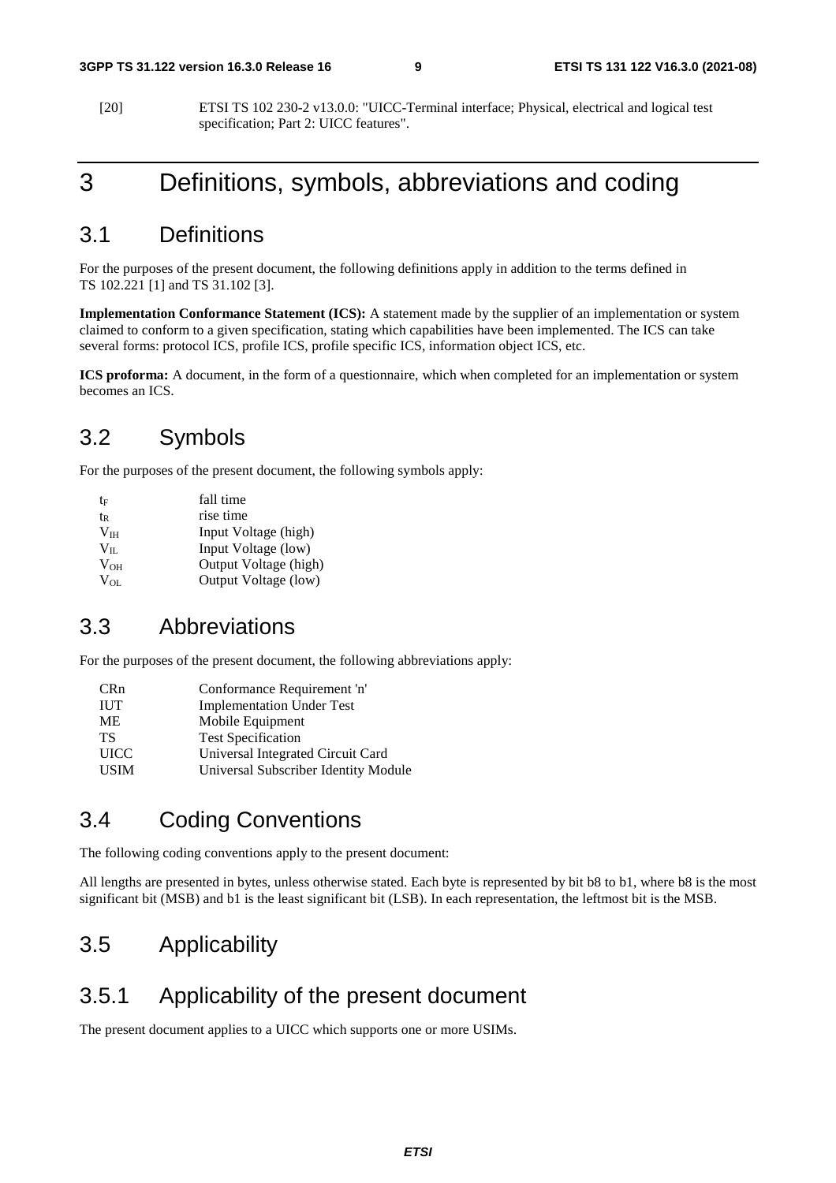[20] ETSI TS 102 230-2 v13.0.0: "UICC-Terminal interface; Physical, electrical and logical test specification; Part 2: UICC features".

# 3 Definitions, symbols, abbreviations and coding

## 3.1 Definitions

For the purposes of the present document, the following definitions apply in addition to the terms defined in TS 102.221 [1] and TS 31.102 [3].

**Implementation Conformance Statement (ICS):** A statement made by the supplier of an implementation or system claimed to conform to a given specification, stating which capabilities have been implemented. The ICS can take several forms: protocol ICS, profile ICS, profile specific ICS, information object ICS, etc.

**ICS proforma:** A document, in the form of a questionnaire, which when completed for an implementation or system becomes an ICS.

## 3.2 Symbols

For the purposes of the present document, the following symbols apply:

| | |
|---|---|
| $t_F$ | fall time |
| $t_R$ | rise time |
| $V_{IH}$ | Input Voltage (high) |
| $V_{IL}$ | Input Voltage (low) |
| $V_{OH}$ | Output Voltage (high) |
| $V_{OL}$ | Output Voltage (low) |

## 3.3 Abbreviations

For the purposes of the present document, the following abbreviations apply:

| | |
|---|---|
| CRn | Conformance Requirement 'n' |
| IUT | Implementation Under Test |
| ME | Mobile Equipment |
| TS | Test Specification |
| UICC | Universal Integrated Circuit Card |
| USIM | Universal Subscriber Identity Module |

## 3.4 Coding Conventions

The following coding conventions apply to the present document:

All lengths are presented in bytes, unless otherwise stated. Each byte is represented by bit b8 to b1, where b8 is the most significant bit (MSB) and b1 is the least significant bit (LSB). In each representation, the leftmost bit is the MSB.

## 3.5 Applicability

### 3.5.1 Applicability of the present document

The present document applies to a UICC which supports one or more USIMs.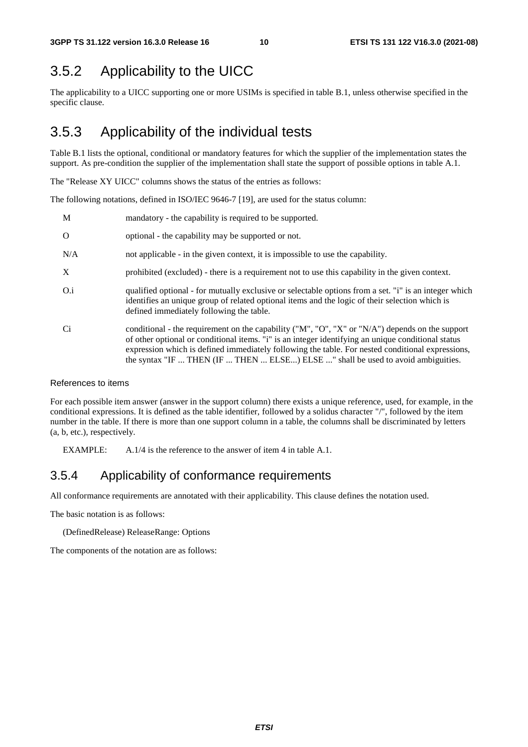## 3.5.2 Applicability to the UICC

The applicability to a UICC supporting one or more USIMs is specified in table B.1, unless otherwise specified in the specific clause.

## 3.5.3 Applicability of the individual tests

Table B.1 lists the optional, conditional or mandatory features for which the supplier of the implementation states the support. As pre-condition the supplier of the implementation shall state the support of possible options in table A.1.

The "Release XY UICC" columns shows the status of the entries as follows:

The following notations, defined in ISO/IEC 9646-7 [19], are used for the status column:

| | |
|---|---|
| M | mandatory - the capability is required to be supported. |
| O | optional - the capability may be supported or not. |
| N/A | not applicable - in the given context, it is impossible to use the capability. |
| X | prohibited (excluded) - there is a requirement not to use this capability in the given context. |
| O.i | qualified optional - for mutually exclusive or selectable options from a set. "i" is an integer which identifies an unique group of related optional items and the logic of their selection which is defined immediately following the table. |
| Ci | conditional - the requirement on the capability ("M", "O", "X" or "N/A") depends on the support of other optional or conditional items. "i" is an integer identifying an unique conditional status expression which is defined immediately following the table. For nested conditional expressions, the syntax "IF ... THEN (IF ... THEN ... ELSE...) ELSE ..." shall be used to avoid ambiguities. |

#### References to items

For each possible item answer (answer in the support column) there exists a unique reference, used, for example, in the conditional expressions. It is defined as the table identifier, followed by a solidus character "/", followed by the item number in the table. If there is more than one support column in a table, the columns shall be discriminated by letters (a, b, etc.), respectively.

EXAMPLE: A.1/4 is the reference to the answer of item 4 in table A.1.

## 3.5.4 Applicability of conformance requirements

All conformance requirements are annotated with their applicability. This clause defines the notation used.

The basic notation is as follows:

(DefinedRelease) ReleaseRange: Options

The components of the notation are as follows: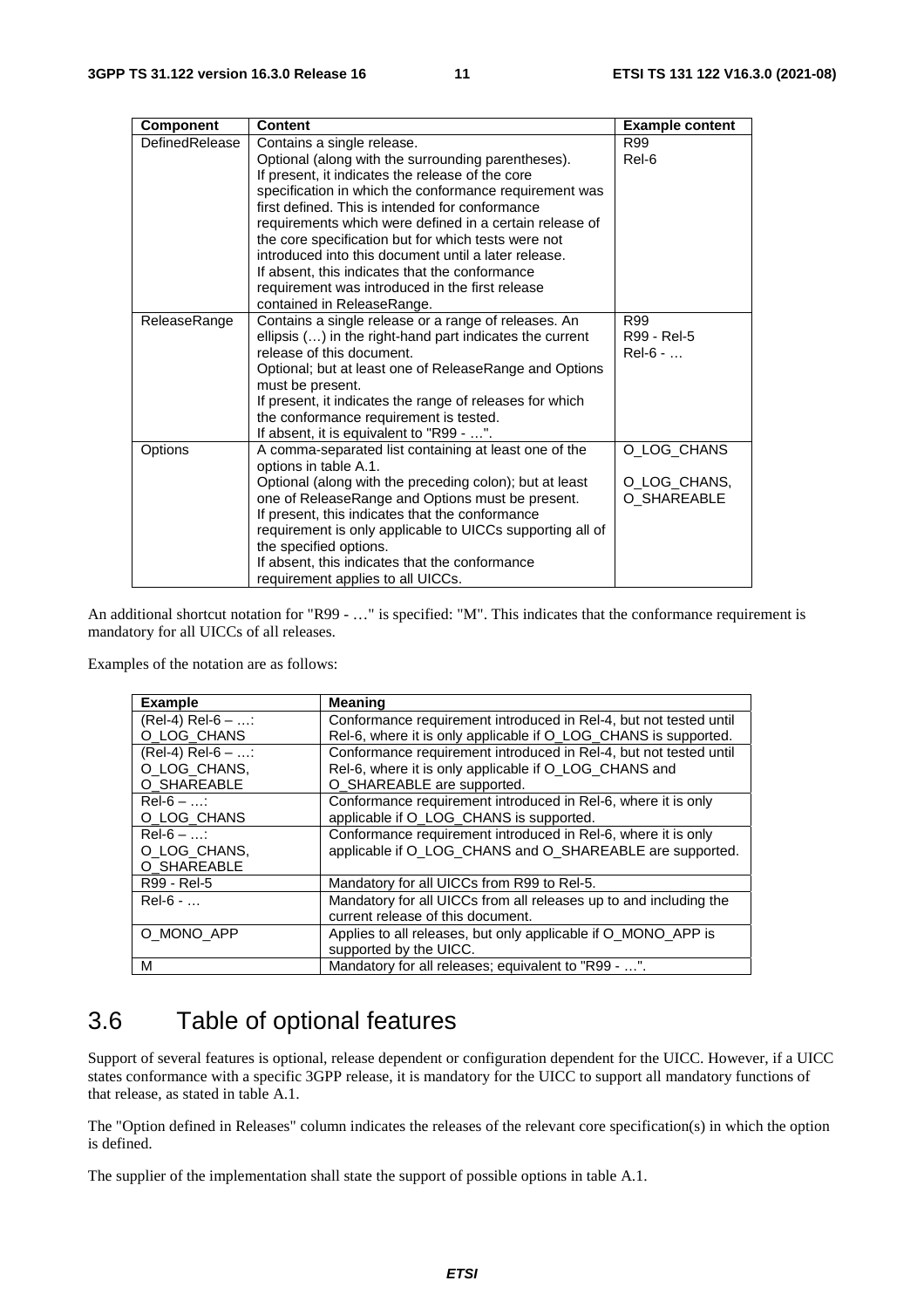| Component | Content | Example content |
|---|---|---|
| DefinedRelease | Contains a single release. Optional (along with the surrounding parentheses). If present, it indicates the release of the core specification in which the conformance requirement was first defined. This is intended for conformance requirements which were defined in a certain release of the core specification but for which tests were not introduced into this document until a later release. If absent, this indicates that the conformance requirement was introduced in the first release contained in ReleaseRange. | R99<br>Rel-6 |
| ReleaseRange | Contains a single release or a range of releases. An ellipsis (…) in the right-hand part indicates the current release of this document. Optional; but at least one of ReleaseRange and Options must be present. If present, it indicates the range of releases for which the conformance requirement is tested. If absent, it is equivalent to "R99 - …". | R99<br>R99 - Rel-5<br>Rel-6 - … |
| Options | A comma-separated list containing at least one of the options in table A.1. Optional (along with the preceding colon); but at least one of ReleaseRange and Options must be present. If present, this indicates that the conformance requirement is only applicable to UICCs supporting all of the specified options. If absent, this indicates that the conformance requirement applies to all UICCs. | O_LOG_CHANS<br><br>O_LOG_CHANS, O_SHAREABLE |

An additional shortcut notation for "R99 - …" is specified: "M". This indicates that the conformance requirement is mandatory for all UICCs of all releases.

Examples of the notation are as follows:

| Example | Meaning |
|---|---|
| (Rel-4) Rel-6 – …: O_LOG_CHANS | Conformance requirement introduced in Rel-4, but not tested until Rel-6, where it is only applicable if O_LOG_CHANS is supported. |
| (Rel-4) Rel-6 – …: O_LOG_CHANS, O_SHAREABLE | Conformance requirement introduced in Rel-4, but not tested until Rel-6, where it is only applicable if O_LOG_CHANS and O_SHAREABLE are supported. |
| Rel-6 – …: O_LOG_CHANS | Conformance requirement introduced in Rel-6, where it is only applicable if O_LOG_CHANS is supported. |
| Rel-6 – …: O_LOG_CHANS, O_SHAREABLE | Conformance requirement introduced in Rel-6, where it is only applicable if O_LOG_CHANS and O_SHAREABLE are supported. |
| R99 - Rel-5 | Mandatory for all UICCs from R99 to Rel-5. |
| Rel-6 - … | Mandatory for all UICCs from all releases up to and including the current release of this document. |
| O_MONO_APP | Applies to all releases, but only applicable if O_MONO_APP is supported by the UICC. |
| M | Mandatory for all releases; equivalent to "R99 - …". |

## 3.6 Table of optional features

Support of several features is optional, release dependent or configuration dependent for the UICC. However, if a UICC states conformance with a specific 3GPP release, it is mandatory for the UICC to support all mandatory functions of that release, as stated in table A.1.

The "Option defined in Releases" column indicates the releases of the relevant core specification(s) in which the option is defined.

The supplier of the implementation shall state the support of possible options in table A.1.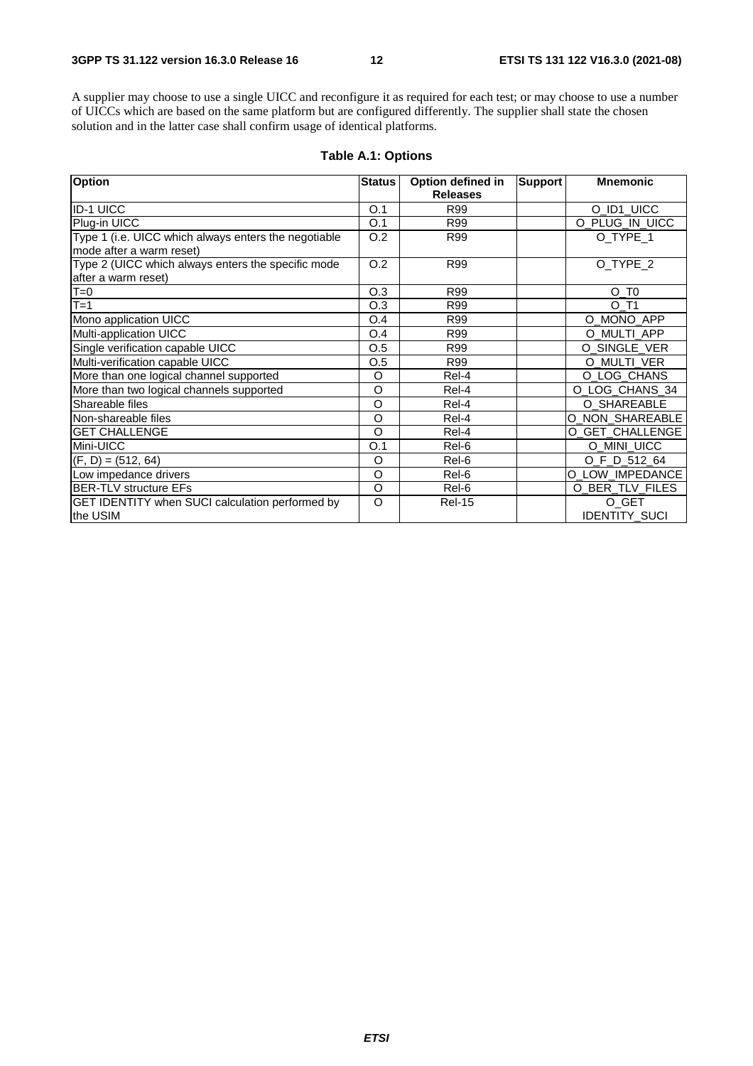A supplier may choose to use a single UICC and reconfigure it as required for each test; or may choose to use a number of UICCs which are based on the same platform but are configured differently. The supplier shall state the chosen solution and in the latter case shall confirm usage of identical platforms.

**Table A.1: Options**

| Option | Status | Option defined in Releases | Support | Mnemonic |
|---|---|---|---|---|
| ID-1 UICC | O.1 | R99 | | O_ID1_UICC |
| Plug-in UICC | O.1 | R99 | | O_PLUG_IN_UICC |
| Type 1 (i.e. UICC which always enters the negotiable mode after a warm reset) | O.2 | R99 | | O_TYPE_1 |
| Type 2 (UICC which always enters the specific mode after a warm reset) | O.2 | R99 | | O_TYPE_2 |
| T=0 | O.3 | R99 | | O_T0 |
| T=1 | O.3 | R99 | | O_T1 |
| Mono application UICC | O.4 | R99 | | O_MONO_APP |
| Multi-application UICC | O.4 | R99 | | O_MULTI_APP |
| Single verification capable UICC | O.5 | R99 | | O_SINGLE_VER |
| Multi-verification capable UICC | O.5 | R99 | | O_MULTI_VER |
| More than one logical channel supported | O | Rel-4 | | O_LOG_CHANS |
| More than two logical channels supported | O | Rel-4 | | O_LOG_CHANS_34 |
| Shareable files | O | Rel-4 | | O_SHAREABLE |
| Non-shareable files | O | Rel-4 | | O_NON_SHAREABLE |
| GET CHALLENGE | O | Rel-4 | | O_GET_CHALLENGE |
| Mini-UICC | O.1 | Rel-6 | | O_MINI_UICC |
| (F, D) = (512, 64) | O | Rel-6 | | O_F_D_512_64 |
| Low impedance drivers | O | Rel-6 | | O_LOW_IMPEDANCE |
| BER-TLV structure EFs | O | Rel-6 | | O_BER_TLV_FILES |
| GET IDENTITY when SUCI calculation performed by the USIM | O | Rel-15 | | O_GET IDENTITY_SUCI |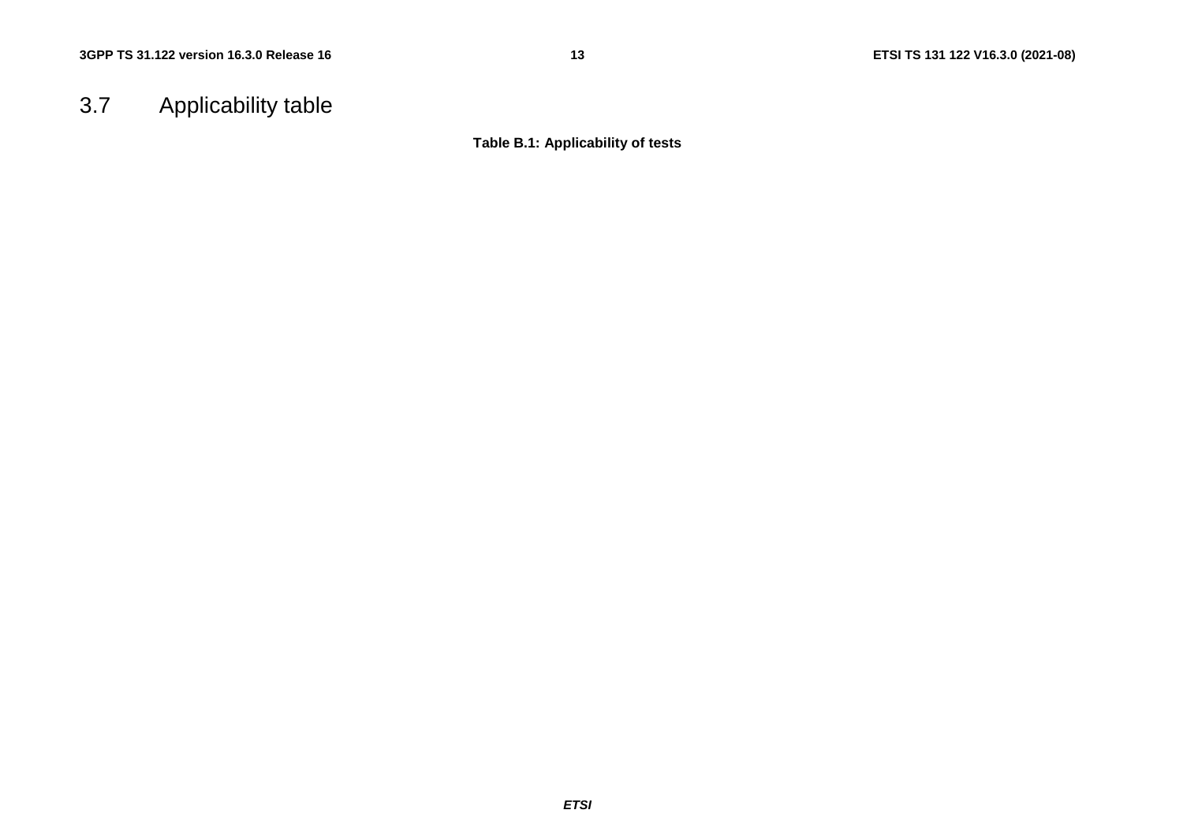## 3.7 Applicability table

**Table B.1: Applicability of tests**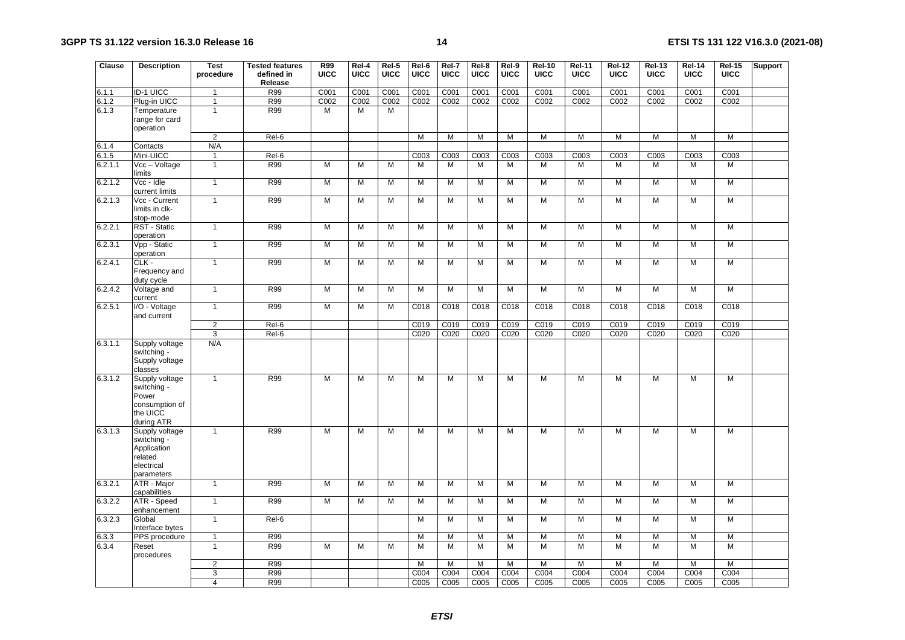| Clause | Description | Test procedure | Tested features defined in Release | R99 UICC | Rel-4 UICC | Rel-5 UICC | Rel-6 UICC | Rel-7 UICC | Rel-8 UICC | Rel-9 UICC | Rel-10 UICC | Rel-11 UICC | Rel-12 UICC | Rel-13 UICC | Rel-14 UICC | Rel-15 UICC | Support |
|---|---|---|---|---|---|---|---|---|---|---|---|---|---|---|---|---|---|
| 6.1.1 | ID-1 UICC | 1 | R99 | C001 | C001 | C001 | C001 | C001 | C001 | C001 | C001 | C001 | C001 | C001 | C001 | C001 | |
| 6.1.2 | Plug-in UICC | 1 | R99 | C002 | C002 | C002 | C002 | C002 | C002 | C002 | C002 | C002 | C002 | C002 | C002 | C002 | |
| 6.1.3 | Temperature range for card operation | 1 | R99 | M | M | M | | | | | | | | | | | |
| | | 2 | Rel-6 | | | | M | M | M | M | M | M | M | M | M | M | |
| 6.1.4 | Contacts | N/A | | | | | | | | | | | | | | | |
| 6.1.5 | Mini-UICC | 1 | Rel-6 | | | | C003 | C003 | C003 | C003 | C003 | C003 | C003 | C003 | C003 | C003 | |
| 6.2.1.1 | Vcc – Voltage limits | 1 | R99 | M | M | M | M | M | M | M | M | M | M | M | M | M | |
| 6.2.1.2 | Vcc - Idle current limits | 1 | R99 | M | M | M | M | M | M | M | M | M | M | M | M | M | |
| 6.2.1.3 | Vcc - Current limits in clk-stop-mode | 1 | R99 | M | M | M | M | M | M | M | M | M | M | M | M | M | |
| 6.2.2.1 | RST - Static operation | 1 | R99 | M | M | M | M | M | M | M | M | M | M | M | M | M | |
| 6.2.3.1 | Vpp - Static operation | 1 | R99 | M | M | M | M | M | M | M | M | M | M | M | M | M | |
| 6.2.4.1 | CLK - Frequency and duty cycle | 1 | R99 | M | M | M | M | M | M | M | M | M | M | M | M | M | |
| 6.2.4.2 | Voltage and current | 1 | R99 | M | M | M | M | M | M | M | M | M | M | M | M | M | |
| 6.2.5.1 | I/O - Voltage and current | 1 | R99 | M | M | M | C018 | C018 | C018 | C018 | C018 | C018 | C018 | C018 | C018 | C018 | |
| | | 2 | Rel-6 | | | | C019 | C019 | C019 | C019 | C019 | C019 | C019 | C019 | C019 | C019 | |
| | | 3 | Rel-6 | | | | C020 | C020 | C020 | C020 | C020 | C020 | C020 | C020 | C020 | C020 | |
| 6.3.1.1 | Supply voltage switching - Supply voltage classes | N/A | | | | | | | | | | | | | | | |
| 6.3.1.2 | Supply voltage switching - Power consumption of the UICC during ATR | 1 | R99 | M | M | M | M | M | M | M | M | M | M | M | M | M | |
| 6.3.1.3 | Supply voltage switching - Application related electrical parameters | 1 | R99 | M | M | M | M | M | M | M | M | M | M | M | M | M | |
| 6.3.2.1 | ATR - Major capabilities | 1 | R99 | M | M | M | M | M | M | M | M | M | M | M | M | M | |
| 6.3.2.2 | ATR - Speed enhancement | 1 | R99 | M | M | M | M | M | M | M | M | M | M | M | M | M | |
| 6.3.2.3 | Global Interface bytes | 1 | Rel-6 | | | | M | M | M | M | M | M | M | M | M | M | |
| 6.3.3 | PPS procedure | 1 | R99 | | | | M | M | M | M | M | M | M | M | M | M | |
| 6.3.4 | Reset procedures | 1 | R99 | M | M | M | M | M | M | M | M | M | M | M | M | M | |
| | | 2 | R99 | | | | M | M | M | M | M | M | M | M | M | M | |
| | | 3 | R99 | | | | C004 | C004 | C004 | C004 | C004 | C004 | C004 | C004 | C004 | C004 | |
| | | 4 | R99 | | | | C005 | C005 | C005 | C005 | C005 | C005 | C005 | C005 | C005 | C005 | |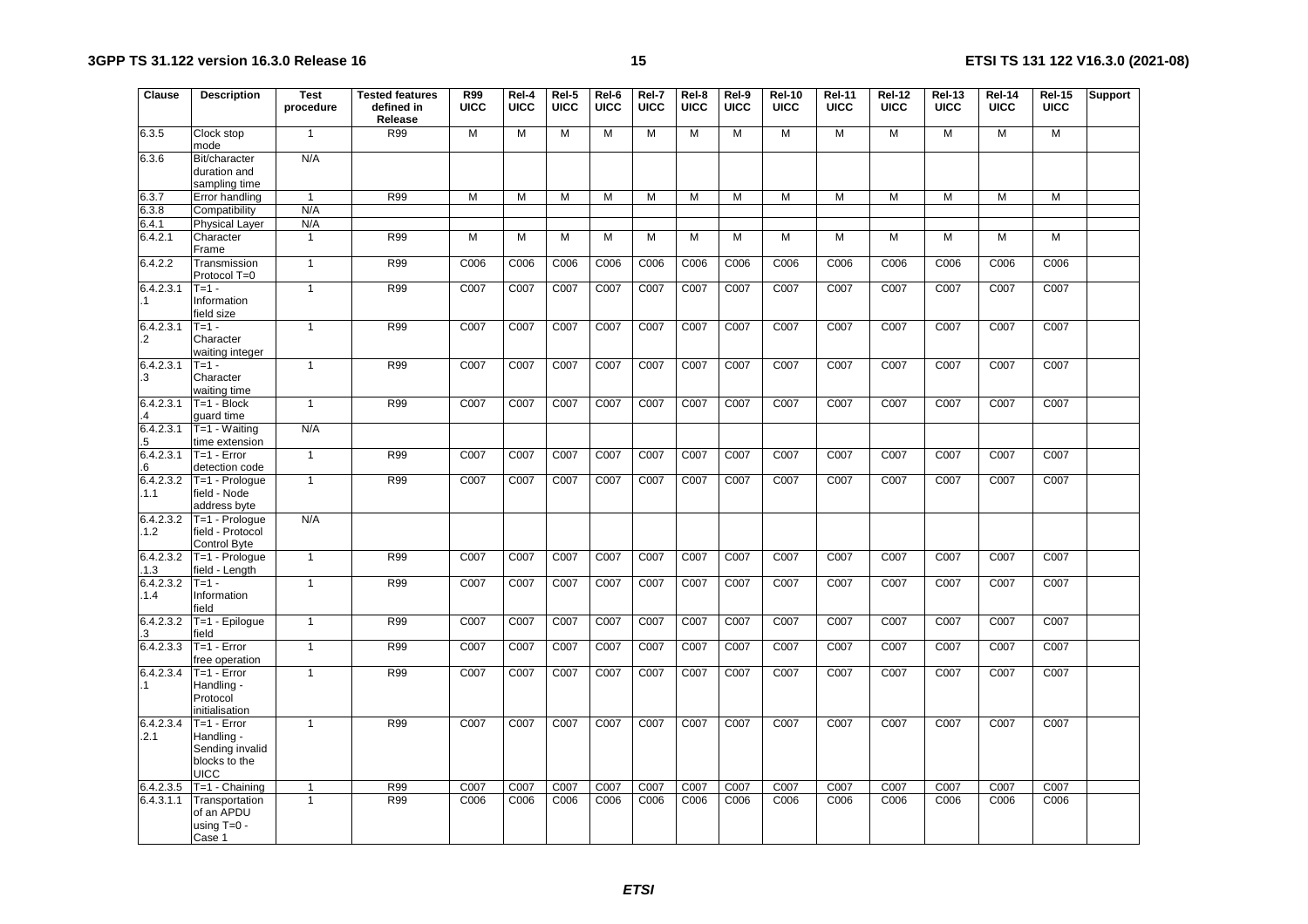| Clause | Description | Test procedure | Tested features defined in Release | R99 UICC | Rel-4 UICC | Rel-5 UICC | Rel-6 UICC | Rel-7 UICC | Rel-8 UICC | Rel-9 UICC | Rel-10 UICC | Rel-11 UICC | Rel-12 UICC | Rel-13 UICC | Rel-14 UICC | Rel-15 UICC | Support |
|---|---|---|---|---|---|---|---|---|---|---|---|---|---|---|---|---|---|
| 6.3.5 | Clock stop mode | 1 | R99 | M | M | M | M | M | M | M | M | M | M | M | M | M | |
| 6.3.6 | Bit/character duration and sampling time | N/A | | | | | | | | | | | | | | | |
| 6.3.7 | Error handling | 1 | R99 | M | M | M | M | M | M | M | M | M | M | M | M | M | |
| 6.3.8 | Compatibility | N/A | | | | | | | | | | | | | | | |
| 6.4.1 | Physical Layer | N/A | | | | | | | | | | | | | | | |
| 6.4.2.1 | Character Frame | 1 | R99 | M | M | M | M | M | M | M | M | M | M | M | M | M | |
| 6.4.2.2 | Transmission Protocol T=0 | 1 | R99 | C006 | C006 | C006 | C006 | C006 | C006 | C006 | C006 | C006 | C006 | C006 | C006 | C006 | |
| 6.4.2.3.1.1 | T=1 - Information field size | 1 | R99 | C007 | C007 | C007 | C007 | C007 | C007 | C007 | C007 | C007 | C007 | C007 | C007 | C007 | |
| 6.4.2.3.1.2 | T=1 - Character waiting integer | 1 | R99 | C007 | C007 | C007 | C007 | C007 | C007 | C007 | C007 | C007 | C007 | C007 | C007 | C007 | |
| 6.4.2.3.1.3 | T=1 - Character waiting time | 1 | R99 | C007 | C007 | C007 | C007 | C007 | C007 | C007 | C007 | C007 | C007 | C007 | C007 | C007 | |
| 6.4.2.3.1.4 | T=1 - Block guard time | 1 | R99 | C007 | C007 | C007 | C007 | C007 | C007 | C007 | C007 | C007 | C007 | C007 | C007 | C007 | |
| 6.4.2.3.1.5 | T=1 - Waiting time extension | N/A | | | | | | | | | | | | | | | |
| 6.4.2.3.1.6 | T=1 - Error detection code | 1 | R99 | C007 | C007 | C007 | C007 | C007 | C007 | C007 | C007 | C007 | C007 | C007 | C007 | C007 | |
| 6.4.2.3.2.1.1 | T=1 - Prologue field - Node address byte | 1 | R99 | C007 | C007 | C007 | C007 | C007 | C007 | C007 | C007 | C007 | C007 | C007 | C007 | C007 | |
| 6.4.2.3.2.1.2 | T=1 - Prologue field - Protocol Control Byte | N/A | | | | | | | | | | | | | | | |
| 6.4.2.3.2.1.3 | T=1 - Prologue field - Length | 1 | R99 | C007 | C007 | C007 | C007 | C007 | C007 | C007 | C007 | C007 | C007 | C007 | C007 | C007 | |
| 6.4.2.3.2.1.4 | T=1 - Information field | 1 | R99 | C007 | C007 | C007 | C007 | C007 | C007 | C007 | C007 | C007 | C007 | C007 | C007 | C007 | |
| 6.4.2.3.2.3 | T=1 - Epilogue field | 1 | R99 | C007 | C007 | C007 | C007 | C007 | C007 | C007 | C007 | C007 | C007 | C007 | C007 | C007 | |
| 6.4.2.3.3 | T=1 - Error free operation | 1 | R99 | C007 | C007 | C007 | C007 | C007 | C007 | C007 | C007 | C007 | C007 | C007 | C007 | C007 | |
| 6.4.2.3.4.1 | T=1 - Error Handling - Protocol initialisation | 1 | R99 | C007 | C007 | C007 | C007 | C007 | C007 | C007 | C007 | C007 | C007 | C007 | C007 | C007 | |
| 6.4.2.3.4.2.1 | T=1 - Error Handling - Sending invalid blocks to the UICC | 1 | R99 | C007 | C007 | C007 | C007 | C007 | C007 | C007 | C007 | C007 | C007 | C007 | C007 | C007 | |
| 6.4.2.3.5 | T=1 - Chaining | 1 | R99 | C007 | C007 | C007 | C007 | C007 | C007 | C007 | C007 | C007 | C007 | C007 | C007 | C007 | |
| 6.4.3.1.1 | Transportation of an APDU using T=0 - Case 1 | 1 | R99 | C006 | C006 | C006 | C006 | C006 | C006 | C006 | C006 | C006 | C006 | C006 | C006 | C006 | |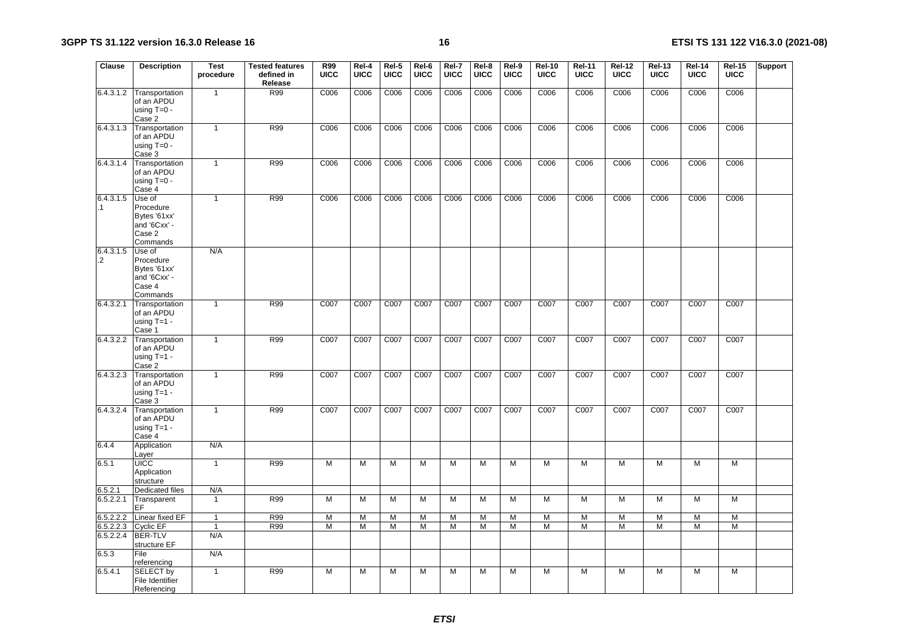| Clause | Description | Test procedure | Tested features defined in Release | R99 UICC | Rel-4 UICC | Rel-5 UICC | Rel-6 UICC | Rel-7 UICC | Rel-8 UICC | Rel-9 UICC | Rel-10 UICC | Rel-11 UICC | Rel-12 UICC | Rel-13 UICC | Rel-14 UICC | Rel-15 UICC | Support |
|---|---|---|---|---|---|---|---|---|---|---|---|---|---|---|---|---|---|
| 6.4.3.1.2 | Transportation of an APDU using T=0 - Case 2 | 1 | R99 | C006 | C006 | C006 | C006 | C006 | C006 | C006 | C006 | C006 | C006 | C006 | C006 | C006 | |
| 6.4.3.1.3 | Transportation of an APDU using T=0 - Case 3 | 1 | R99 | C006 | C006 | C006 | C006 | C006 | C006 | C006 | C006 | C006 | C006 | C006 | C006 | C006 | |
| 6.4.3.1.4 | Transportation of an APDU using T=0 - Case 4 | 1 | R99 | C006 | C006 | C006 | C006 | C006 | C006 | C006 | C006 | C006 | C006 | C006 | C006 | C006 | |
| 6.4.3.1.5.1 | Use of Procedure Bytes '61xx' and '6Cxx' - Case 2 Commands | 1 | R99 | C006 | C006 | C006 | C006 | C006 | C006 | C006 | C006 | C006 | C006 | C006 | C006 | C006 | |
| 6.4.3.1.5.2 | Use of Procedure Bytes '61xx' and '6Cxx' - Case 4 Commands | N/A | | | | | | | | | | | | | | | |
| 6.4.3.2.1 | Transportation of an APDU using T=1 - Case 1 | 1 | R99 | C007 | C007 | C007 | C007 | C007 | C007 | C007 | C007 | C007 | C007 | C007 | C007 | C007 | |
| 6.4.3.2.2 | Transportation of an APDU using T=1 - Case 2 | 1 | R99 | C007 | C007 | C007 | C007 | C007 | C007 | C007 | C007 | C007 | C007 | C007 | C007 | C007 | |
| 6.4.3.2.3 | Transportation of an APDU using T=1 - Case 3 | 1 | R99 | C007 | C007 | C007 | C007 | C007 | C007 | C007 | C007 | C007 | C007 | C007 | C007 | C007 | |
| 6.4.3.2.4 | Transportation of an APDU using T=1 - Case 4 | 1 | R99 | C007 | C007 | C007 | C007 | C007 | C007 | C007 | C007 | C007 | C007 | C007 | C007 | C007 | |
| 6.4.4 | Application Layer | N/A | | | | | | | | | | | | | | | |
| 6.5.1 | UICC Application structure | 1 | R99 | M | M | M | M | M | M | M | M | M | M | M | M | M | |
| 6.5.2.1 | Dedicated files | N/A | | | | | | | | | | | | | | | |
| 6.5.2.2.1 | Transparent EF | 1 | R99 | M | M | M | M | M | M | M | M | M | M | M | M | M | |
| 6.5.2.2.2 | Linear fixed EF | 1 | R99 | M | M | M | M | M | M | M | M | M | M | M | M | M | |
| 6.5.2.2.3 | Cyclic EF | 1 | R99 | M | M | M | M | M | M | M | M | M | M | M | M | M | |
| 6.5.2.2.4 | BER-TLV structure EF | N/A | | | | | | | | | | | | | | | |
| 6.5.3 | File referencing | N/A | | | | | | | | | | | | | | | |
| 6.5.4.1 | SELECT by File Identifier Referencing | 1 | R99 | M | M | M | M | M | M | M | M | M | M | M | M | M | |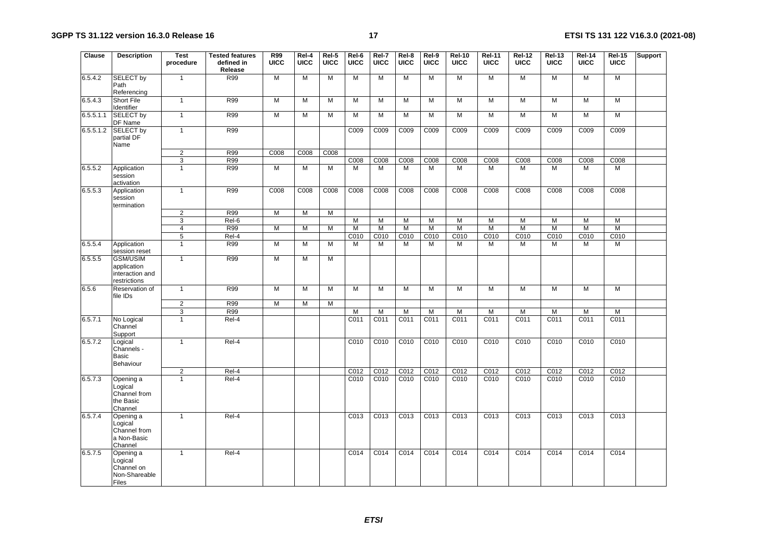| Clause | Description | Test procedure | Tested features defined in Release | R99 UICC | Rel-4 UICC | Rel-5 UICC | Rel-6 UICC | Rel-7 UICC | Rel-8 UICC | Rel-9 UICC | Rel-10 UICC | Rel-11 UICC | Rel-12 UICC | Rel-13 UICC | Rel-14 UICC | Rel-15 UICC | Support |
|---|---|---|---|---|---|---|---|---|---|---|---|---|---|---|---|---|---|
| 6.5.4.2 | SELECT by Path Referencing | 1 | R99 | M | M | M | M | M | M | M | M | M | M | M | M | M | |
| 6.5.4.3 | Short File Identifier | 1 | R99 | M | M | M | M | M | M | M | M | M | M | M | M | M | |
| 6.5.5.1.1 | SELECT by DF Name | 1 | R99 | M | M | M | M | M | M | M | M | M | M | M | M | M | |
| 6.5.5.1.2 | SELECT by partial DF Name | 1 | R99 | | | | C009 | C009 | C009 | C009 | C009 | C009 | C009 | C009 | C009 | C009 | |
| | | 2 | R99 | C008 | C008 | C008 | | | | | | | | | | | |
| | | 3 | R99 | | | | C008 | C008 | C008 | C008 | C008 | C008 | C008 | C008 | C008 | C008 | |
| 6.5.5.2 | Application session activation | 1 | R99 | M | M | M | M | M | M | M | M | M | M | M | M | M | |
| 6.5.5.3 | Application session termination | 1 | R99 | C008 | C008 | C008 | C008 | C008 | C008 | C008 | C008 | C008 | C008 | C008 | C008 | C008 | |
| | | 2 | R99 | M | M | M | | | | | | | | | | | |
| | | 3 | Rel-6 | | | | M | M | M | M | M | M | M | M | M | M | |
| | | 4 | R99 | M | M | M | M | M | M | M | M | M | M | M | M | M | |
| | | 5 | Rel-4 | | | | C010 | C010 | C010 | C010 | C010 | C010 | C010 | C010 | C010 | C010 | |
| 6.5.5.4 | Application session reset | 1 | R99 | M | M | M | M | M | M | M | M | M | M | M | M | M | |
| 6.5.5.5 | GSM/USIM application interaction and restrictions | 1 | R99 | M | M | M | | | | | | | | | | | |
| 6.5.6 | Reservation of file IDs | 1 | R99 | M | M | M | M | M | M | M | M | M | M | M | M | M | |
| | | 2 | R99 | M | M | M | | | | | | | | | | | |
| | | 3 | R99 | | | | M | M | M | M | M | M | M | M | M | M | |
| 6.5.7.1 | No Logical Channel Support | 1 | Rel-4 | | | | C011 | C011 | C011 | C011 | C011 | C011 | C011 | C011 | C011 | C011 | |
| 6.5.7.2 | Logical Channels - Basic Behaviour | 1 | Rel-4 | | | | C010 | C010 | C010 | C010 | C010 | C010 | C010 | C010 | C010 | C010 | |
| | | 2 | Rel-4 | | | | C012 | C012 | C012 | C012 | C012 | C012 | C012 | C012 | C012 | C012 | |
| 6.5.7.3 | Opening a Logical Channel from the Basic Channel | 1 | Rel-4 | | | | C010 | C010 | C010 | C010 | C010 | C010 | C010 | C010 | C010 | C010 | |
| 6.5.7.4 | Opening a Logical Channel from a Non-Basic Channel | 1 | Rel-4 | | | | C013 | C013 | C013 | C013 | C013 | C013 | C013 | C013 | C013 | C013 | |
| 6.5.7.5 | Opening a Logical Channel on Non-Shareable Files | 1 | Rel-4 | | | | C014 | C014 | C014 | C014 | C014 | C014 | C014 | C014 | C014 | C014 | |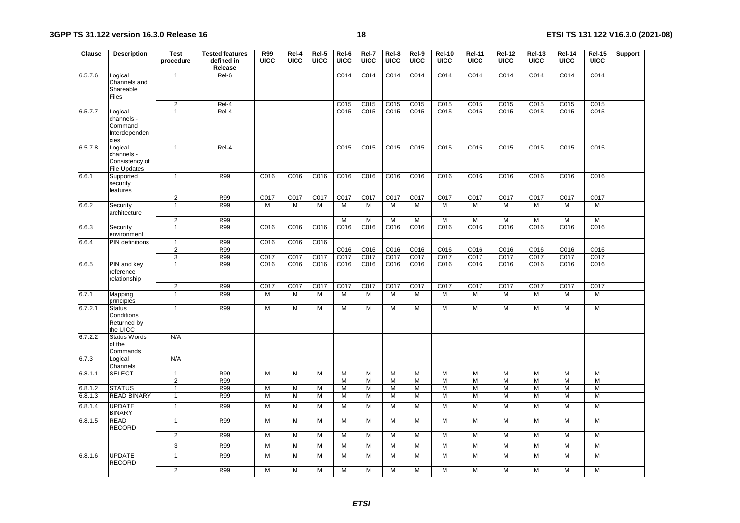| Clause | Description | Test procedure | Tested features defined in Release | R99 UICC | Rel-4 UICC | Rel-5 UICC | Rel-6 UICC | Rel-7 UICC | Rel-8 UICC | Rel-9 UICC | Rel-10 UICC | Rel-11 UICC | Rel-12 UICC | Rel-13 UICC | Rel-14 UICC | Rel-15 UICC | Support |
|---|---|---|---|---|---|---|---|---|---|---|---|---|---|---|---|---|---|
| 6.5.7.6 | Logical Channels and Shareable Files | 1 | Rel-6 | | | | C014 | C014 | C014 | C014 | C014 | C014 | C014 | C014 | C014 | C014 | |
| | | 2 | Rel-4 | | | | C015 | C015 | C015 | C015 | C015 | C015 | C015 | C015 | C015 | C015 | |
| 6.5.7.7 | Logical channels - Command Interdependencies | 1 | Rel-4 | | | | C015 | C015 | C015 | C015 | C015 | C015 | C015 | C015 | C015 | C015 | |
| 6.5.7.8 | Logical channels - Consistency of File Updates | 1 | Rel-4 | | | | C015 | C015 | C015 | C015 | C015 | C015 | C015 | C015 | C015 | C015 | |
| 6.6.1 | Supported security features | 1 | R99 | C016 | C016 | C016 | C016 | C016 | C016 | C016 | C016 | C016 | C016 | C016 | C016 | C016 | |
| | | 2 | R99 | C017 | C017 | C017 | C017 | C017 | C017 | C017 | C017 | C017 | C017 | C017 | C017 | C017 | |
| 6.6.2 | Security architecture | 1 | R99 | M | M | M | M | M | M | M | M | M | M | M | M | M | |
| | | 2 | R99 | | | | M | M | M | M | M | M | M | M | M | M | |
| 6.6.3 | Security environment | 1 | R99 | C016 | C016 | C016 | C016 | C016 | C016 | C016 | C016 | C016 | C016 | C016 | C016 | C016 | |
| 6.6.4 | PIN definitions | 1 | R99 | C016 | C016 | C016 | | | | | | | | | | | |
| | | 2 | R99 | | | | C016 | C016 | C016 | C016 | C016 | C016 | C016 | C016 | C016 | C016 | |
| | | 3 | R99 | C017 | C017 | C017 | C017 | C017 | C017 | C017 | C017 | C017 | C017 | C017 | C017 | C017 | |
| 6.6.5 | PIN and key reference relationship | 1 | R99 | C016 | C016 | C016 | C016 | C016 | C016 | C016 | C016 | C016 | C016 | C016 | C016 | C016 | |
| | | 2 | R99 | C017 | C017 | C017 | C017 | C017 | C017 | C017 | C017 | C017 | C017 | C017 | C017 | C017 | |
| 6.7.1 | Mapping principles | 1 | R99 | M | M | M | M | M | M | M | M | M | M | M | M | M | |
| 6.7.2.1 | Status Conditions Returned by the UICC | 1 | R99 | M | M | M | M | M | M | M | M | M | M | M | M | M | |
| 6.7.2.2 | Status Words of the Commands | N/A | | | | | | | | | | | | | | | |
| 6.7.3 | Logical Channels | N/A | | | | | | | | | | | | | | | |
| 6.8.1.1 | SELECT | 1 | R99 | M | M | M | M | M | M | M | M | M | M | M | M | M | |
| | | 2 | R99 | | | | M | M | M | M | M | M | M | M | M | M | |
| 6.8.1.2 | STATUS | 1 | R99 | M | M | M | M | M | M | M | M | M | M | M | M | M | |
| 6.8.1.3 | READ BINARY | 1 | R99 | M | M | M | M | M | M | M | M | M | M | M | M | M | |
| 6.8.1.4 | UPDATE BINARY | 1 | R99 | M | M | M | M | M | M | M | M | M | M | M | M | M | |
| 6.8.1.5 | READ RECORD | 1 | R99 | M | M | M | M | M | M | M | M | M | M | M | M | M | |
| | | 2 | R99 | M | M | M | M | M | M | M | M | M | M | M | M | M | |
| | | 3 | R99 | M | M | M | M | M | M | M | M | M | M | M | M | M | |
| 6.8.1.6 | UPDATE RECORD | 1 | R99 | M | M | M | M | M | M | M | M | M | M | M | M | M | |
| | | 2 | R99 | M | M | M | M | M | M | M | M | M | M | M | M | M | |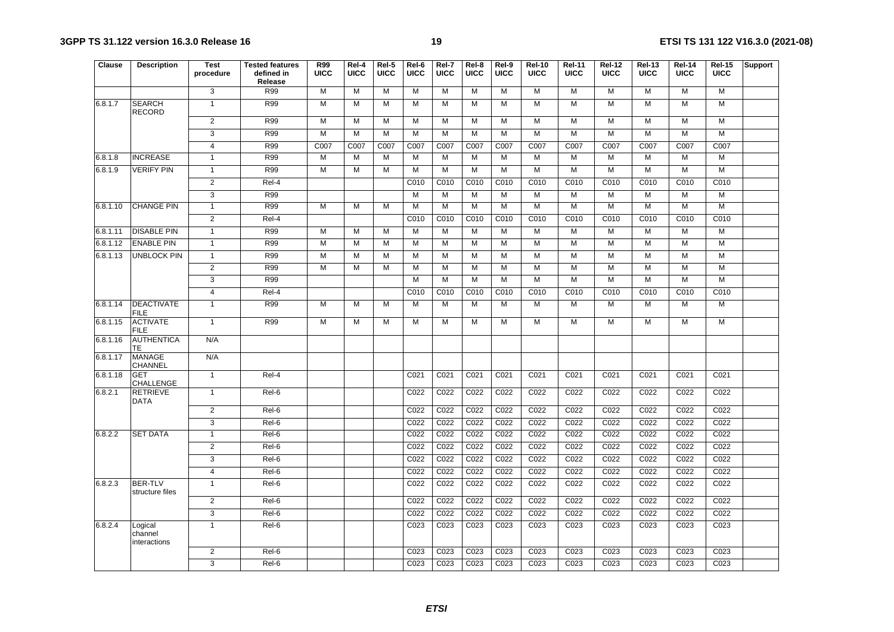| Clause | Description | Test procedure | Tested features defined in Release | R99 UICC | Rel-4 UICC | Rel-5 UICC | Rel-6 UICC | Rel-7 UICC | Rel-8 UICC | Rel-9 UICC | Rel-10 UICC | Rel-11 UICC | Rel-12 UICC | Rel-13 UICC | Rel-14 UICC | Rel-15 UICC | Support |
|---|---|---|---|---|---|---|---|---|---|---|---|---|---|---|---|---|---|
| | | 3 | R99 | M | M | M | M | M | M | M | M | M | M | M | M | M | |
| 6.8.1.7 | SEARCH RECORD | 1 | R99 | M | M | M | M | M | M | M | M | M | M | M | M | M | |
| | | 2 | R99 | M | M | M | M | M | M | M | M | M | M | M | M | M | |
| | | 3 | R99 | M | M | M | M | M | M | M | M | M | M | M | M | M | |
| | | 4 | R99 | C007 | C007 | C007 | C007 | C007 | C007 | C007 | C007 | C007 | C007 | C007 | C007 | C007 | |
| 6.8.1.8 | INCREASE | 1 | R99 | M | M | M | M | M | M | M | M | M | M | M | M | M | |
| 6.8.1.9 | VERIFY PIN | 1 | R99 | M | M | M | M | M | M | M | M | M | M | M | M | M | |
| | | 2 | Rel-4 | | | | C010 | C010 | C010 | C010 | C010 | C010 | C010 | C010 | C010 | C010 | |
| | | 3 | R99 | | | | M | M | M | M | M | M | M | M | M | M | |
| 6.8.1.10 | CHANGE PIN | 1 | R99 | M | M | M | M | M | M | M | M | M | M | M | M | M | |
| | | 2 | Rel-4 | | | | C010 | C010 | C010 | C010 | C010 | C010 | C010 | C010 | C010 | C010 | |
| 6.8.1.11 | DISABLE PIN | 1 | R99 | M | M | M | M | M | M | M | M | M | M | M | M | M | |
| 6.8.1.12 | ENABLE PIN | 1 | R99 | M | M | M | M | M | M | M | M | M | M | M | M | M | |
| 6.8.1.13 | UNBLOCK PIN | 1 | R99 | M | M | M | M | M | M | M | M | M | M | M | M | M | |
| | | 2 | R99 | M | M | M | M | M | M | M | M | M | M | M | M | M | |
| | | 3 | R99 | | | | M | M | M | M | M | M | M | M | M | M | |
| | | 4 | Rel-4 | | | | C010 | C010 | C010 | C010 | C010 | C010 | C010 | C010 | C010 | C010 | |
| 6.8.1.14 | DEACTIVATE FILE | 1 | R99 | M | M | M | M | M | M | M | M | M | M | M | M | M | |
| 6.8.1.15 | ACTIVATE FILE | 1 | R99 | M | M | M | M | M | M | M | M | M | M | M | M | M | |
| 6.8.1.16 | AUTHENTICATE | N/A | | | | | | | | | | | | | | | |
| 6.8.1.17 | MANAGE CHANNEL | N/A | | | | | | | | | | | | | | | |
| 6.8.1.18 | GET CHALLENGE | 1 | Rel-4 | | | | C021 | C021 | C021 | C021 | C021 | C021 | C021 | C021 | C021 | C021 | |
| 6.8.2.1 | RETRIEVE DATA | 1 | Rel-6 | | | | C022 | C022 | C022 | C022 | C022 | C022 | C022 | C022 | C022 | C022 | |
| | | 2 | Rel-6 | | | | C022 | C022 | C022 | C022 | C022 | C022 | C022 | C022 | C022 | C022 | |
| | | 3 | Rel-6 | | | | C022 | C022 | C022 | C022 | C022 | C022 | C022 | C022 | C022 | C022 | |
| 6.8.2.2 | SET DATA | 1 | Rel-6 | | | | C022 | C022 | C022 | C022 | C022 | C022 | C022 | C022 | C022 | C022 | |
| | | 2 | Rel-6 | | | | C022 | C022 | C022 | C022 | C022 | C022 | C022 | C022 | C022 | C022 | |
| | | 3 | Rel-6 | | | | C022 | C022 | C022 | C022 | C022 | C022 | C022 | C022 | C022 | C022 | |
| | | 4 | Rel-6 | | | | C022 | C022 | C022 | C022 | C022 | C022 | C022 | C022 | C022 | C022 | |
| 6.8.2.3 | BER-TLV structure files | 1 | Rel-6 | | | | C022 | C022 | C022 | C022 | C022 | C022 | C022 | C022 | C022 | C022 | |
| | | 2 | Rel-6 | | | | C022 | C022 | C022 | C022 | C022 | C022 | C022 | C022 | C022 | C022 | |
| | | 3 | Rel-6 | | | | C022 | C022 | C022 | C022 | C022 | C022 | C022 | C022 | C022 | C022 | |
| 6.8.2.4 | Logical channel interactions | 1 | Rel-6 | | | | C023 | C023 | C023 | C023 | C023 | C023 | C023 | C023 | C023 | C023 | |
| | | 2 | Rel-6 | | | | C023 | C023 | C023 | C023 | C023 | C023 | C023 | C023 | C023 | C023 | |
| | | 3 | Rel-6 | | | | C023 | C023 | C023 | C023 | C023 | C023 | C023 | C023 | C023 | C023 | |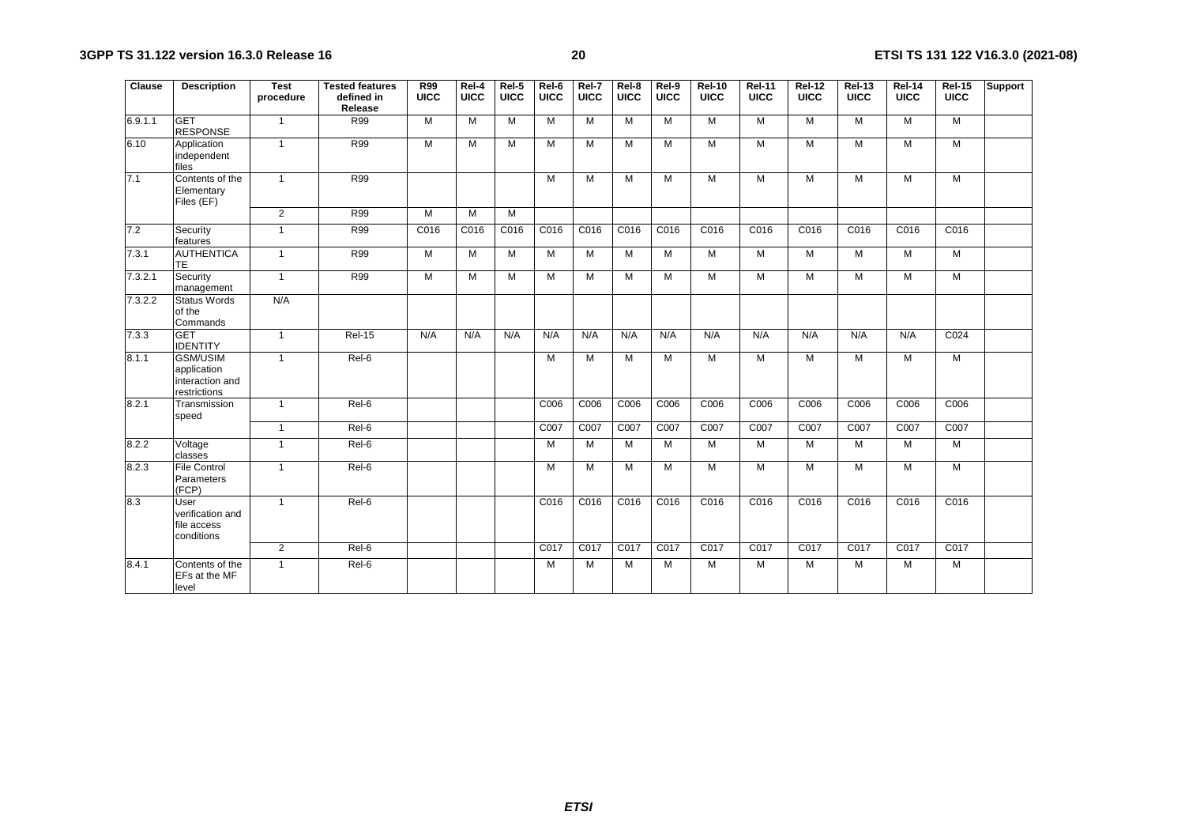| Clause | Description | Test procedure | Tested features defined in Release | R99 UICC | Rel-4 UICC | Rel-5 UICC | Rel-6 UICC | Rel-7 UICC | Rel-8 UICC | Rel-9 UICC | Rel-10 UICC | Rel-11 UICC | Rel-12 UICC | Rel-13 UICC | Rel-14 UICC | Rel-15 UICC | Support |
|---|---|---|---|---|---|---|---|---|---|---|---|---|---|---|---|---|---|
| 6.9.1.1 | GET RESPONSE | 1 | R99 | M | M | M | M | M | M | M | M | M | M | M | M | M | |
| 6.10 | Application independent files | 1 | R99 | M | M | M | M | M | M | M | M | M | M | M | M | M | |
| 7.1 | Contents of the Elementary Files (EF) | 1 | R99 | | | | M | M | M | M | M | M | M | M | M | M | |
| | | 2 | R99 | M | M | M | | | | | | | | | | | |
| 7.2 | Security features | 1 | R99 | C016 | C016 | C016 | C016 | C016 | C016 | C016 | C016 | C016 | C016 | C016 | C016 | C016 | |
| 7.3.1 | AUTHENTICATE | 1 | R99 | M | M | M | M | M | M | M | M | M | M | M | M | M | |
| 7.3.2.1 | Security management | 1 | R99 | M | M | M | M | M | M | M | M | M | M | M | M | M | |
| 7.3.2.2 | Status Words of the Commands | N/A | | | | | | | | | | | | | | | |
| 7.3.3 | GET IDENTITY | 1 | Rel-15 | N/A | N/A | N/A | N/A | N/A | N/A | N/A | N/A | N/A | N/A | N/A | N/A | C024 | |
| 8.1.1 | GSM/USIM application interaction and restrictions | 1 | Rel-6 | | | | M | M | M | M | M | M | M | M | M | M | |
| 8.2.1 | Transmission speed | 1 | Rel-6 | | | | C006 | C006 | C006 | C006 | C006 | C006 | C006 | C006 | C006 | C006 | |
| | | 1 | Rel-6 | | | | C007 | C007 | C007 | C007 | C007 | C007 | C007 | C007 | C007 | C007 | |
| 8.2.2 | Voltage classes | 1 | Rel-6 | | | | M | M | M | M | M | M | M | M | M | M | |
| 8.2.3 | File Control Parameters (FCP) | 1 | Rel-6 | | | | M | M | M | M | M | M | M | M | M | M | |
| 8.3 | User verification and file access conditions | 1 | Rel-6 | | | | C016 | C016 | C016 | C016 | C016 | C016 | C016 | C016 | C016 | C016 | |
| | | 2 | Rel-6 | | | | C017 | C017 | C017 | C017 | C017 | C017 | C017 | C017 | C017 | C017 | |
| 8.4.1 | Contents of the EFs at the MF level | 1 | Rel-6 | | | | M | M | M | M | M | M | M | M | M | M | |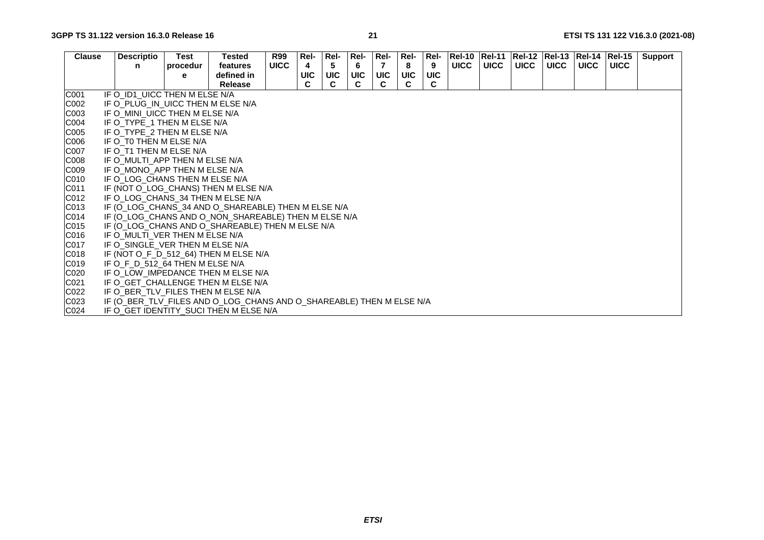| Clause | Description | Test procedure | Tested features defined in Release | R99 UICC | Rel-4 UICC | Rel-5 UICC | Rel-6 UICC | Rel-7 UICC | Rel-8 UICC | Rel-9 UICC | Rel-10 UICC | Rel-11 UICC | Rel-12 UICC | Rel-13 UICC | Rel-14 UICC | Rel-15 UICC | Support |
|---|---|---|---|---|---|---|---|---|---|---|---|---|---|---|---|---|---|
| C001 | IF O_ID1_UICC THEN M ELSE N/A | | | | | | | | | | | | | | | | |
| C002 | IF O_PLUG_IN_UICC THEN M ELSE N/A | | | | | | | | | | | | | | | | |
| C003 | IF O_MINI_UICC THEN M ELSE N/A | | | | | | | | | | | | | | | | |
| C004 | IF O_TYPE_1 THEN M ELSE N/A | | | | | | | | | | | | | | | | |
| C005 | IF O_TYPE_2 THEN M ELSE N/A | | | | | | | | | | | | | | | | |
| C006 | IF O_T0 THEN M ELSE N/A | | | | | | | | | | | | | | | | |
| C007 | IF O_T1 THEN M ELSE N/A | | | | | | | | | | | | | | | | |
| C008 | IF O_MULTI_APP THEN M ELSE N/A | | | | | | | | | | | | | | | | |
| C009 | IF O_MONO_APP THEN M ELSE N/A | | | | | | | | | | | | | | | | |
| C010 | IF O_LOG_CHANS THEN M ELSE N/A | | | | | | | | | | | | | | | | |
| C011 | IF (NOT O_LOG_CHANS) THEN M ELSE N/A | | | | | | | | | | | | | | | | |
| C012 | IF O_LOG_CHANS_34 THEN M ELSE N/A | | | | | | | | | | | | | | | | |
| C013 | IF (O_LOG_CHANS_34 AND O_SHAREABLE) THEN M ELSE N/A | | | | | | | | | | | | | | | | |
| C014 | IF (O_LOG_CHANS AND O_NON_SHAREABLE) THEN M ELSE N/A | | | | | | | | | | | | | | | | |
| C015 | IF (O_LOG_CHANS AND O_SHAREABLE) THEN M ELSE N/A | | | | | | | | | | | | | | | | |
| C016 | IF O_MULTI_VER THEN M ELSE N/A | | | | | | | | | | | | | | | | |
| C017 | IF O_SINGLE_VER THEN M ELSE N/A | | | | | | | | | | | | | | | | |
| C018 | IF (NOT O_F_D_512_64) THEN M ELSE N/A | | | | | | | | | | | | | | | | |
| C019 | IF O_F_D_512_64 THEN M ELSE N/A | | | | | | | | | | | | | | | | |
| C020 | IF O_LOW_IMPEDANCE THEN M ELSE N/A | | | | | | | | | | | | | | | | |
| C021 | IF O_GET_CHALLENGE THEN M ELSE N/A | | | | | | | | | | | | | | | | |
| C022 | IF O_BER_TLV_FILES THEN M ELSE N/A | | | | | | | | | | | | | | | | |
| C023 | IF (O_BER_TLV_FILES AND O_LOG_CHANS AND O_SHAREABLE) THEN M ELSE N/A | | | | | | | | | | | | | | | | |
| C024 | IF O_GET IDENTITY_SUCI THEN M ELSE N/A | | | | | | | | | | | | | | | | |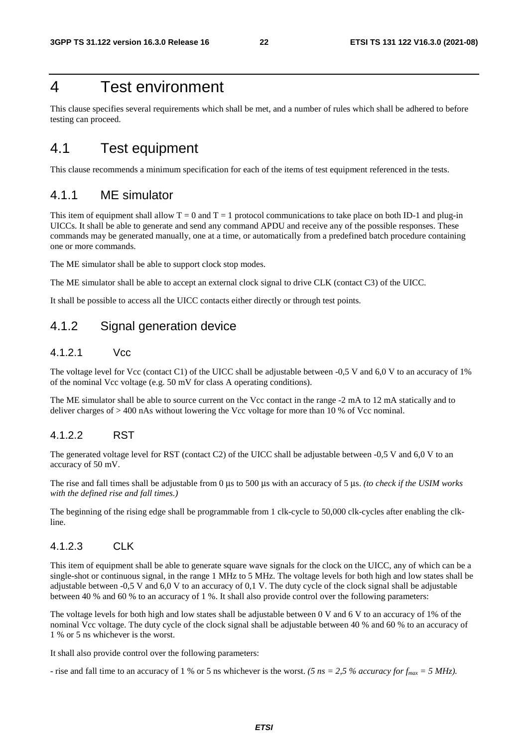# 4 Test environment

This clause specifies several requirements which shall be met, and a number of rules which shall be adhered to before testing can proceed.

## 4.1 Test equipment

This clause recommends a minimum specification for each of the items of test equipment referenced in the tests.

### 4.1.1 ME simulator

This item of equipment shall allow T = 0 and T = 1 protocol communications to take place on both ID-1 and plug-in UICCs. It shall be able to generate and send any command APDU and receive any of the possible responses. These commands may be generated manually, one at a time, or automatically from a predefined batch procedure containing one or more commands.

The ME simulator shall be able to support clock stop modes.

The ME simulator shall be able to accept an external clock signal to drive CLK (contact C3) of the UICC.

It shall be possible to access all the UICC contacts either directly or through test points.

### 4.1.2 Signal generation device

#### 4.1.2.1 Vcc

The voltage level for Vcc (contact C1) of the UICC shall be adjustable between -0,5 V and 6,0 V to an accuracy of 1% of the nominal Vcc voltage (e.g. 50 mV for class A operating conditions).

The ME simulator shall be able to source current on the Vcc contact in the range -2 mA to 12 mA statically and to deliver charges of > 400 nAs without lowering the Vcc voltage for more than 10 % of Vcc nominal.

#### 4.1.2.2 RST

The generated voltage level for RST (contact C2) of the UICC shall be adjustable between -0,5 V and 6,0 V to an accuracy of 50 mV.

The rise and fall times shall be adjustable from 0 µs to 500 µs with an accuracy of 5 µs. *(to check if the USIM works with the defined rise and fall times.)*

The beginning of the rising edge shall be programmable from 1 clk-cycle to 50,000 clk-cycles after enabling the clk-line.

#### 4.1.2.3 CLK

This item of equipment shall be able to generate square wave signals for the clock on the UICC, any of which can be a single-shot or continuous signal, in the range 1 MHz to 5 MHz. The voltage levels for both high and low states shall be adjustable between -0,5 V and 6,0 V to an accuracy of 0,1 V. The duty cycle of the clock signal shall be adjustable between 40 % and 60 % to an accuracy of 1 %. It shall also provide control over the following parameters:

The voltage levels for both high and low states shall be adjustable between 0 V and 6 V to an accuracy of 1% of the nominal Vcc voltage. The duty cycle of the clock signal shall be adjustable between 40 % and 60 % to an accuracy of 1 % or 5 ns whichever is the worst.

It shall also provide control over the following parameters:

- rise and fall time to an accuracy of 1 % or 5 ns whichever is the worst. *(5 ns = 2,5 % accuracy for $f_{max}$ = 5 MHz).*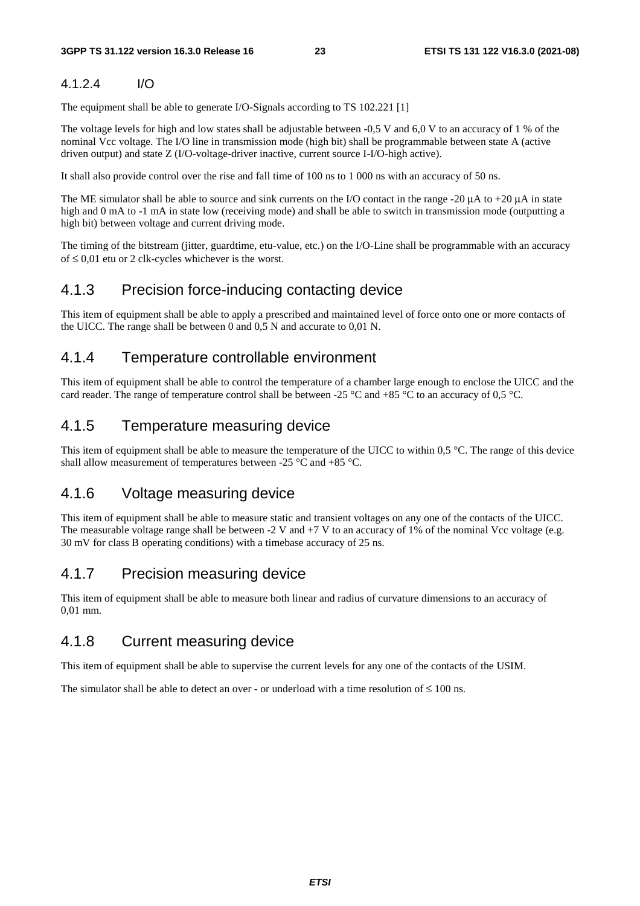#### 4.1.2.4 I/O

The equipment shall be able to generate I/O-Signals according to TS 102.221 [1]

The voltage levels for high and low states shall be adjustable between -0,5 V and 6,0 V to an accuracy of 1 % of the nominal Vcc voltage. The I/O line in transmission mode (high bit) shall be programmable between state A (active driven output) and state Z (I/O-voltage-driver inactive, current source I-I/O-high active).

It shall also provide control over the rise and fall time of 100 ns to 1 000 ns with an accuracy of 50 ns.

The ME simulator shall be able to source and sink currents on the I/O contact in the range -20 µA to +20 µA in state high and 0 mA to -1 mA in state low (receiving mode) and shall be able to switch in transmission mode (outputting a high bit) between voltage and current driving mode.

The timing of the bitstream (jitter, guardtime, etu-value, etc.) on the I/O-Line shall be programmable with an accuracy of ≤ 0,01 etu or 2 clk-cycles whichever is the worst.

### 4.1.3 Precision force-inducing contacting device

This item of equipment shall be able to apply a prescribed and maintained level of force onto one or more contacts of the UICC. The range shall be between 0 and 0,5 N and accurate to 0,01 N.

### 4.1.4 Temperature controllable environment

This item of equipment shall be able to control the temperature of a chamber large enough to enclose the UICC and the card reader. The range of temperature control shall be between -25 °C and +85 °C to an accuracy of 0,5 °C.

### 4.1.5 Temperature measuring device

This item of equipment shall be able to measure the temperature of the UICC to within 0,5 °C. The range of this device shall allow measurement of temperatures between -25 °C and +85 °C.

### 4.1.6 Voltage measuring device

This item of equipment shall be able to measure static and transient voltages on any one of the contacts of the UICC. The measurable voltage range shall be between -2 V and +7 V to an accuracy of 1% of the nominal Vcc voltage (e.g. 30 mV for class B operating conditions) with a timebase accuracy of 25 ns.

### 4.1.7 Precision measuring device

This item of equipment shall be able to measure both linear and radius of curvature dimensions to an accuracy of 0,01 mm.

### 4.1.8 Current measuring device

This item of equipment shall be able to supervise the current levels for any one of the contacts of the USIM.

The simulator shall be able to detect an over - or underload with a time resolution of ≤ 100 ns.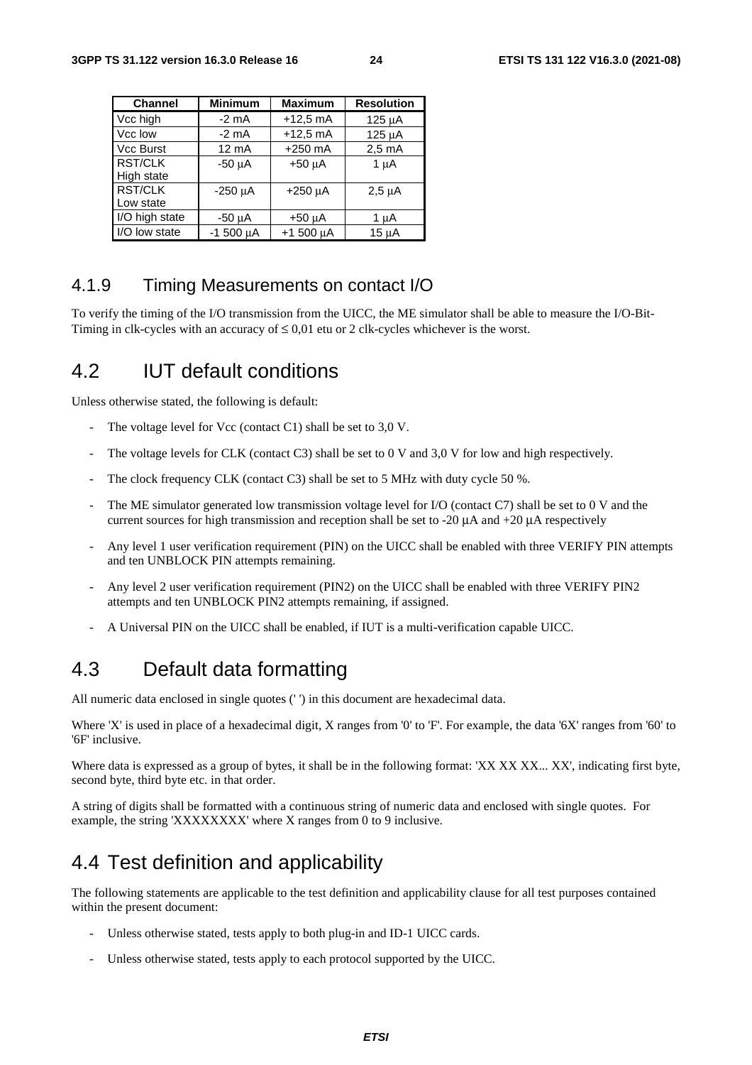| Channel | Minimum | Maximum | Resolution |
|---|---|---|---|
| Vcc high | -2 mA | +12,5 mA | 125 µA |
| Vcc low | -2 mA | +12,5 mA | 125 µA |
| Vcc Burst | 12 mA | +250 mA | 2,5 mA |
| RST/CLK High state | -50 µA | +50 µA | 1 µA |
| RST/CLK Low state | -250 µA | +250 µA | 2,5 µA |
| I/O high state | -50 µA | +50 µA | 1 µA |
| I/O low state | -1 500 µA | +1 500 µA | 15 µA |

### 4.1.9 Timing Measurements on contact I/O

To verify the timing of the I/O transmission from the UICC, the ME simulator shall be able to measure the I/O-Bit-Timing in clk-cycles with an accuracy of ≤ 0,01 etu or 2 clk-cycles whichever is the worst.

## 4.2 IUT default conditions

Unless otherwise stated, the following is default:

- The voltage level for Vcc (contact C1) shall be set to 3,0 V.
- The voltage levels for CLK (contact C3) shall be set to 0 V and 3,0 V for low and high respectively.
- The clock frequency CLK (contact C3) shall be set to 5 MHz with duty cycle 50 %.
- The ME simulator generated low transmission voltage level for I/O (contact C7) shall be set to 0 V and the current sources for high transmission and reception shall be set to -20 µA and +20 µA respectively
- Any level 1 user verification requirement (PIN) on the UICC shall be enabled with three VERIFY PIN attempts and ten UNBLOCK PIN attempts remaining.
- Any level 2 user verification requirement (PIN2) on the UICC shall be enabled with three VERIFY PIN2 attempts and ten UNBLOCK PIN2 attempts remaining, if assigned.
- A Universal PIN on the UICC shall be enabled, if IUT is a multi-verification capable UICC.

## 4.3 Default data formatting

All numeric data enclosed in single quotes (' ') in this document are hexadecimal data.

Where 'X' is used in place of a hexadecimal digit, X ranges from '0' to 'F'. For example, the data '6X' ranges from '60' to '6F' inclusive.

Where data is expressed as a group of bytes, it shall be in the following format: 'XX XX XX... XX', indicating first byte, second byte, third byte etc. in that order.

A string of digits shall be formatted with a continuous string of numeric data and enclosed with single quotes. For example, the string 'XXXXXXXX' where X ranges from 0 to 9 inclusive.

## 4.4 Test definition and applicability

The following statements are applicable to the test definition and applicability clause for all test purposes contained within the present document:

- Unless otherwise stated, tests apply to both plug-in and ID-1 UICC cards.
- Unless otherwise stated, tests apply to each protocol supported by the UICC.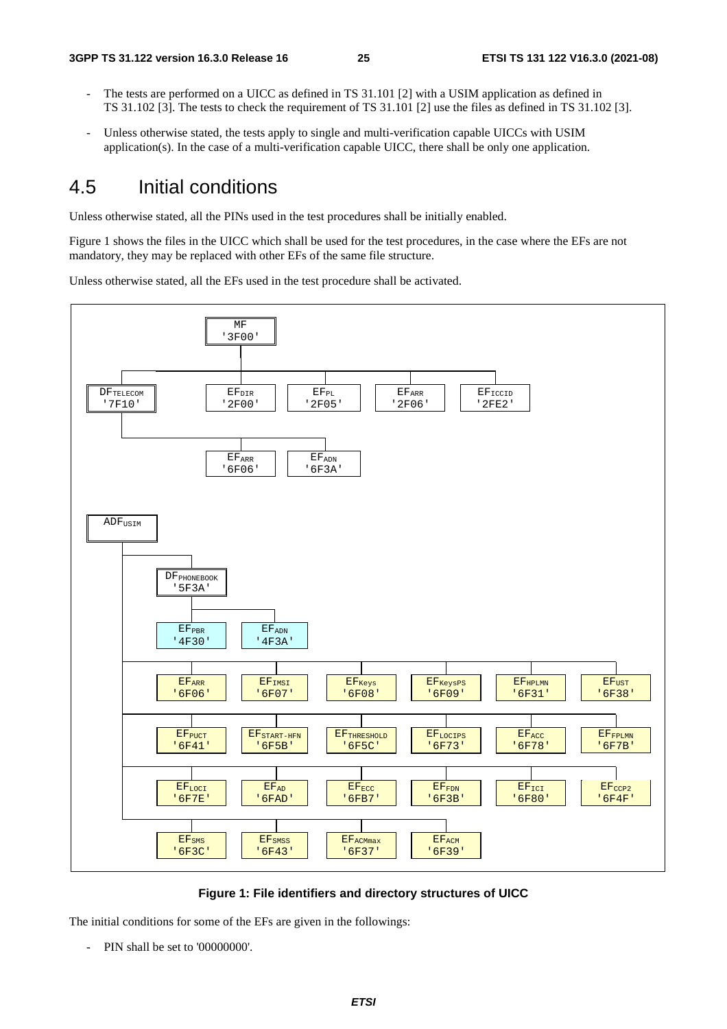- The tests are performed on a UICC as defined in TS 31.101 [2] with a USIM application as defined in TS 31.102 [3]. The tests to check the requirement of TS 31.101 [2] use the files as defined in TS 31.102 [3].
- Unless otherwise stated, the tests apply to single and multi-verification capable UICCs with USIM application(s). In the case of a multi-verification capable UICC, there shall be only one application.

# 4.5 Initial conditions

Unless otherwise stated, all the PINs used in the test procedures shall be initially enabled.

Figure 1 shows the files in the UICC which shall be used for the test procedures, in the case where the EFs are not mandatory, they may be replaced with other EFs of the same file structure.

Unless otherwise stated, all the EFs used in the test procedure shall be activated.

```
MF '3F00'
├── DF_TELECOM '7F10'
│   ├── EF_ARR '6F06'
│   └── EF_ADN '6F3A'
├── EF_DIR '2F00'
├── EF_PL '2F05'
├── EF_ARR '2F06'
└── EF_ICCID '2FE2'

ADF_USIM
├── DF_PHONEBOOK '5F3A'
│   ├── EF_PBR '4F30'
│   └── EF_ADN '4F3A'
├── EF_ARR '6F06'        EF_IMSI '6F07'        EF_Keys '6F08'
│   EF_KeysPS '6F09'     EF_HPLMN '6F31'       EF_UST '6F38'
├── EF_PUCT '6F41'       EF_START-HFN '6F5B'   EF_THRESHOLD '6F5C'
│   EF_LOCIPS '6F73'     EF_ACC '6F78'         EF_FPLMN '6F7B'
├── EF_LOCI '6F7E'       EF_AD '6FAD'          EF_ECC '6FB7'
│   EF_FDN '6F3B'        EF_ICI '6F80'         EF_CCP2 '6F4F'
└── EF_SMS '6F3C'        EF_SMSS '6F43'        EF_ACMmax '6F37'
    EF_ACM '6F39'
```

**Figure 1: File identifiers and directory structures of UICC**

The initial conditions for some of the EFs are given in the followings:

- PIN shall be set to '00000000'.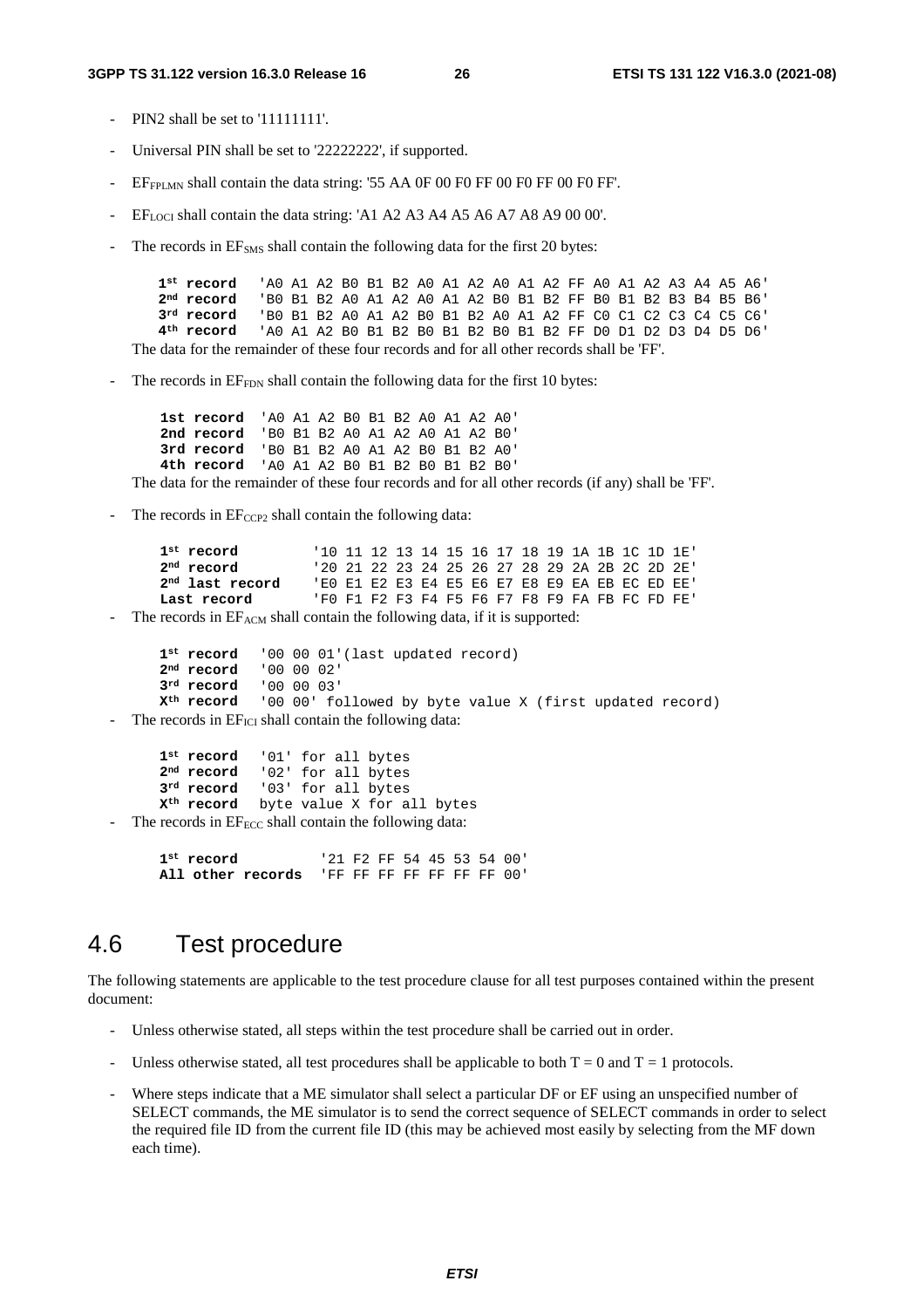- PIN2 shall be set to '11111111'.
- Universal PIN shall be set to '22222222', if supported.
- $EF_{FPLMN}$ shall contain the data string: '55 AA 0F 00 F0 FF 00 F0 FF 00 F0 FF'.
- $EF_{LOCI}$ shall contain the data string: 'A1 A2 A3 A4 A5 A6 A7 A8 A9 00 00'.
- The records in $EF_{SMS}$ shall contain the following data for the first 20 bytes:

```
1st record   'A0 A1 A2 B0 B1 B2 A0 A1 A2 A0 A1 A2 FF A0 A1 A2 A3 A4 A5 A6'
2nd record   'B0 B1 B2 A0 A1 A2 A0 A1 A2 B0 B1 B2 FF B0 B1 B2 B3 B4 B5 B6'
3rd record   'B0 B1 B2 A0 A1 A2 B0 B1 B2 A0 A1 A2 FF C0 C1 C2 C3 C4 C5 C6'
4th record   'A0 A1 A2 B0 B1 B2 B0 B1 B2 B0 B1 B2 FF D0 D1 D2 D3 D4 D5 D6'
```

The data for the remainder of these four records and for all other records shall be 'FF'.

- The records in $EF_{FDN}$ shall contain the following data for the first 10 bytes:

```
1st record  'A0 A1 A2 B0 B1 B2 A0 A1 A2 A0'
2nd record  'B0 B1 B2 A0 A1 A2 A0 A1 A2 B0'
3rd record  'B0 B1 B2 A0 A1 A2 B0 B1 B2 A0'
4th record  'A0 A1 A2 B0 B1 B2 B0 B1 B2 B0'
```

The data for the remainder of these four records and for all other records (if any) shall be 'FF'.

- The records in $EF_{CCP2}$ shall contain the following data:

```
1st record         '10 11 12 13 14 15 16 17 18 19 1A 1B 1C 1D 1E'
2nd record         '20 21 22 23 24 25 26 27 28 29 2A 2B 2C 2D 2E'
2nd last record    'E0 E1 E2 E3 E4 E5 E6 E7 E8 E9 EA EB EC ED EE'
Last record        'F0 F1 F2 F3 F4 F5 F6 F7 F8 F9 FA FB FC FD FE'
```

- The records in $EF_{ACM}$ shall contain the following data, if it is supported:

```
1st record   '00 00 01'(last updated record)
2nd record   '00 00 02'
3rd record   '00 00 03'
Xth record   '00 00' followed by byte value X (first updated record)
```

- The records in $EF_{ICI}$ shall contain the following data:

```
1st record   '01' for all bytes
2nd record   '02' for all bytes
3rd record   '03' for all bytes
Xth record   byte value X for all bytes
```

- The records in $EF_{ECC}$ shall contain the following data:

```
1st record          '21 F2 FF 54 45 53 54 00'
All other records   'FF FF FF FF FF FF FF 00'
```

## 4.6 Test procedure

The following statements are applicable to the test procedure clause for all test purposes contained within the present document:

- Unless otherwise stated, all steps within the test procedure shall be carried out in order.
- Unless otherwise stated, all test procedures shall be applicable to both T = 0 and T = 1 protocols.
- Where steps indicate that a ME simulator shall select a particular DF or EF using an unspecified number of SELECT commands, the ME simulator is to send the correct sequence of SELECT commands in order to select the required file ID from the current file ID (this may be achieved most easily by selecting from the MF down each time).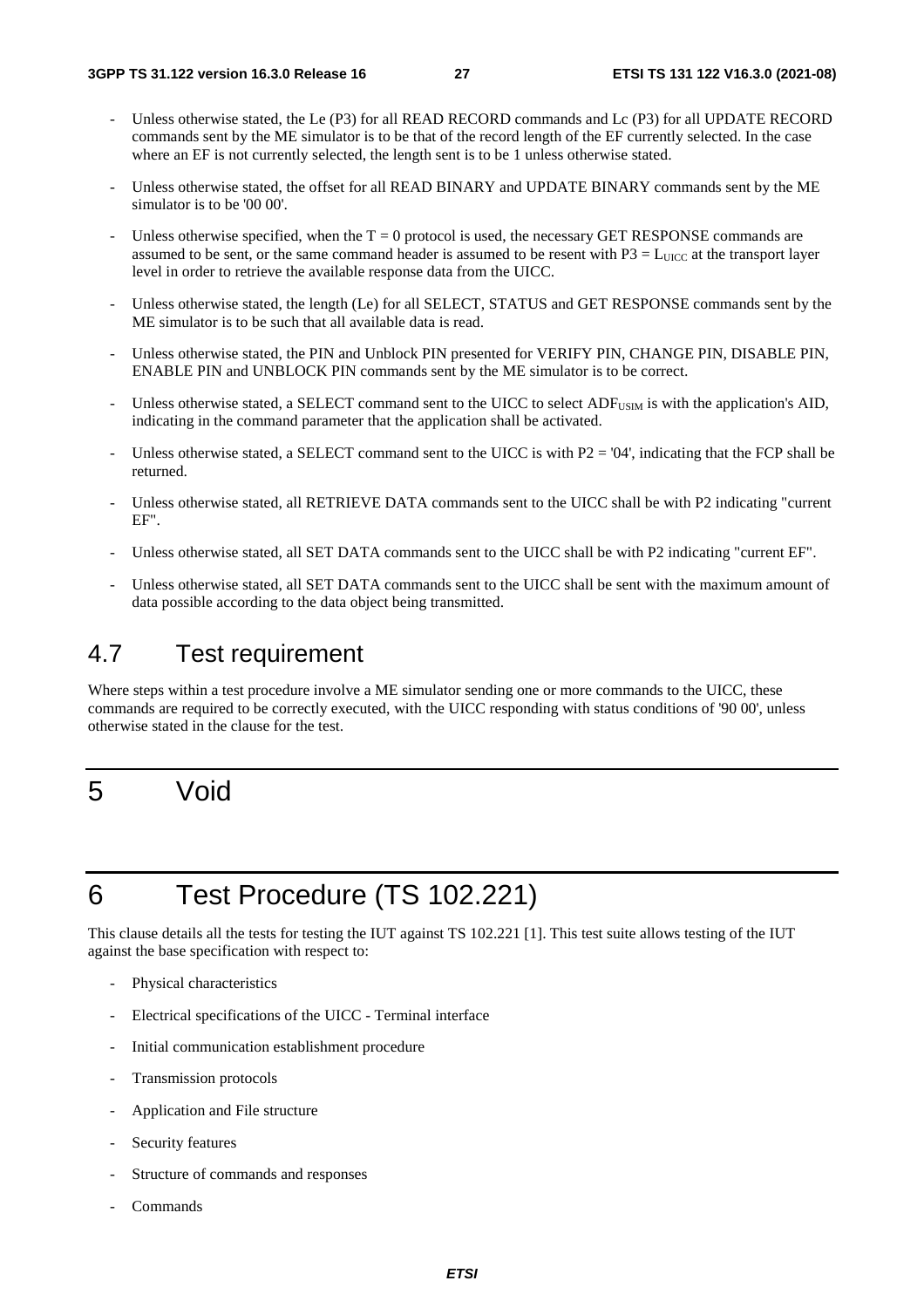- Unless otherwise stated, the Le (P3) for all READ RECORD commands and Lc (P3) for all UPDATE RECORD commands sent by the ME simulator is to be that of the record length of the EF currently selected. In the case where an EF is not currently selected, the length sent is to be 1 unless otherwise stated.

- Unless otherwise stated, the offset for all READ BINARY and UPDATE BINARY commands sent by the ME simulator is to be '00 00'.

- Unless otherwise specified, when the T = 0 protocol is used, the necessary GET RESPONSE commands are assumed to be sent, or the same command header is assumed to be resent with $P3 = L_{UICC}$ at the transport layer level in order to retrieve the available response data from the UICC.

- Unless otherwise stated, the length (Le) for all SELECT, STATUS and GET RESPONSE commands sent by the ME simulator is to be such that all available data is read.

- Unless otherwise stated, the PIN and Unblock PIN presented for VERIFY PIN, CHANGE PIN, DISABLE PIN, ENABLE PIN and UNBLOCK PIN commands sent by the ME simulator is to be correct.

- Unless otherwise stated, a SELECT command sent to the UICC to select $ADF_{USIM}$ is with the application's AID, indicating in the command parameter that the application shall be activated.

- Unless otherwise stated, a SELECT command sent to the UICC is with P2 = '04', indicating that the FCP shall be returned.

- Unless otherwise stated, all RETRIEVE DATA commands sent to the UICC shall be with P2 indicating "current EF".

- Unless otherwise stated, all SET DATA commands sent to the UICC shall be with P2 indicating "current EF".

- Unless otherwise stated, all SET DATA commands sent to the UICC shall be sent with the maximum amount of data possible according to the data object being transmitted.

## 4.7 Test requirement

Where steps within a test procedure involve a ME simulator sending one or more commands to the UICC, these commands are required to be correctly executed, with the UICC responding with status conditions of '90 00', unless otherwise stated in the clause for the test.

# 5 Void

# 6 Test Procedure (TS 102.221)

This clause details all the tests for testing the IUT against TS 102.221 [1]. This test suite allows testing of the IUT against the base specification with respect to:

- Physical characteristics
- Electrical specifications of the UICC - Terminal interface
- Initial communication establishment procedure
- Transmission protocols
- Application and File structure
- Security features
- Structure of commands and responses
- Commands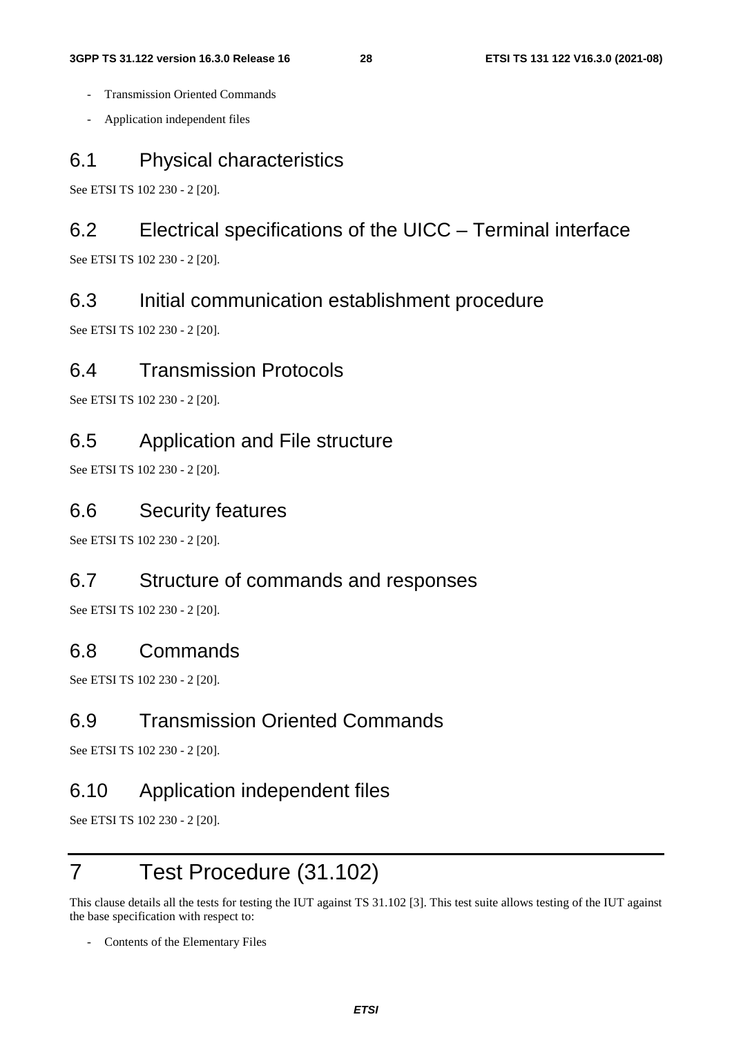- Transmission Oriented Commands
- Application independent files

## 6.1 Physical characteristics

See ETSI TS 102 230 - 2 [20].

## 6.2 Electrical specifications of the UICC – Terminal interface

See ETSI TS 102 230 - 2 [20].

## 6.3 Initial communication establishment procedure

See ETSI TS 102 230 - 2 [20].

## 6.4 Transmission Protocols

See ETSI TS 102 230 - 2 [20].

## 6.5 Application and File structure

See ETSI TS 102 230 - 2 [20].

## 6.6 Security features

See ETSI TS 102 230 - 2 [20].

## 6.7 Structure of commands and responses

See ETSI TS 102 230 - 2 [20].

## 6.8 Commands

See ETSI TS 102 230 - 2 [20].

## 6.9 Transmission Oriented Commands

See ETSI TS 102 230 - 2 [20].

## 6.10 Application independent files

See ETSI TS 102 230 - 2 [20].

# 7 Test Procedure (31.102)

This clause details all the tests for testing the IUT against TS 31.102 [3]. This test suite allows testing of the IUT against the base specification with respect to:

- Contents of the Elementary Files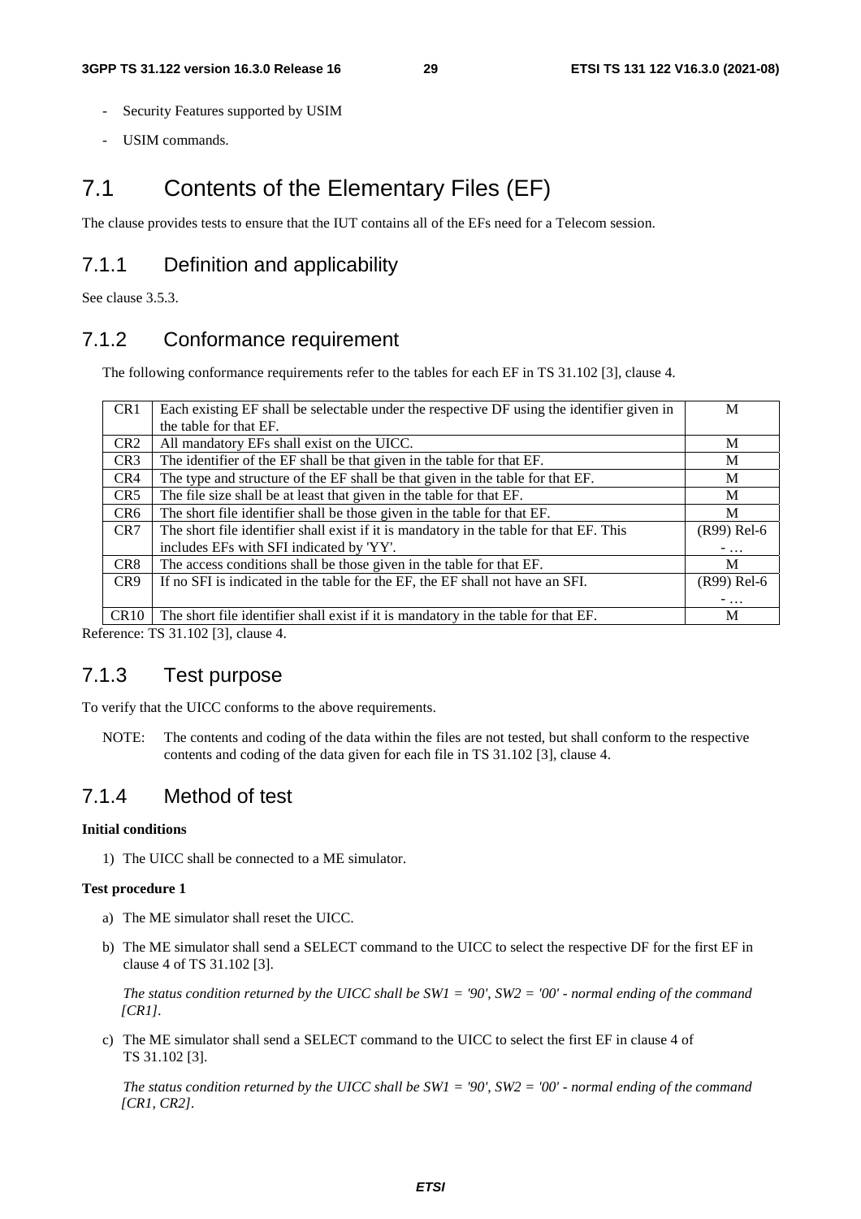- Security Features supported by USIM
- USIM commands.

## 7.1 Contents of the Elementary Files (EF)

The clause provides tests to ensure that the IUT contains all of the EFs need for a Telecom session.

### 7.1.1 Definition and applicability

See clause 3.5.3.

### 7.1.2 Conformance requirement

The following conformance requirements refer to the tables for each EF in TS 31.102 [3], clause 4.

| | | |
|---|---|---|
| CR1 | Each existing EF shall be selectable under the respective DF using the identifier given in the table for that EF. | M |
| CR2 | All mandatory EFs shall exist on the UICC. | M |
| CR3 | The identifier of the EF shall be that given in the table for that EF. | M |
| CR4 | The type and structure of the EF shall be that given in the table for that EF. | M |
| CR5 | The file size shall be at least that given in the table for that EF. | M |
| CR6 | The short file identifier shall be those given in the table for that EF. | M |
| CR7 | The short file identifier shall exist if it is mandatory in the table for that EF. This includes EFs with SFI indicated by 'YY'. | (R99) Rel-6 - … |
| CR8 | The access conditions shall be those given in the table for that EF. | M |
| CR9 | If no SFI is indicated in the table for the EF, the EF shall not have an SFI. | (R99) Rel-6 - … |
| CR10 | The short file identifier shall exist if it is mandatory in the table for that EF. | M |

Reference: TS 31.102 [3], clause 4.

### 7.1.3 Test purpose

To verify that the UICC conforms to the above requirements.

NOTE: The contents and coding of the data within the files are not tested, but shall conform to the respective contents and coding of the data given for each file in TS 31.102 [3], clause 4.

### 7.1.4 Method of test

**Initial conditions**

1) The UICC shall be connected to a ME simulator.

**Test procedure 1**

a) The ME simulator shall reset the UICC.

b) The ME simulator shall send a SELECT command to the UICC to select the respective DF for the first EF in clause 4 of TS 31.102 [3].

*The status condition returned by the UICC shall be SW1 = '90', SW2 = '00' - normal ending of the command [CR1].*

c) The ME simulator shall send a SELECT command to the UICC to select the first EF in clause 4 of TS 31.102 [3].

*The status condition returned by the UICC shall be SW1 = '90', SW2 = '00' - normal ending of the command [CR1, CR2].*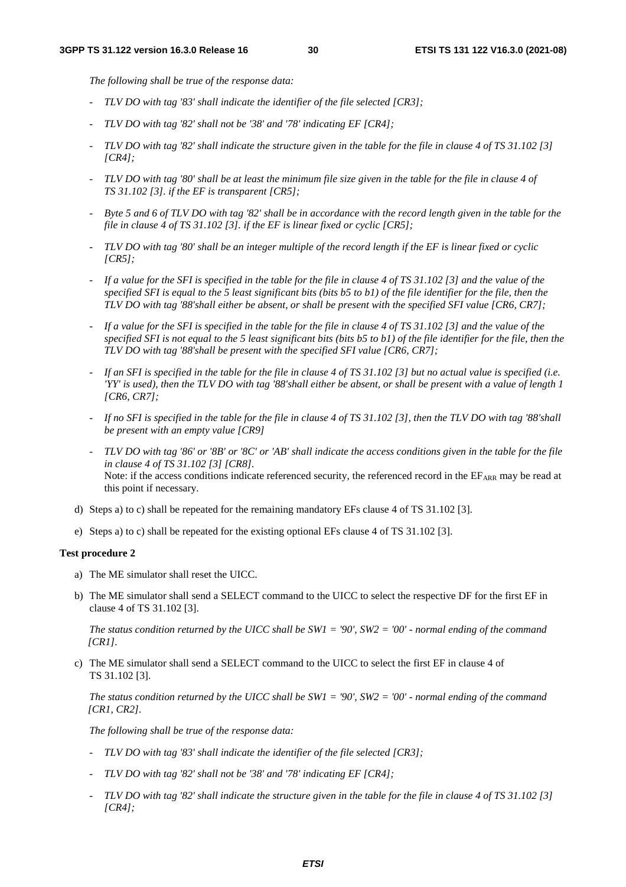*The following shall be true of the response data:*

- *TLV DO with tag '83' shall indicate the identifier of the file selected [CR3];*
- *TLV DO with tag '82' shall not be '38' and '78' indicating EF [CR4];*
- *TLV DO with tag '82' shall indicate the structure given in the table for the file in clause 4 of TS 31.102 [3] [CR4];*
- *TLV DO with tag '80' shall be at least the minimum file size given in the table for the file in clause 4 of TS 31.102 [3]. if the EF is transparent [CR5];*
- *Byte 5 and 6 of TLV DO with tag '82' shall be in accordance with the record length given in the table for the file in clause 4 of TS 31.102 [3]. if the EF is linear fixed or cyclic [CR5];*
- *TLV DO with tag '80' shall be an integer multiple of the record length if the EF is linear fixed or cyclic [CR5];*
- *If a value for the SFI is specified in the table for the file in clause 4 of TS 31.102 [3] and the value of the specified SFI is equal to the 5 least significant bits (bits b5 to b1) of the file identifier for the file, then the TLV DO with tag '88'shall either be absent, or shall be present with the specified SFI value [CR6, CR7];*
- *If a value for the SFI is specified in the table for the file in clause 4 of TS 31.102 [3] and the value of the specified SFI is not equal to the 5 least significant bits (bits b5 to b1) of the file identifier for the file, then the TLV DO with tag '88'shall be present with the specified SFI value [CR6, CR7];*
- *If an SFI is specified in the table for the file in clause 4 of TS 31.102 [3] but no actual value is specified (i.e. 'YY' is used), then the TLV DO with tag '88'shall either be absent, or shall be present with a value of length 1 [CR6, CR7];*
- *If no SFI is specified in the table for the file in clause 4 of TS 31.102 [3], then the TLV DO with tag '88'shall be present with an empty value [CR9]*
- *TLV DO with tag '86' or '8B' or '8C' or 'AB' shall indicate the access conditions given in the table for the file in clause 4 of TS 31.102 [3] [CR8].*
  Note: if the access conditions indicate referenced security, the referenced record in the $EF_{ARR}$ may be read at this point if necessary.

d) Steps a) to c) shall be repeated for the remaining mandatory EFs clause 4 of TS 31.102 [3].

e) Steps a) to c) shall be repeated for the existing optional EFs clause 4 of TS 31.102 [3].

**Test procedure 2**

a) The ME simulator shall reset the UICC.

b) The ME simulator shall send a SELECT command to the UICC to select the respective DF for the first EF in clause 4 of TS 31.102 [3].

*The status condition returned by the UICC shall be SW1 = '90', SW2 = '00' - normal ending of the command [CR1].*

c) The ME simulator shall send a SELECT command to the UICC to select the first EF in clause 4 of TS 31.102 [3].

*The status condition returned by the UICC shall be SW1 = '90', SW2 = '00' - normal ending of the command [CR1, CR2].*

*The following shall be true of the response data:*

- *TLV DO with tag '83' shall indicate the identifier of the file selected [CR3];*
- *TLV DO with tag '82' shall not be '38' and '78' indicating EF [CR4];*
- *TLV DO with tag '82' shall indicate the structure given in the table for the file in clause 4 of TS 31.102 [3] [CR4];*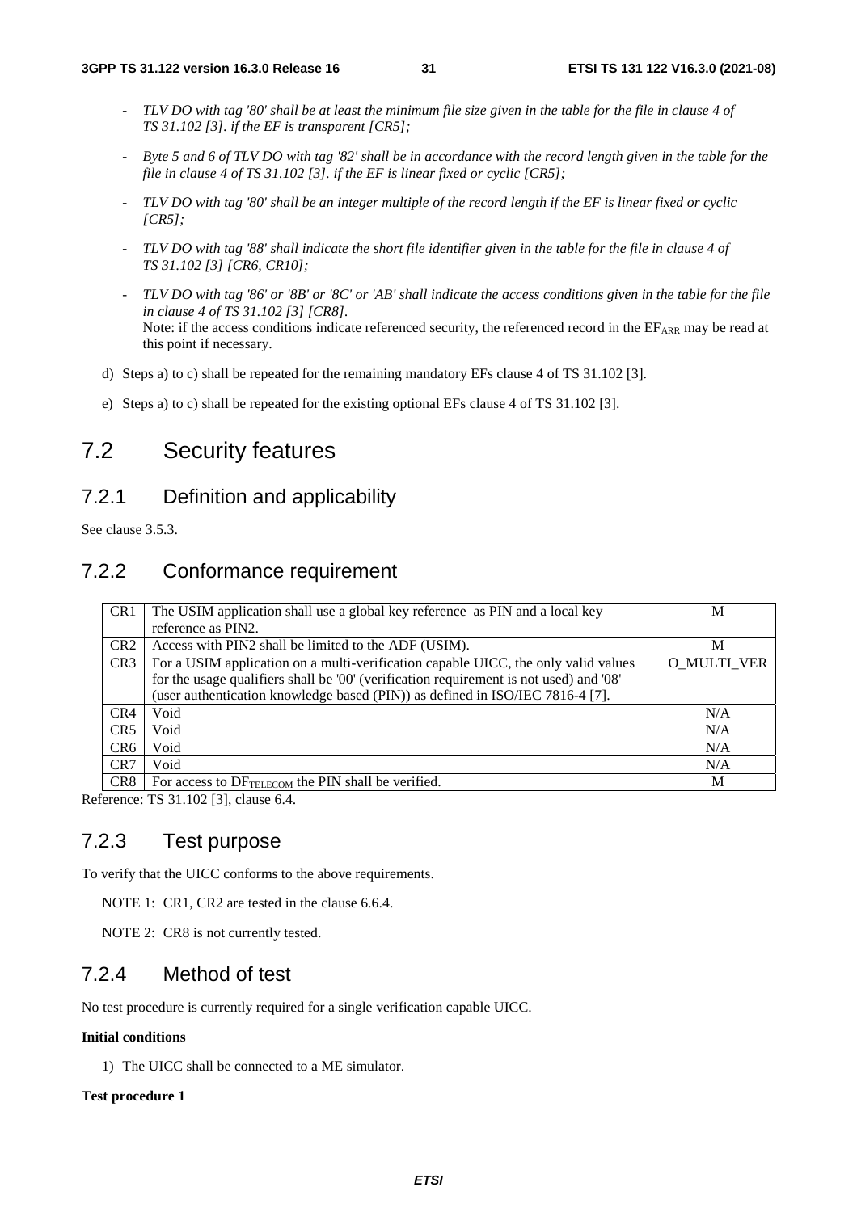- *TLV DO with tag '80' shall be at least the minimum file size given in the table for the file in clause 4 of TS 31.102 [3]. if the EF is transparent [CR5];*
- *Byte 5 and 6 of TLV DO with tag '82' shall be in accordance with the record length given in the table for the file in clause 4 of TS 31.102 [3]. if the EF is linear fixed or cyclic [CR5];*
- *TLV DO with tag '80' shall be an integer multiple of the record length if the EF is linear fixed or cyclic [CR5];*
- *TLV DO with tag '88' shall indicate the short file identifier given in the table for the file in clause 4 of TS 31.102 [3] [CR6, CR10];*
- *TLV DO with tag '86' or '8B' or '8C' or 'AB' shall indicate the access conditions given in the table for the file in clause 4 of TS 31.102 [3] [CR8].*
  Note: if the access conditions indicate referenced security, the referenced record in the $EF_{ARR}$ may be read at this point if necessary.

d) Steps a) to c) shall be repeated for the remaining mandatory EFs clause 4 of TS 31.102 [3].

e) Steps a) to c) shall be repeated for the existing optional EFs clause 4 of TS 31.102 [3].

# 7.2 Security features

## 7.2.1 Definition and applicability

See clause 3.5.3.

## 7.2.2 Conformance requirement

| | | |
|---|---|---|
| CR1 | The USIM application shall use a global key reference as PIN and a local key reference as PIN2. | M |
| CR2 | Access with PIN2 shall be limited to the ADF (USIM). | M |
| CR3 | For a USIM application on a multi-verification capable UICC, the only valid values for the usage qualifiers shall be '00' (verification requirement is not used) and '08' (user authentication knowledge based (PIN)) as defined in ISO/IEC 7816-4 [7]. | O_MULTI_VER |
| CR4 | Void | N/A |
| CR5 | Void | N/A |
| CR6 | Void | N/A |
| CR7 | Void | N/A |
| CR8 | For access to $DF_{TELECOM}$ the PIN shall be verified. | M |

Reference: TS 31.102 [3], clause 6.4.

## 7.2.3 Test purpose

To verify that the UICC conforms to the above requirements.

NOTE 1: CR1, CR2 are tested in the clause 6.6.4.

NOTE 2: CR8 is not currently tested.

## 7.2.4 Method of test

No test procedure is currently required for a single verification capable UICC.

**Initial conditions**

1) The UICC shall be connected to a ME simulator.

**Test procedure 1**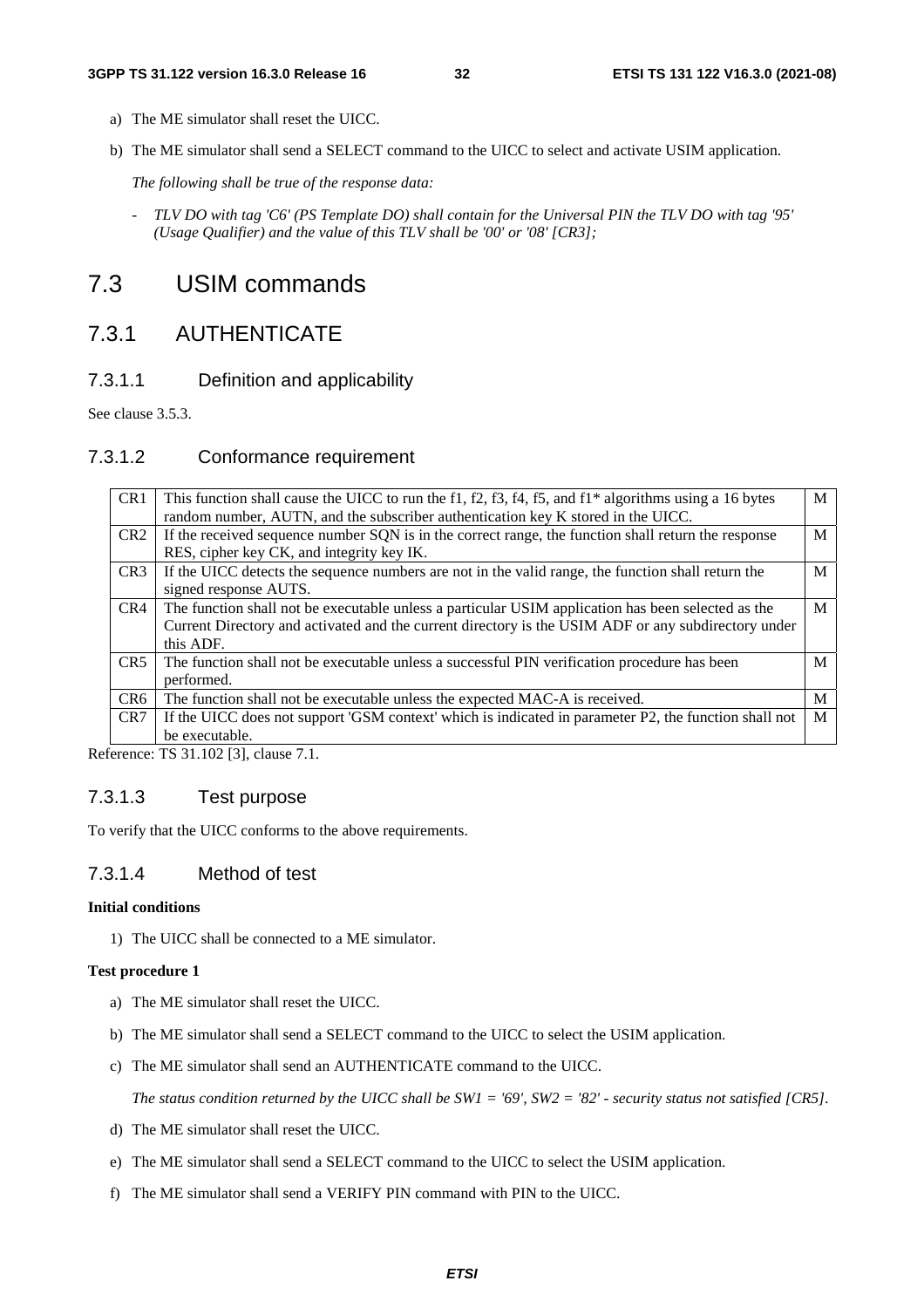a) The ME simulator shall reset the UICC.

b) The ME simulator shall send a SELECT command to the UICC to select and activate USIM application.

*The following shall be true of the response data:*

- *TLV DO with tag 'C6' (PS Template DO) shall contain for the Universal PIN the TLV DO with tag '95' (Usage Qualifier) and the value of this TLV shall be '00' or '08' [CR3];*

# 7.3 USIM commands

## 7.3.1 AUTHENTICATE

### 7.3.1.1 Definition and applicability

See clause 3.5.3.

### 7.3.1.2 Conformance requirement

| | | |
|---|---|---|
| CR1 | This function shall cause the UICC to run the f1, f2, f3, f4, f5, and f1* algorithms using a 16 bytes random number, AUTN, and the subscriber authentication key K stored in the UICC. | M |
| CR2 | If the received sequence number SQN is in the correct range, the function shall return the response RES, cipher key CK, and integrity key IK. | M |
| CR3 | If the UICC detects the sequence numbers are not in the valid range, the function shall return the signed response AUTS. | M |
| CR4 | The function shall not be executable unless a particular USIM application has been selected as the Current Directory and activated and the current directory is the USIM ADF or any subdirectory under this ADF. | M |
| CR5 | The function shall not be executable unless a successful PIN verification procedure has been performed. | M |
| CR6 | The function shall not be executable unless the expected MAC-A is received. | M |
| CR7 | If the UICC does not support 'GSM context' which is indicated in parameter P2, the function shall not be executable. | M |

Reference: TS 31.102 [3], clause 7.1.

### 7.3.1.3 Test purpose

To verify that the UICC conforms to the above requirements.

### 7.3.1.4 Method of test

**Initial conditions**

1) The UICC shall be connected to a ME simulator.

**Test procedure 1**

a) The ME simulator shall reset the UICC.

b) The ME simulator shall send a SELECT command to the UICC to select the USIM application.

c) The ME simulator shall send an AUTHENTICATE command to the UICC.

*The status condition returned by the UICC shall be SW1 = '69', SW2 = '82' - security status not satisfied [CR5].*

d) The ME simulator shall reset the UICC.

e) The ME simulator shall send a SELECT command to the UICC to select the USIM application.

f) The ME simulator shall send a VERIFY PIN command with PIN to the UICC.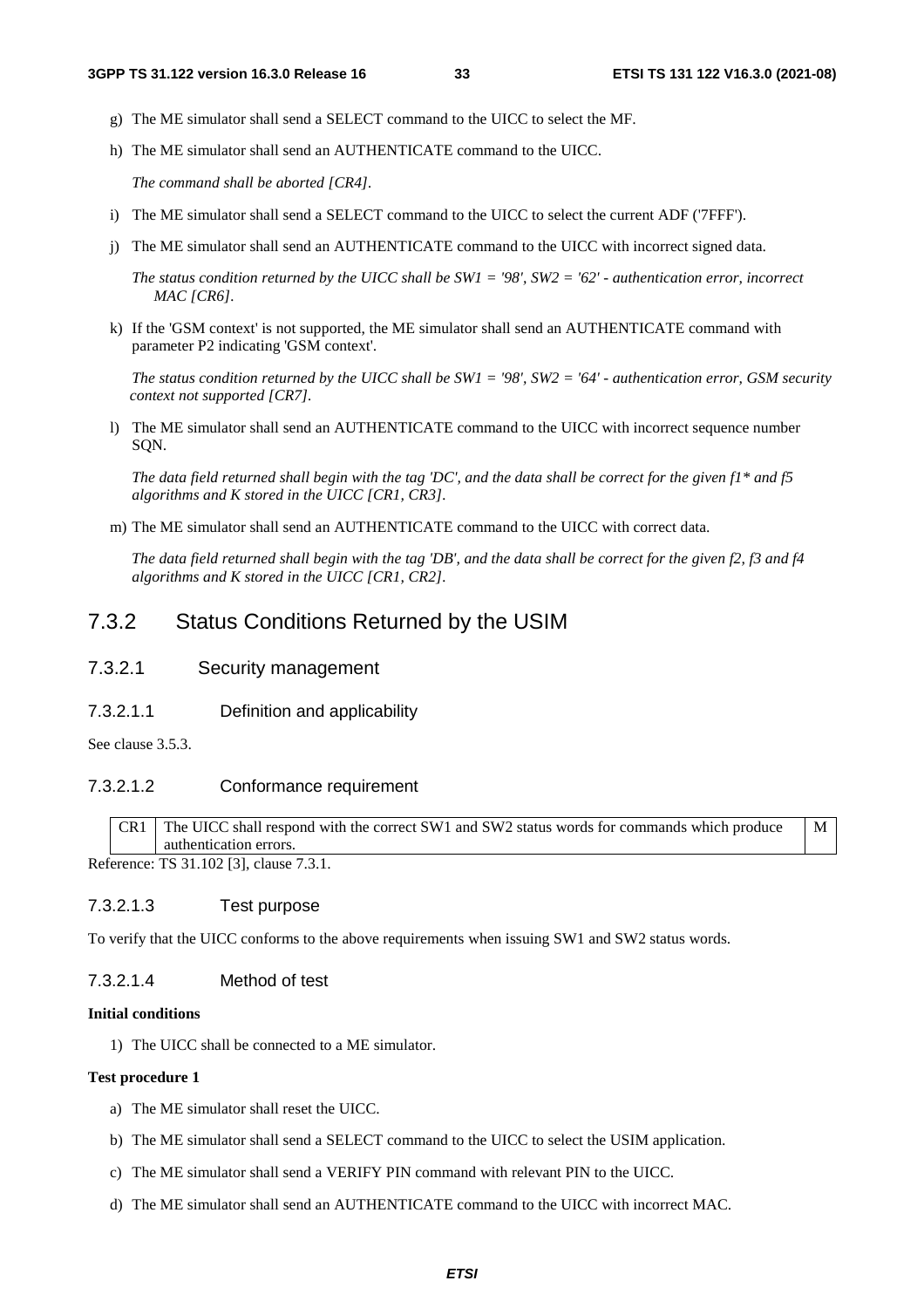g) The ME simulator shall send a SELECT command to the UICC to select the MF.

h) The ME simulator shall send an AUTHENTICATE command to the UICC.

*The command shall be aborted [CR4].*

i) The ME simulator shall send a SELECT command to the UICC to select the current ADF ('7FFF').

j) The ME simulator shall send an AUTHENTICATE command to the UICC with incorrect signed data.

*The status condition returned by the UICC shall be SW1 = '98', SW2 = '62' - authentication error, incorrect MAC [CR6].*

k) If the 'GSM context' is not supported, the ME simulator shall send an AUTHENTICATE command with parameter P2 indicating 'GSM context'.

*The status condition returned by the UICC shall be SW1 = '98', SW2 = '64' - authentication error, GSM security context not supported [CR7].*

l) The ME simulator shall send an AUTHENTICATE command to the UICC with incorrect sequence number SQN.

*The data field returned shall begin with the tag 'DC', and the data shall be correct for the given f1* and f5 algorithms and K stored in the UICC [CR1, CR3].*

m) The ME simulator shall send an AUTHENTICATE command to the UICC with correct data.

*The data field returned shall begin with the tag 'DB', and the data shall be correct for the given f2, f3 and f4 algorithms and K stored in the UICC [CR1, CR2].*

## 7.3.2 Status Conditions Returned by the USIM

### 7.3.2.1 Security management

#### 7.3.2.1.1 Definition and applicability

See clause 3.5.3.

#### 7.3.2.1.2 Conformance requirement

| CR1 | The UICC shall respond with the correct SW1 and SW2 status words for commands which produce authentication errors. | M |
|---|---|---|

Reference: TS 31.102 [3], clause 7.3.1.

#### 7.3.2.1.3 Test purpose

To verify that the UICC conforms to the above requirements when issuing SW1 and SW2 status words.

#### 7.3.2.1.4 Method of test

**Initial conditions**

1) The UICC shall be connected to a ME simulator.

**Test procedure 1**

a) The ME simulator shall reset the UICC.

b) The ME simulator shall send a SELECT command to the UICC to select the USIM application.

c) The ME simulator shall send a VERIFY PIN command with relevant PIN to the UICC.

d) The ME simulator shall send an AUTHENTICATE command to the UICC with incorrect MAC.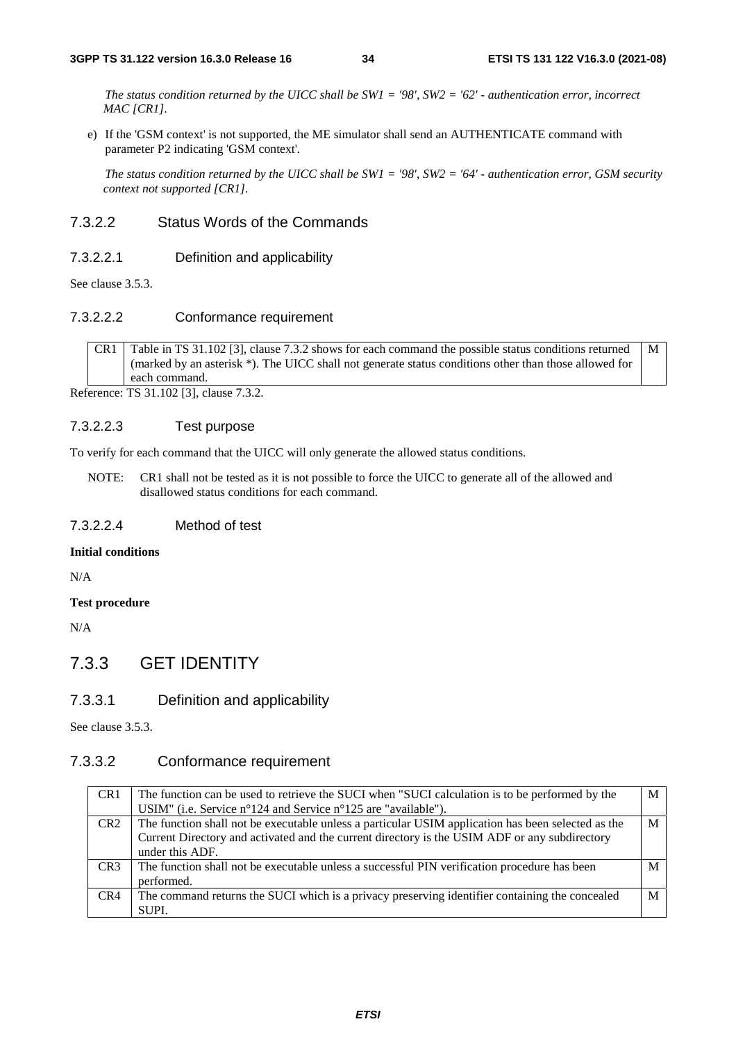*The status condition returned by the UICC shall be SW1 = '98', SW2 = '62' - authentication error, incorrect MAC [CR1].*

e) If the 'GSM context' is not supported, the ME simulator shall send an AUTHENTICATE command with parameter P2 indicating 'GSM context'.

*The status condition returned by the UICC shall be SW1 = '98', SW2 = '64' - authentication error, GSM security context not supported [CR1].*

#### 7.3.2.2 Status Words of the Commands

##### 7.3.2.2.1 Definition and applicability

See clause 3.5.3.

##### 7.3.2.2.2 Conformance requirement

| | | |
|---|---|---|
| CR1 | Table in TS 31.102 [3], clause 7.3.2 shows for each command the possible status conditions returned (marked by an asterisk *). The UICC shall not generate status conditions other than those allowed for each command. | M |

Reference: TS 31.102 [3], clause 7.3.2.

##### 7.3.2.2.3 Test purpose

To verify for each command that the UICC will only generate the allowed status conditions.

NOTE: CR1 shall not be tested as it is not possible to force the UICC to generate all of the allowed and disallowed status conditions for each command.

##### 7.3.2.2.4 Method of test

**Initial conditions**

N/A

**Test procedure**

N/A

### 7.3.3 GET IDENTITY

#### 7.3.3.1 Definition and applicability

See clause 3.5.3.

#### 7.3.3.2 Conformance requirement

| | | |
|---|---|---|
| CR1 | The function can be used to retrieve the SUCI when "SUCI calculation is to be performed by the USIM" (i.e. Service n°124 and Service n°125 are "available"). | M |
| CR2 | The function shall not be executable unless a particular USIM application has been selected as the Current Directory and activated and the current directory is the USIM ADF or any subdirectory under this ADF. | M |
| CR3 | The function shall not be executable unless a successful PIN verification procedure has been performed. | M |
| CR4 | The command returns the SUCI which is a privacy preserving identifier containing the concealed SUPI. | M |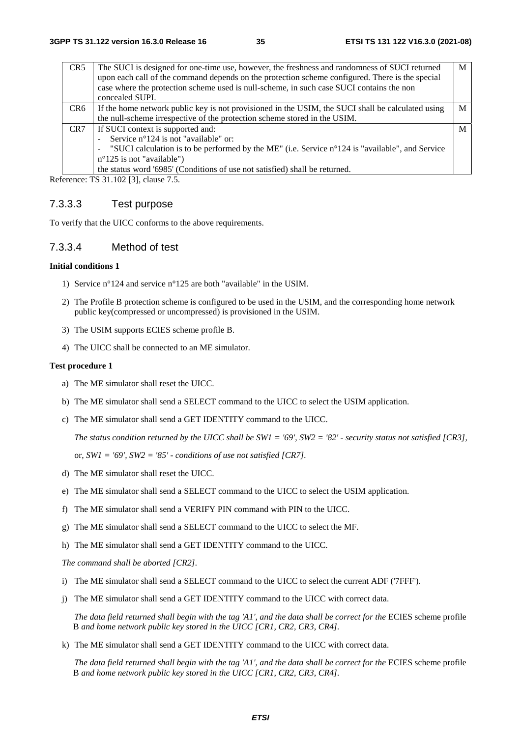| CR5 | The SUCI is designed for one-time use, however, the freshness and randomness of SUCI returned upon each call of the command depends on the protection scheme configured. There is the special case where the protection scheme used is null-scheme, in such case SUCI contains the non concealed SUPI. | M |
|---|---|---|
| CR6 | If the home network public key is not provisioned in the USIM, the SUCI shall be calculated using the null-scheme irrespective of the protection scheme stored in the USIM. | M |
| CR7 | If SUCI context is supported and:<br>- Service n°124 is not "available" or:<br>- "SUCI calculation is to be performed by the ME" (i.e. Service n°124 is "available", and Service n°125 is not "available")<br>the status word '6985' (Conditions of use not satisfied) shall be returned. | M |

Reference: TS 31.102 [3], clause 7.5.

### 7.3.3.3 Test purpose

To verify that the UICC conforms to the above requirements.

### 7.3.3.4 Method of test

**Initial conditions 1**

1) Service n°124 and service n°125 are both "available" in the USIM.
2) The Profile B protection scheme is configured to be used in the USIM, and the corresponding home network public key(compressed or uncompressed) is provisioned in the USIM.
3) The USIM supports ECIES scheme profile B.
4) The UICC shall be connected to an ME simulator.

**Test procedure 1**

a) The ME simulator shall reset the UICC.

b) The ME simulator shall send a SELECT command to the UICC to select the USIM application.

c) The ME simulator shall send a GET IDENTITY command to the UICC.

   *The status condition returned by the UICC shall be SW1 = '69', SW2 = '82' - security status not satisfied [CR3],*

   or, *SW1 = '69', SW2 = '85' - conditions of use not satisfied [CR7].*

d) The ME simulator shall reset the UICC.

e) The ME simulator shall send a SELECT command to the UICC to select the USIM application.

f) The ME simulator shall send a VERIFY PIN command with PIN to the UICC.

g) The ME simulator shall send a SELECT command to the UICC to select the MF.

h) The ME simulator shall send a GET IDENTITY command to the UICC.

   *The command shall be aborted [CR2].*

i) The ME simulator shall send a SELECT command to the UICC to select the current ADF ('7FFF').

j) The ME simulator shall send a GET IDENTITY command to the UICC with correct data.

   *The data field returned shall begin with the tag 'A1', and the data shall be correct for the* ECIES scheme profile B *and home network public key stored in the UICC [CR1, CR2, CR3, CR4].*

k) The ME simulator shall send a GET IDENTITY command to the UICC with correct data.

   *The data field returned shall begin with the tag 'A1', and the data shall be correct for the* ECIES scheme profile B *and home network public key stored in the UICC [CR1, CR2, CR3, CR4].*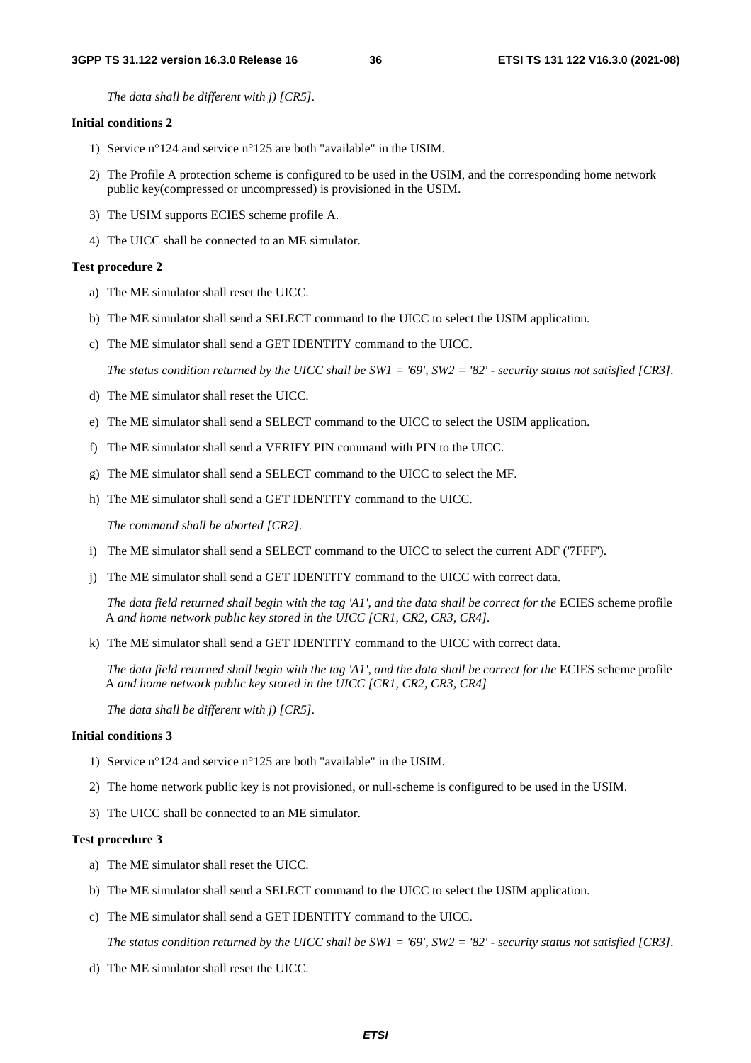*The data shall be different with j) [CR5].*

**Initial conditions 2**

1) Service n°124 and service n°125 are both "available" in the USIM.
2) The Profile A protection scheme is configured to be used in the USIM, and the corresponding home network public key(compressed or uncompressed) is provisioned in the USIM.
3) The USIM supports ECIES scheme profile A.
4) The UICC shall be connected to an ME simulator.

**Test procedure 2**

a) The ME simulator shall reset the UICC.

b) The ME simulator shall send a SELECT command to the UICC to select the USIM application.

c) The ME simulator shall send a GET IDENTITY command to the UICC.

   *The status condition returned by the UICC shall be SW1 = '69', SW2 = '82' - security status not satisfied [CR3].*

d) The ME simulator shall reset the UICC.

e) The ME simulator shall send a SELECT command to the UICC to select the USIM application.

f) The ME simulator shall send a VERIFY PIN command with PIN to the UICC.

g) The ME simulator shall send a SELECT command to the UICC to select the MF.

h) The ME simulator shall send a GET IDENTITY command to the UICC.

   *The command shall be aborted [CR2].*

i) The ME simulator shall send a SELECT command to the UICC to select the current ADF ('7FFF').

j) The ME simulator shall send a GET IDENTITY command to the UICC with correct data.

   *The data field returned shall begin with the tag 'A1', and the data shall be correct for the* ECIES scheme profile A *and home network public key stored in the UICC [CR1, CR2, CR3, CR4].*

k) The ME simulator shall send a GET IDENTITY command to the UICC with correct data.

   *The data field returned shall begin with the tag 'A1', and the data shall be correct for the* ECIES scheme profile A *and home network public key stored in the UICC [CR1, CR2, CR3, CR4]*

   *The data shall be different with j) [CR5].*

**Initial conditions 3**

1) Service n°124 and service n°125 are both "available" in the USIM.
2) The home network public key is not provisioned, or null-scheme is configured to be used in the USIM.
3) The UICC shall be connected to an ME simulator.

**Test procedure 3**

a) The ME simulator shall reset the UICC.

b) The ME simulator shall send a SELECT command to the UICC to select the USIM application.

c) The ME simulator shall send a GET IDENTITY command to the UICC.

   *The status condition returned by the UICC shall be SW1 = '69', SW2 = '82' - security status not satisfied [CR3].*

d) The ME simulator shall reset the UICC.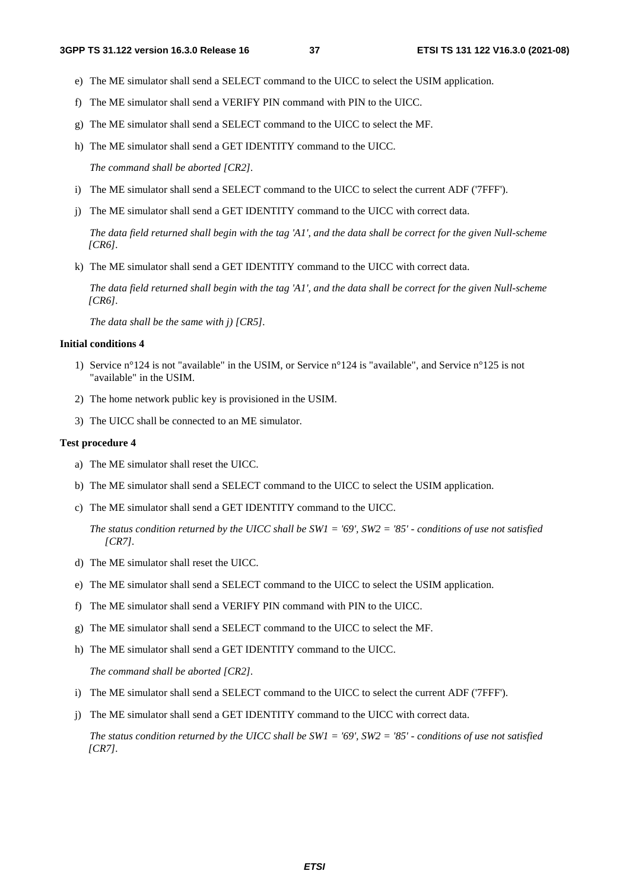e) The ME simulator shall send a SELECT command to the UICC to select the USIM application.

f) The ME simulator shall send a VERIFY PIN command with PIN to the UICC.

g) The ME simulator shall send a SELECT command to the UICC to select the MF.

h) The ME simulator shall send a GET IDENTITY command to the UICC.

   *The command shall be aborted [CR2].*

i) The ME simulator shall send a SELECT command to the UICC to select the current ADF ('7FFF').

j) The ME simulator shall send a GET IDENTITY command to the UICC with correct data.

   *The data field returned shall begin with the tag 'A1', and the data shall be correct for the given Null-scheme [CR6].*

k) The ME simulator shall send a GET IDENTITY command to the UICC with correct data.

   *The data field returned shall begin with the tag 'A1', and the data shall be correct for the given Null-scheme [CR6].*

   *The data shall be the same with j) [CR5].*

**Initial conditions 4**

1) Service n°124 is not "available" in the USIM, or Service n°124 is "available", and Service n°125 is not "available" in the USIM.

2) The home network public key is provisioned in the USIM.

3) The UICC shall be connected to an ME simulator.

**Test procedure 4**

a) The ME simulator shall reset the UICC.

b) The ME simulator shall send a SELECT command to the UICC to select the USIM application.

c) The ME simulator shall send a GET IDENTITY command to the UICC.

   *The status condition returned by the UICC shall be SW1 = '69', SW2 = '85' - conditions of use not satisfied [CR7].*

d) The ME simulator shall reset the UICC.

e) The ME simulator shall send a SELECT command to the UICC to select the USIM application.

f) The ME simulator shall send a VERIFY PIN command with PIN to the UICC.

g) The ME simulator shall send a SELECT command to the UICC to select the MF.

h) The ME simulator shall send a GET IDENTITY command to the UICC.

   *The command shall be aborted [CR2].*

i) The ME simulator shall send a SELECT command to the UICC to select the current ADF ('7FFF').

j) The ME simulator shall send a GET IDENTITY command to the UICC with correct data.

   *The status condition returned by the UICC shall be SW1 = '69', SW2 = '85' - conditions of use not satisfied [CR7].*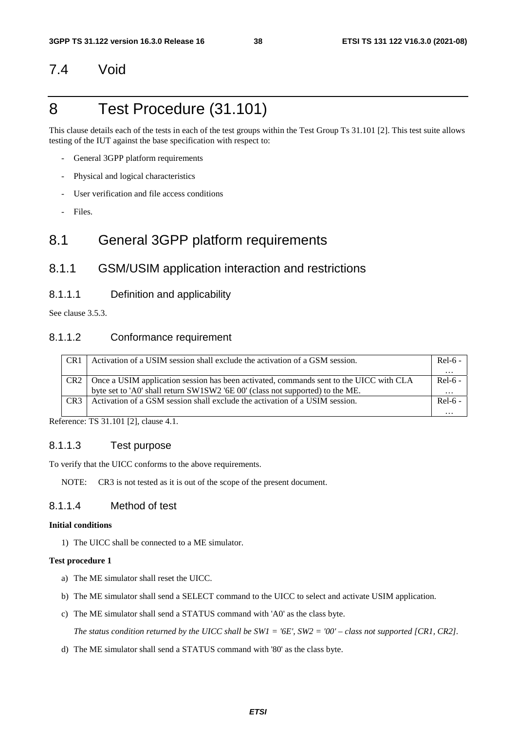## 7.4 Void

# 8 Test Procedure (31.101)

This clause details each of the tests in each of the test groups within the Test Group Ts 31.101 [2]. This test suite allows testing of the IUT against the base specification with respect to:

- General 3GPP platform requirements
- Physical and logical characteristics
- User verification and file access conditions
- Files.

## 8.1 General 3GPP platform requirements

### 8.1.1 GSM/USIM application interaction and restrictions

#### 8.1.1.1 Definition and applicability

See clause 3.5.3.

#### 8.1.1.2 Conformance requirement

| | | |
|---|---|---|
| CR1 | Activation of a USIM session shall exclude the activation of a GSM session. | Rel-6 - … |
| CR2 | Once a USIM application session has been activated, commands sent to the UICC with CLA byte set to 'A0' shall return SW1SW2 '6E 00' (class not supported) to the ME. | Rel-6 - … |
| CR3 | Activation of a GSM session shall exclude the activation of a USIM session. | Rel-6 - … |

Reference: TS 31.101 [2], clause 4.1.

#### 8.1.1.3 Test purpose

To verify that the UICC conforms to the above requirements.

NOTE: CR3 is not tested as it is out of the scope of the present document.

#### 8.1.1.4 Method of test

**Initial conditions**

1) The UICC shall be connected to a ME simulator.

**Test procedure 1**

a) The ME simulator shall reset the UICC.

b) The ME simulator shall send a SELECT command to the UICC to select and activate USIM application.

c) The ME simulator shall send a STATUS command with 'A0' as the class byte.

*The status condition returned by the UICC shall be SW1 = '6E', SW2 = '00' – class not supported [CR1, CR2].*

d) The ME simulator shall send a STATUS command with '80' as the class byte.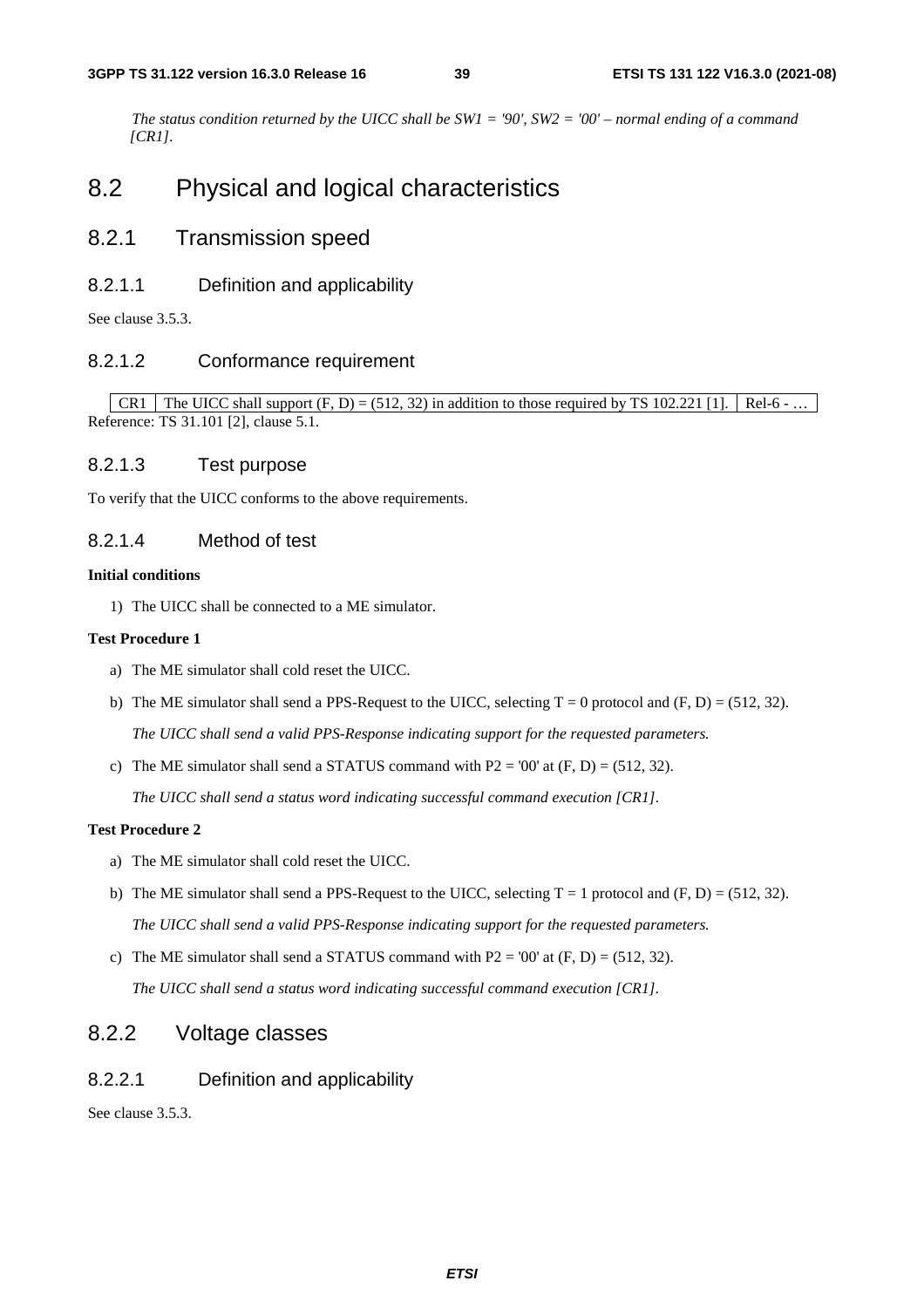*The status condition returned by the UICC shall be SW1 = '90', SW2 = '00' – normal ending of a command [CR1].*

# 8.2 Physical and logical characteristics

## 8.2.1 Transmission speed

### 8.2.1.1 Definition and applicability

See clause 3.5.3.

### 8.2.1.2 Conformance requirement

| CR1 | The UICC shall support (F, D) = (512, 32) in addition to those required by TS 102.221 [1]. | Rel-6 - … |
|---|---|---|

Reference: TS 31.101 [2], clause 5.1.

### 8.2.1.3 Test purpose

To verify that the UICC conforms to the above requirements.

### 8.2.1.4 Method of test

**Initial conditions**

1) The UICC shall be connected to a ME simulator.

**Test Procedure 1**

a) The ME simulator shall cold reset the UICC.

b) The ME simulator shall send a PPS-Request to the UICC, selecting T = 0 protocol and (F, D) = (512, 32).

*The UICC shall send a valid PPS-Response indicating support for the requested parameters.*

c) The ME simulator shall send a STATUS command with P2 = '00' at (F, D) = (512, 32).

*The UICC shall send a status word indicating successful command execution [CR1].*

**Test Procedure 2**

a) The ME simulator shall cold reset the UICC.

b) The ME simulator shall send a PPS-Request to the UICC, selecting T = 1 protocol and (F, D) = (512, 32).

*The UICC shall send a valid PPS-Response indicating support for the requested parameters.*

c) The ME simulator shall send a STATUS command with P2 = '00' at (F, D) = (512, 32).

*The UICC shall send a status word indicating successful command execution [CR1].*

## 8.2.2 Voltage classes

### 8.2.2.1 Definition and applicability

See clause 3.5.3.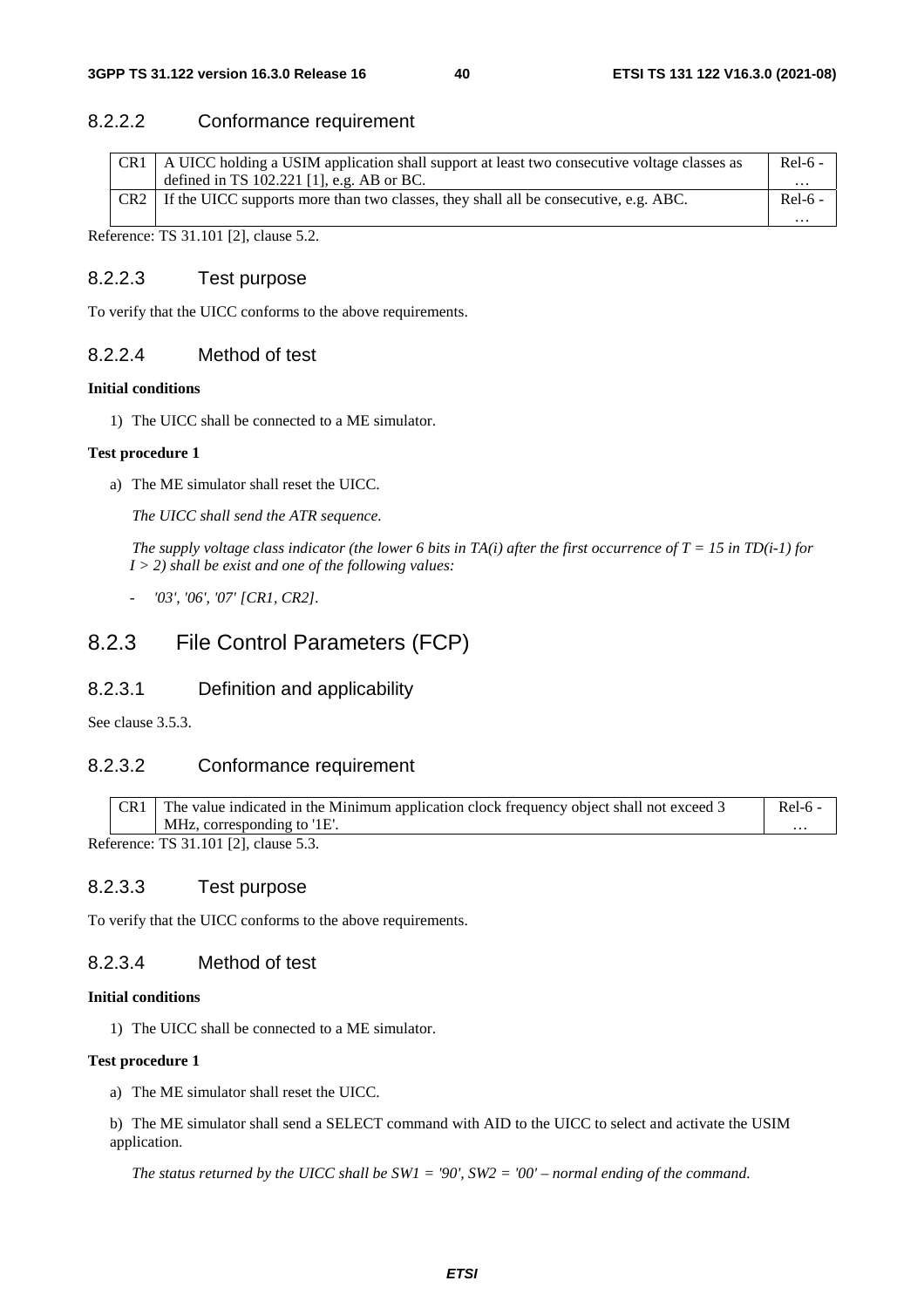### 8.2.2.2 Conformance requirement

| | | |
|---|---|---|
| CR1 | A UICC holding a USIM application shall support at least two consecutive voltage classes as defined in TS 102.221 [1], e.g. AB or BC. | Rel-6 - … |
| CR2 | If the UICC supports more than two classes, they shall all be consecutive, e.g. ABC. | Rel-6 - … |

Reference: TS 31.101 [2], clause 5.2.

### 8.2.2.3 Test purpose

To verify that the UICC conforms to the above requirements.

### 8.2.2.4 Method of test

**Initial conditions**

1) The UICC shall be connected to a ME simulator.

**Test procedure 1**

a) The ME simulator shall reset the UICC.

*The UICC shall send the ATR sequence.*

*The supply voltage class indicator (the lower 6 bits in TA(i) after the first occurrence of T = 15 in TD(i-1) for I > 2) shall be exist and one of the following values:*

- *'03', '06', '07' [CR1, CR2].*

## 8.2.3 File Control Parameters (FCP)

### 8.2.3.1 Definition and applicability

See clause 3.5.3.

### 8.2.3.2 Conformance requirement

| | | |
|---|---|---|
| CR1 | The value indicated in the Minimum application clock frequency object shall not exceed 3 MHz, corresponding to '1E'. | Rel-6 - … |

Reference: TS 31.101 [2], clause 5.3.

### 8.2.3.3 Test purpose

To verify that the UICC conforms to the above requirements.

### 8.2.3.4 Method of test

**Initial conditions**

1) The UICC shall be connected to a ME simulator.

**Test procedure 1**

a) The ME simulator shall reset the UICC.

b) The ME simulator shall send a SELECT command with AID to the UICC to select and activate the USIM application.

*The status returned by the UICC shall be SW1 = '90', SW2 = '00' – normal ending of the command.*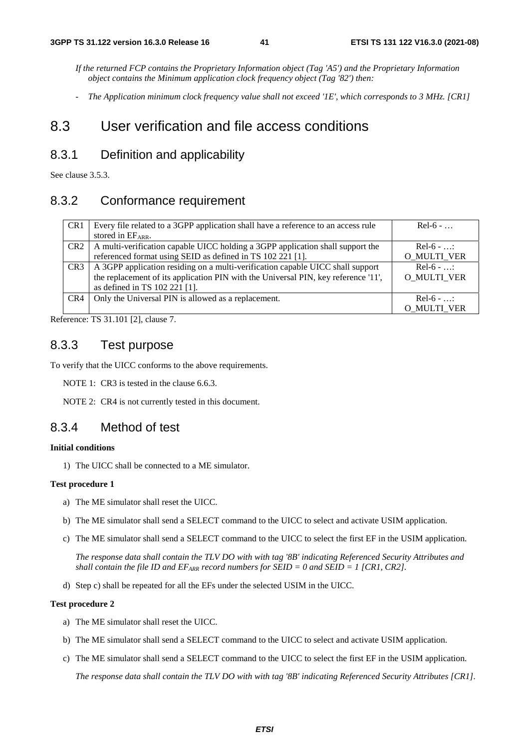*If the returned FCP contains the Proprietary Information object (Tag 'A5') and the Proprietary Information object contains the Minimum application clock frequency object (Tag '82') then:*

- *The Application minimum clock frequency value shall not exceed '1E', which corresponds to 3 MHz. [CR1]*

# 8.3 User verification and file access conditions

## 8.3.1 Definition and applicability

See clause 3.5.3.

## 8.3.2 Conformance requirement

| | | |
|---|---|---|
| CR1 | Every file related to a 3GPP application shall have a reference to an access rule stored in $EF_{ARR}$. | Rel-6 - … |
| CR2 | A multi-verification capable UICC holding a 3GPP application shall support the referenced format using SEID as defined in TS 102 221 [1]. | Rel-6 - …: O_MULTI_VER |
| CR3 | A 3GPP application residing on a multi-verification capable UICC shall support the replacement of its application PIN with the Universal PIN, key reference '11', as defined in TS 102 221 [1]. | Rel-6 - …: O_MULTI_VER |
| CR4 | Only the Universal PIN is allowed as a replacement. | Rel-6 - …: O_MULTI_VER |

Reference: TS 31.101 [2], clause 7.

## 8.3.3 Test purpose

To verify that the UICC conforms to the above requirements.

NOTE 1: CR3 is tested in the clause 6.6.3.

NOTE 2: CR4 is not currently tested in this document.

## 8.3.4 Method of test

**Initial conditions**

1) The UICC shall be connected to a ME simulator.

**Test procedure 1**

a) The ME simulator shall reset the UICC.

b) The ME simulator shall send a SELECT command to the UICC to select and activate USIM application.

c) The ME simulator shall send a SELECT command to the UICC to select the first EF in the USIM application.

*The response data shall contain the TLV DO with with tag '8B' indicating Referenced Security Attributes and shall contain the file ID and $EF_{ARR}$ record numbers for SEID = 0 and SEID = 1 [CR1, CR2].*

d) Step c) shall be repeated for all the EFs under the selected USIM in the UICC.

**Test procedure 2**

a) The ME simulator shall reset the UICC.

b) The ME simulator shall send a SELECT command to the UICC to select and activate USIM application.

c) The ME simulator shall send a SELECT command to the UICC to select the first EF in the USIM application.

*The response data shall contain the TLV DO with with tag '8B' indicating Referenced Security Attributes [CR1].*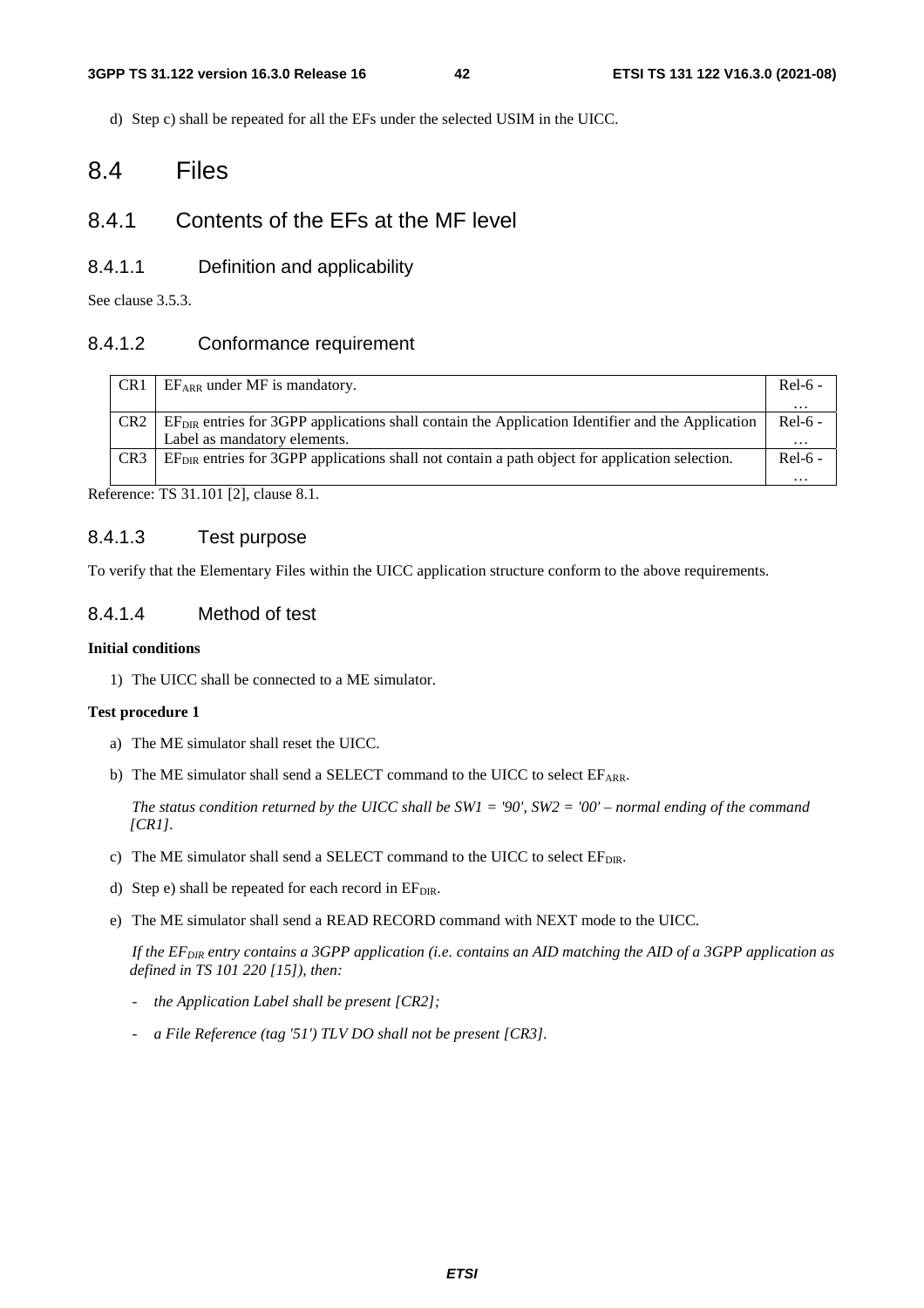d) Step c) shall be repeated for all the EFs under the selected USIM in the UICC.

# 8.4 Files

## 8.4.1 Contents of the EFs at the MF level

### 8.4.1.1 Definition and applicability

See clause 3.5.3.

### 8.4.1.2 Conformance requirement

| | | |
|---|---|---|
| CR1 | $EF_{ARR}$ under MF is mandatory. | Rel-6 - … |
| CR2 | $EF_{DIR}$ entries for 3GPP applications shall contain the Application Identifier and the Application Label as mandatory elements. | Rel-6 - … |
| CR3 | $EF_{DIR}$ entries for 3GPP applications shall not contain a path object for application selection. | Rel-6 - … |

Reference: TS 31.101 [2], clause 8.1.

### 8.4.1.3 Test purpose

To verify that the Elementary Files within the UICC application structure conform to the above requirements.

### 8.4.1.4 Method of test

**Initial conditions**

1) The UICC shall be connected to a ME simulator.

**Test procedure 1**

a) The ME simulator shall reset the UICC.

b) The ME simulator shall send a SELECT command to the UICC to select $EF_{ARR}$.

*The status condition returned by the UICC shall be SW1 = '90', SW2 = '00' – normal ending of the command [CR1].*

c) The ME simulator shall send a SELECT command to the UICC to select $EF_{DIR}$.

d) Step e) shall be repeated for each record in $EF_{DIR}$.

e) The ME simulator shall send a READ RECORD command with NEXT mode to the UICC.

*If the $EF_{DIR}$ entry contains a 3GPP application (i.e. contains an AID matching the AID of a 3GPP application as defined in TS 101 220 [15]), then:*

- *the Application Label shall be present [CR2];*
- *a File Reference (tag '51') TLV DO shall not be present [CR3].*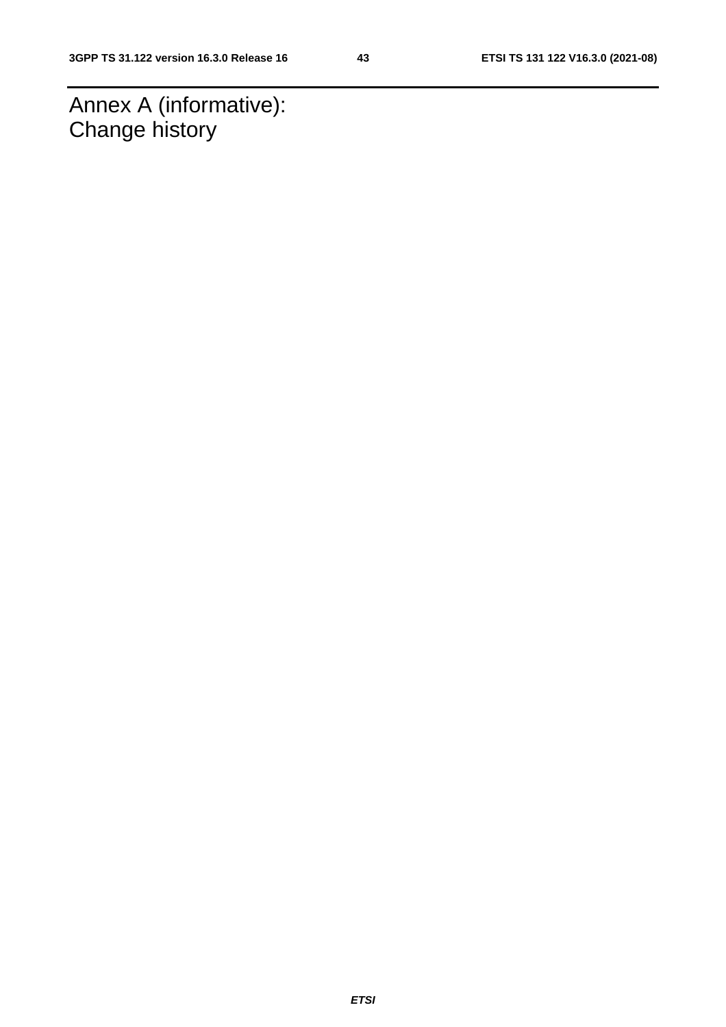# Annex A (informative): Change history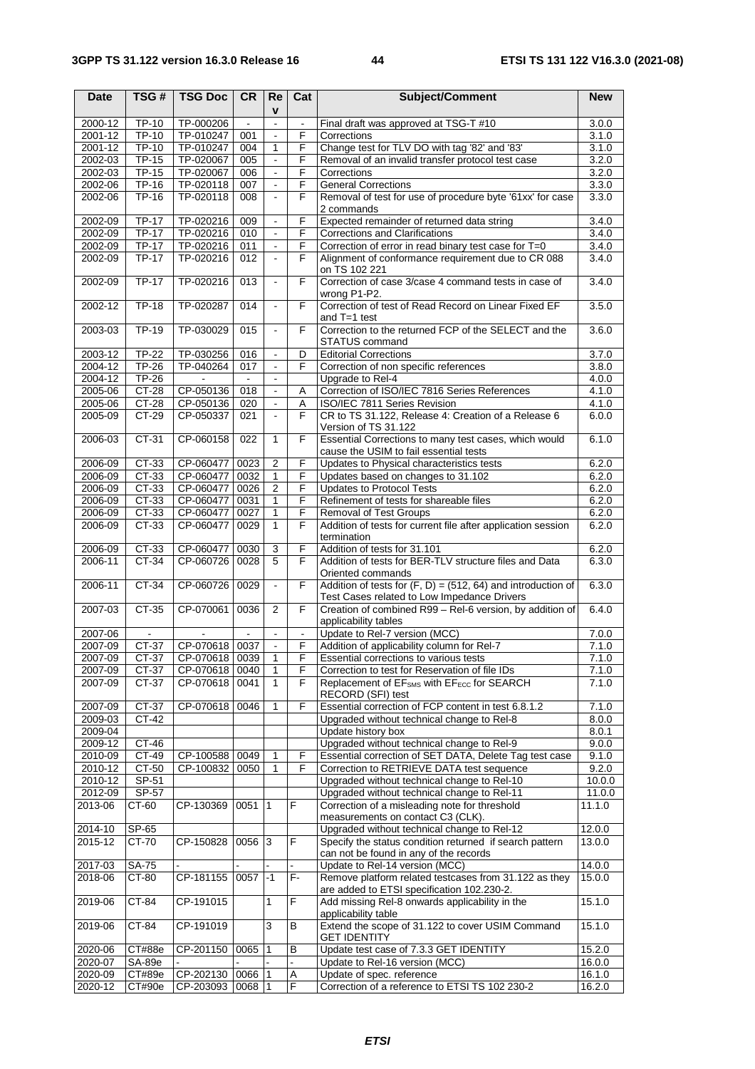| Date | TSG # | TSG Doc | CR | Rev | Cat | Subject/Comment | New |
|---|---|---|---|---|---|---|---|
| 2000-12 | TP-10 | TP-000206 | - | - | - | Final draft was approved at TSG-T #10 | 3.0.0 |
| 2001-12 | TP-10 | TP-010247 | 001 | - | F | Corrections | 3.1.0 |
| 2001-12 | TP-10 | TP-010247 | 004 | 1 | F | Change test for TLV DO with tag '82' and '83' | 3.1.0 |
| 2002-03 | TP-15 | TP-020067 | 005 | - | F | Removal of an invalid transfer protocol test case | 3.2.0 |
| 2002-03 | TP-15 | TP-020067 | 006 | - | F | Corrections | 3.2.0 |
| 2002-06 | TP-16 | TP-020118 | 007 | - | F | General Corrections | 3.3.0 |
| 2002-06 | TP-16 | TP-020118 | 008 | - | F | Removal of test for use of procedure byte '61xx' for case 2 commands | 3.3.0 |
| 2002-09 | TP-17 | TP-020216 | 009 | - | F | Expected remainder of returned data string | 3.4.0 |
| 2002-09 | TP-17 | TP-020216 | 010 | - | F | Corrections and Clarifications | 3.4.0 |
| 2002-09 | TP-17 | TP-020216 | 011 | - | F | Correction of error in read binary test case for T=0 | 3.4.0 |
| 2002-09 | TP-17 | TP-020216 | 012 | - | F | Alignment of conformance requirement due to CR 088 on TS 102 221 | 3.4.0 |
| 2002-09 | TP-17 | TP-020216 | 013 | - | F | Correction of case 3/case 4 command tests in case of wrong P1-P2. | 3.4.0 |
| 2002-12 | TP-18 | TP-020287 | 014 | - | F | Correction of test of Read Record on Linear Fixed EF and T=1 test | 3.5.0 |
| 2003-03 | TP-19 | TP-030029 | 015 | - | F | Correction to the returned FCP of the SELECT and the STATUS command | 3.6.0 |
| 2003-12 | TP-22 | TP-030256 | 016 | - | D | Editorial Corrections | 3.7.0 |
| 2004-12 | TP-26 | TP-040264 | 017 | - | F | Correction of non specific references | 3.8.0 |
| 2004-12 | TP-26 | - | - | - | | Upgrade to Rel-4 | 4.0.0 |
| 2005-06 | CT-28 | CP-050136 | 018 | - | A | Correction of ISO/IEC 7816 Series References | 4.1.0 |
| 2005-06 | CT-28 | CP-050136 | 020 | - | A | ISO/IEC 7811 Series Revision | 4.1.0 |
| 2005-09 | CT-29 | CP-050337 | 021 | - | F | CR to TS 31.122, Release 4: Creation of a Release 6 Version of TS 31.122 | 6.0.0 |
| 2006-03 | CT-31 | CP-060158 | 022 | 1 | F | Essential Corrections to many test cases, which would cause the USIM to fail essential tests | 6.1.0 |
| 2006-09 | CT-33 | CP-060477 | 0023 | 2 | F | Updates to Physical characteristics tests | 6.2.0 |
| 2006-09 | CT-33 | CP-060477 | 0032 | 1 | F | Updates based on changes to 31.102 | 6.2.0 |
| 2006-09 | CT-33 | CP-060477 | 0026 | 2 | F | Updates to Protocol Tests | 6.2.0 |
| 2006-09 | CT-33 | CP-060477 | 0031 | 1 | F | Refinement of tests for shareable files | 6.2.0 |
| 2006-09 | CT-33 | CP-060477 | 0027 | 1 | F | Removal of Test Groups | 6.2.0 |
| 2006-09 | CT-33 | CP-060477 | 0029 | 1 | F | Addition of tests for current file after application session termination | 6.2.0 |
| 2006-09 | CT-33 | CP-060477 | 0030 | 3 | F | Addition of tests for 31.101 | 6.2.0 |
| 2006-11 | CT-34 | CP-060726 | 0028 | 5 | F | Addition of tests for BER-TLV structure files and Data Oriented commands | 6.3.0 |
| 2006-11 | CT-34 | CP-060726 | 0029 | - | F | Addition of tests for (F, D) = (512, 64) and introduction of Test Cases related to Low Impedance Drivers | 6.3.0 |
| 2007-03 | CT-35 | CP-070061 | 0036 | 2 | F | Creation of combined R99 – Rel-6 version, by addition of applicability tables | 6.4.0 |
| 2007-06 | - | - | - | - | - | Update to Rel-7 version (MCC) | 7.0.0 |
| 2007-09 | CT-37 | CP-070618 | 0037 | - | F | Addition of applicability column for Rel-7 | 7.1.0 |
| 2007-09 | CT-37 | CP-070618 | 0039 | 1 | F | Essential corrections to various tests | 7.1.0 |
| 2007-09 | CT-37 | CP-070618 | 0040 | 1 | F | Correction to test for Reservation of file IDs | 7.1.0 |
| 2007-09 | CT-37 | CP-070618 | 0041 | 1 | F | Replacement of $EF_{SMS}$ with $EF_{ECC}$ for SEARCH RECORD (SFI) test | 7.1.0 |
| 2007-09 | CT-37 | CP-070618 | 0046 | 1 | F | Essential correction of FCP content in test 6.8.1.2 | 7.1.0 |
| 2009-03 | CT-42 | | | | | Upgraded without technical change to Rel-8 | 8.0.0 |
| 2009-04 | | | | | | Update history box | 8.0.1 |
| 2009-12 | CT-46 | | | | | Upgraded without technical change to Rel-9 | 9.0.0 |
| 2010-09 | CT-49 | CP-100588 | 0049 | 1 | F | Essential correction of SET DATA, Delete Tag test case | 9.1.0 |
| 2010-12 | CT-50 | CP-100832 | 0050 | 1 | F | Correction to RETRIEVE DATA test sequence | 9.2.0 |
| 2010-12 | SP-51 | | | | | Upgraded without technical change to Rel-10 | 10.0.0 |
| 2012-09 | SP-57 | | | | | Upgraded without technical change to Rel-11 | 11.0.0 |
| 2013-06 | CT-60 | CP-130369 | 0051 | 1 | F | Correction of a misleading note for threshold measurements on contact C3 (CLK). | 11.1.0 |
| 2014-10 | SP-65 | | | | | Upgraded without technical change to Rel-12 | 12.0.0 |
| 2015-12 | CT-70 | CP-150828 | 0056 | 3 | F | Specify the status condition returned if search pattern can not be found in any of the records | 13.0.0 |
| 2017-03 | SA-75 | - | - | - | - | Update to Rel-14 version (MCC) | 14.0.0 |
| 2018-06 | CT-80 | CP-181155 | 0057 | -1 | F- | Remove platform related testcases from 31.122 as they are added to ETSI specification 102.230-2. | 15.0.0 |
| 2019-06 | CT-84 | CP-191015 | | 1 | F | Add missing Rel-8 onwards applicability in the applicability table | 15.1.0 |
| 2019-06 | CT-84 | CP-191019 | | 3 | B | Extend the scope of 31.122 to cover USIM Command GET IDENTITY | 15.1.0 |
| 2020-06 | CT#88e | CP-201150 | 0065 | 1 | B | Update test case of 7.3.3 GET IDENTITY | 15.2.0 |
| 2020-07 | SA-89e | - | - | - | - | Update to Rel-16 version (MCC) | 16.0.0 |
| 2020-09 | CT#89e | CP-202130 | 0066 | 1 | A | Update of spec. reference | 16.1.0 |
| 2020-12 | CT#90e | CP-203093 | 0068 | 1 | F | Correction of a reference to ETSI TS 102 230-2 | 16.2.0 |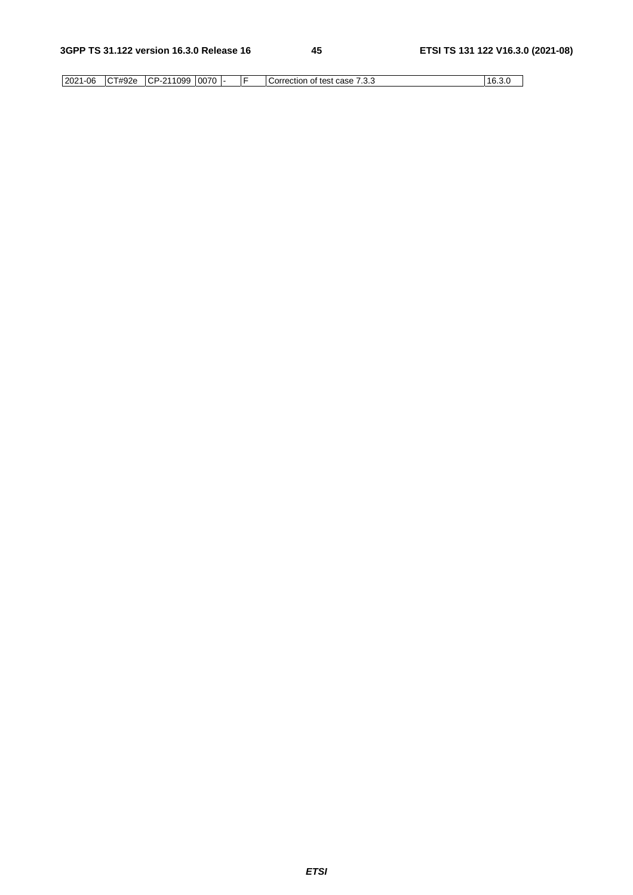| 2021-06 | CT#92e | CP-211099 | 0070 | - | F | Correction of test case 7.3.3 | 16.3.0 |
|---|---|---|---|---|---|---|---|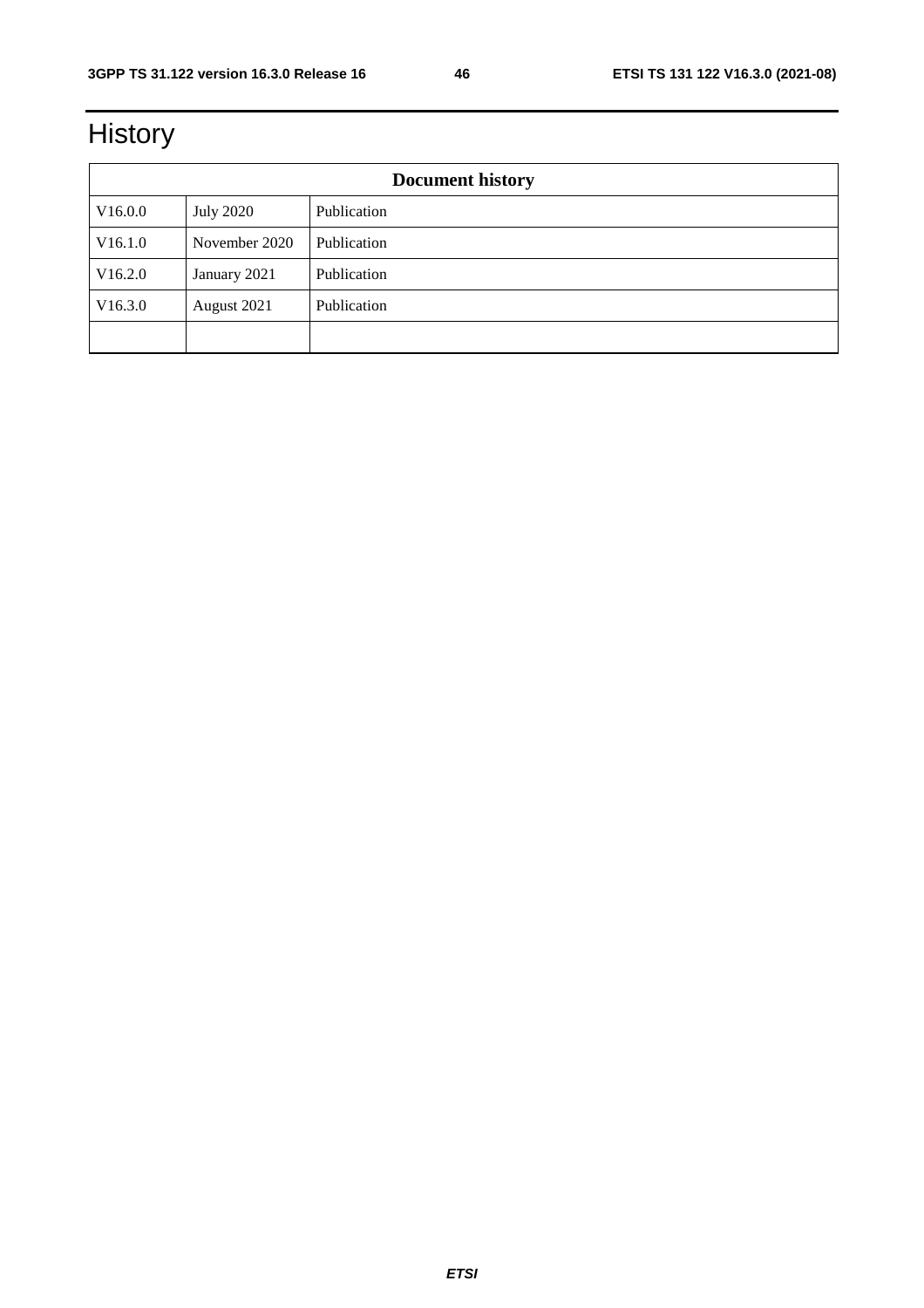# History

| Document history | | |
|---|---|---|
| V16.0.0 | July 2020 | Publication |
| V16.1.0 | November 2020 | Publication |
| V16.2.0 | January 2021 | Publication |
| V16.3.0 | August 2021 | Publication |
| | | |